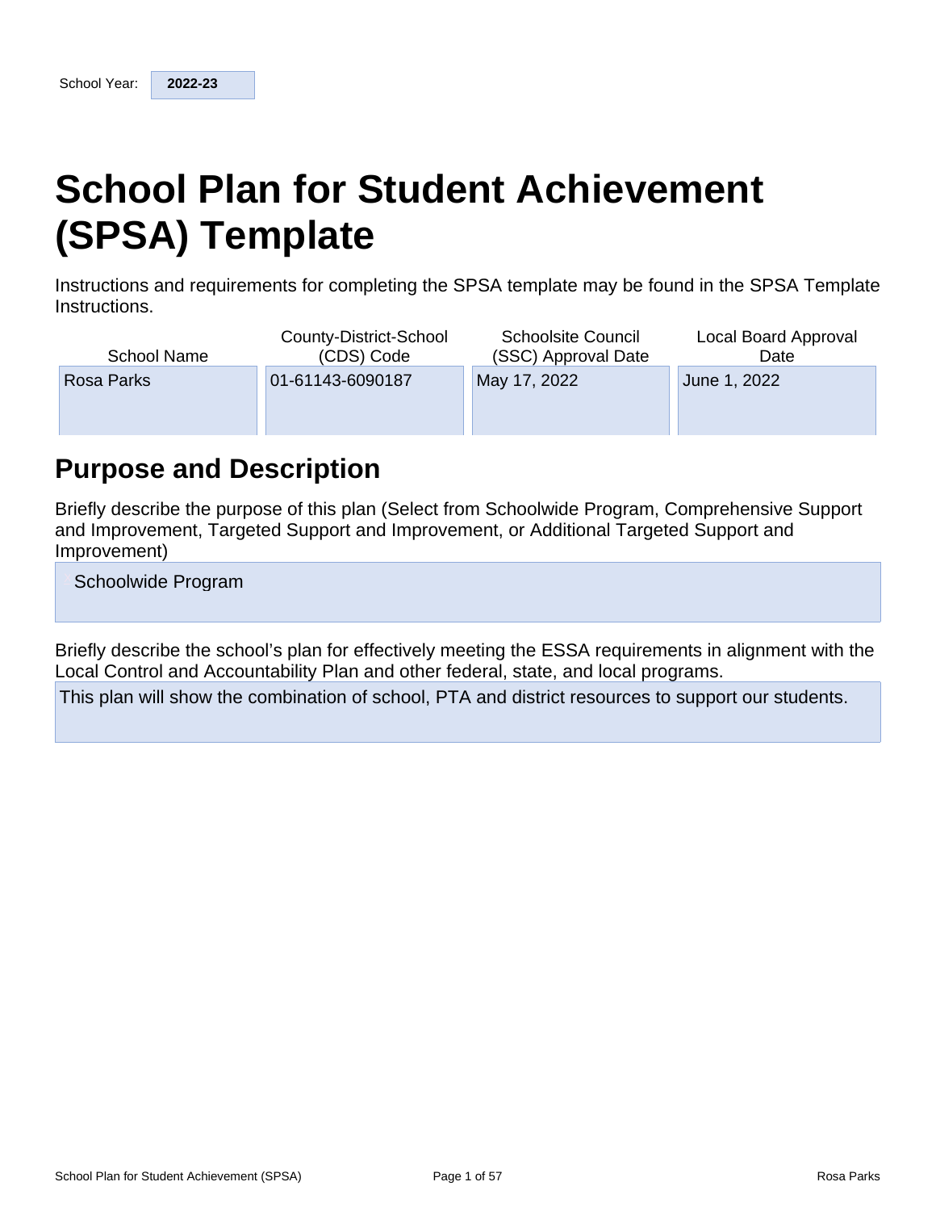School Year: **2022-23**

# School Plan for Student Achievement (SPSA) Template

Instructions and requirements for completing the SPSA template may be found in the SPSA Template Instructions.

| School Name | County-District-School (CDS) Code | Schoolsite Council (SSC) Approval Date | Local Board Approval Date |
| --- | --- | --- | --- |
| Rosa Parks | 01-61143-6090187 | May 17, 2022 | June 1, 2022 |

## Purpose and Description

Briefly describe the purpose of this plan (Select from Schoolwide Program, Comprehensive Support and Improvement, Targeted Support and Improvement, or Additional Targeted Support and Improvement)

Schoolwide Program

Briefly describe the school's plan for effectively meeting the ESSA requirements in alignment with the Local Control and Accountability Plan and other federal, state, and local programs.

This plan will show the combination of school, PTA and district resources to support our students.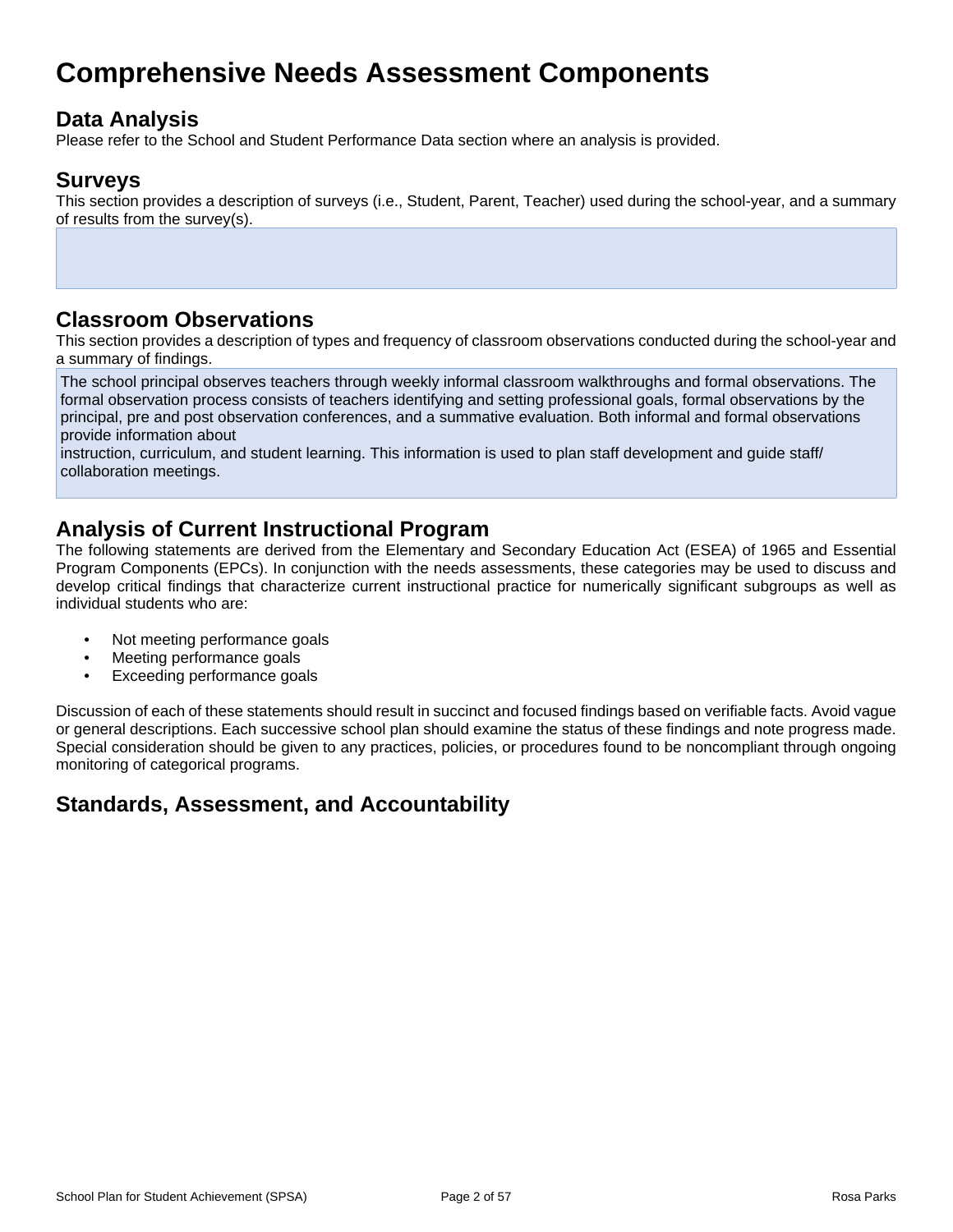# Comprehensive Needs Assessment Components

## Data Analysis

Please refer to the School and Student Performance Data section where an analysis is provided.

## Surveys

This section provides a description of surveys (i.e., Student, Parent, Teacher) used during the school-year, and a summary of results from the survey(s).

## Classroom Observations

This section provides a description of types and frequency of classroom observations conducted during the school-year and a summary of findings.

The school principal observes teachers through weekly informal classroom walkthroughs and formal observations. The formal observation process consists of teachers identifying and setting professional goals, formal observations by the principal, pre and post observation conferences, and a summative evaluation. Both informal and formal observations provide information about
instruction, curriculum, and student learning. This information is used to plan staff development and guide staff/ collaboration meetings.

## Analysis of Current Instructional Program

The following statements are derived from the Elementary and Secondary Education Act (ESEA) of 1965 and Essential Program Components (EPCs). In conjunction with the needs assessments, these categories may be used to discuss and develop critical findings that characterize current instructional practice for numerically significant subgroups as well as individual students who are:

- Not meeting performance goals
- Meeting performance goals
- Exceeding performance goals

Discussion of each of these statements should result in succinct and focused findings based on verifiable facts. Avoid vague or general descriptions. Each successive school plan should examine the status of these findings and note progress made. Special consideration should be given to any practices, policies, or procedures found to be noncompliant through ongoing monitoring of categorical programs.

## Standards, Assessment, and Accountability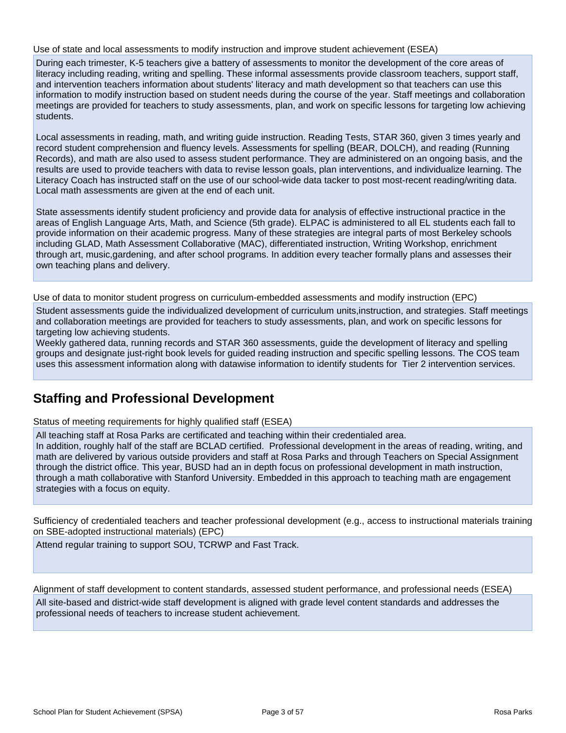Use of state and local assessments to modify instruction and improve student achievement (ESEA)

During each trimester, K-5 teachers give a battery of assessments to monitor the development of the core areas of literacy including reading, writing and spelling. These informal assessments provide classroom teachers, support staff, and intervention teachers information about students' literacy and math development so that teachers can use this information to modify instruction based on student needs during the course of the year. Staff meetings and collaboration meetings are provided for teachers to study assessments, plan, and work on specific lessons for targeting low achieving students.

Local assessments in reading, math, and writing guide instruction. Reading Tests, STAR 360, given 3 times yearly and record student comprehension and fluency levels. Assessments for spelling (BEAR, DOLCH), and reading (Running Records), and math are also used to assess student performance. They are administered on an ongoing basis, and the results are used to provide teachers with data to revise lesson goals, plan interventions, and individualize learning. The Literacy Coach has instructed staff on the use of our school-wide data tacker to post most-recent reading/writing data. Local math assessments are given at the end of each unit.

State assessments identify student proficiency and provide data for analysis of effective instructional practice in the areas of English Language Arts, Math, and Science (5th grade). ELPAC is administered to all EL students each fall to provide information on their academic progress. Many of these strategies are integral parts of most Berkeley schools including GLAD, Math Assessment Collaborative (MAC), differentiated instruction, Writing Workshop, enrichment through art, music,gardening, and after school programs. In addition every teacher formally plans and assesses their own teaching plans and delivery.

Use of data to monitor student progress on curriculum-embedded assessments and modify instruction (EPC)

Student assessments guide the individualized development of curriculum units,instruction, and strategies. Staff meetings and collaboration meetings are provided for teachers to study assessments, plan, and work on specific lessons for targeting low achieving students.
Weekly gathered data, running records and STAR 360 assessments, guide the development of literacy and spelling groups and designate just-right book levels for guided reading instruction and specific spelling lessons. The COS team uses this assessment information along with datawise information to identify students for Tier 2 intervention services.

## Staffing and Professional Development

Status of meeting requirements for highly qualified staff (ESEA)

All teaching staff at Rosa Parks are certificated and teaching within their credentialed area.
In addition, roughly half of the staff are BCLAD certified. Professional development in the areas of reading, writing, and math are delivered by various outside providers and staff at Rosa Parks and through Teachers on Special Assignment through the district office. This year, BUSD had an in depth focus on professional development in math instruction, through a math collaborative with Stanford University. Embedded in this approach to teaching math are engagement strategies with a focus on equity.

Sufficiency of credentialed teachers and teacher professional development (e.g., access to instructional materials training on SBE-adopted instructional materials) (EPC)

Attend regular training to support SOU, TCRWP and Fast Track.

Alignment of staff development to content standards, assessed student performance, and professional needs (ESEA)

All site-based and district-wide staff development is aligned with grade level content standards and addresses the professional needs of teachers to increase student achievement.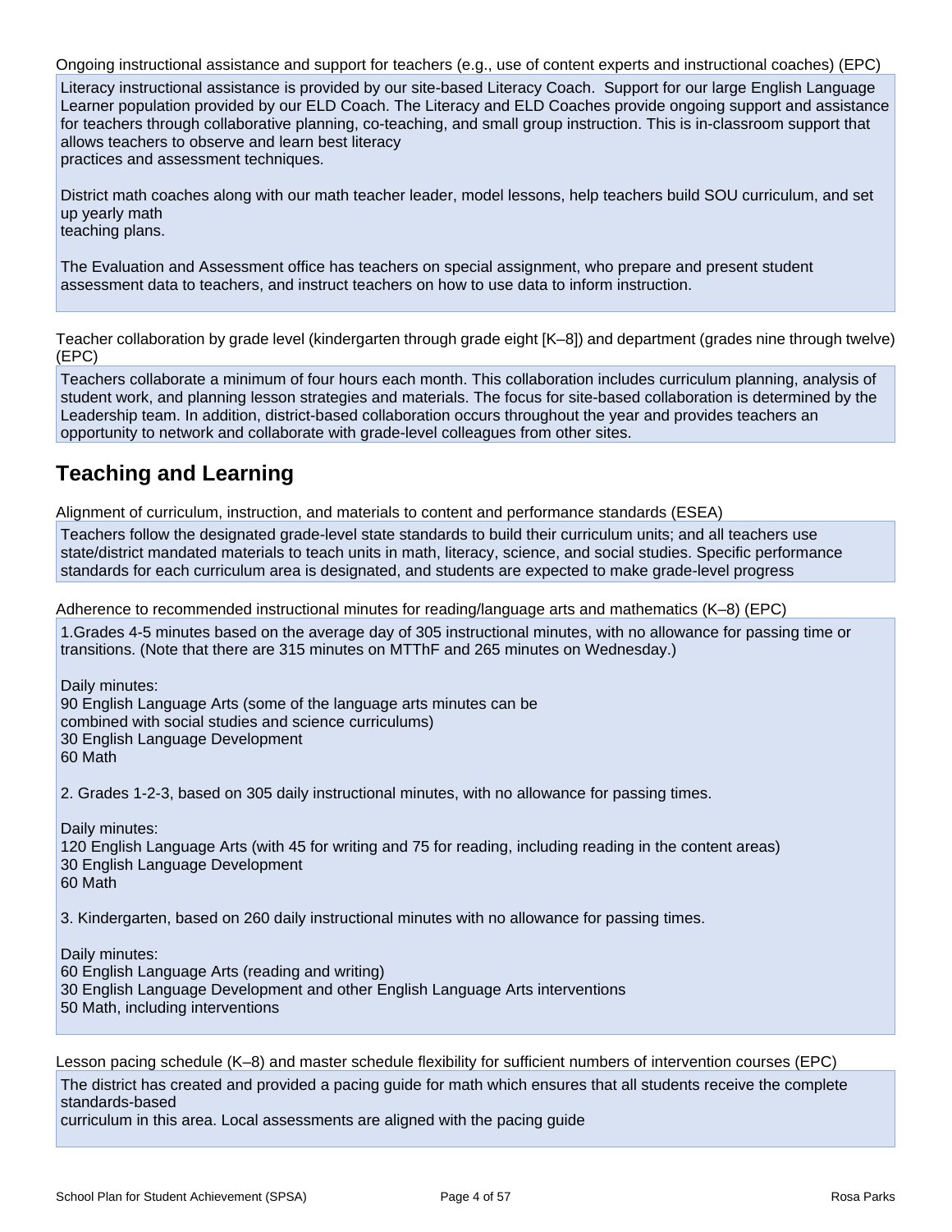Ongoing instructional assistance and support for teachers (e.g., use of content experts and instructional coaches) (EPC)

Literacy instructional assistance is provided by our site-based Literacy Coach. Support for our large English Language Learner population provided by our ELD Coach. The Literacy and ELD Coaches provide ongoing support and assistance for teachers through collaborative planning, co-teaching, and small group instruction. This is in-classroom support that allows teachers to observe and learn best literacy
practices and assessment techniques.

District math coaches along with our math teacher leader, model lessons, help teachers build SOU curriculum, and set up yearly math
teaching plans.

The Evaluation and Assessment office has teachers on special assignment, who prepare and present student assessment data to teachers, and instruct teachers on how to use data to inform instruction.

Teacher collaboration by grade level (kindergarten through grade eight [K–8]) and department (grades nine through twelve) (EPC)

Teachers collaborate a minimum of four hours each month. This collaboration includes curriculum planning, analysis of student work, and planning lesson strategies and materials. The focus for site-based collaboration is determined by the Leadership team. In addition, district-based collaboration occurs throughout the year and provides teachers an opportunity to network and collaborate with grade-level colleagues from other sites.

## Teaching and Learning

Alignment of curriculum, instruction, and materials to content and performance standards (ESEA)

Teachers follow the designated grade-level state standards to build their curriculum units; and all teachers use state/district mandated materials to teach units in math, literacy, science, and social studies. Specific performance standards for each curriculum area is designated, and students are expected to make grade-level progress

Adherence to recommended instructional minutes for reading/language arts and mathematics (K–8) (EPC)

1.Grades 4-5 minutes based on the average day of 305 instructional minutes, with no allowance for passing time or transitions. (Note that there are 315 minutes on MTThF and 265 minutes on Wednesday.)

Daily minutes:
90 English Language Arts (some of the language arts minutes can be
combined with social studies and science curriculums)
30 English Language Development
60 Math

2. Grades 1-2-3, based on 305 daily instructional minutes, with no allowance for passing times.

Daily minutes:
120 English Language Arts (with 45 for writing and 75 for reading, including reading in the content areas)
30 English Language Development
60 Math

3. Kindergarten, based on 260 daily instructional minutes with no allowance for passing times.

Daily minutes:
60 English Language Arts (reading and writing)
30 English Language Development and other English Language Arts interventions
50 Math, including interventions

Lesson pacing schedule (K–8) and master schedule flexibility for sufficient numbers of intervention courses (EPC)

The district has created and provided a pacing guide for math which ensures that all students receive the complete standards-based
curriculum in this area. Local assessments are aligned with the pacing guide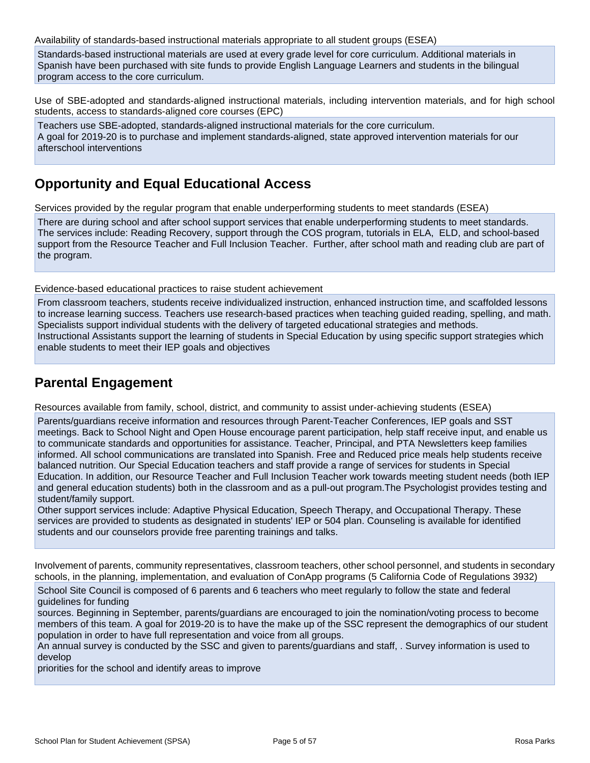Availability of standards-based instructional materials appropriate to all student groups (ESEA)

Standards-based instructional materials are used at every grade level for core curriculum. Additional materials in Spanish have been purchased with site funds to provide English Language Learners and students in the bilingual program access to the core curriculum.

Use of SBE-adopted and standards-aligned instructional materials, including intervention materials, and for high school students, access to standards-aligned core courses (EPC)

Teachers use SBE-adopted, standards-aligned instructional materials for the core curriculum.
A goal for 2019-20 is to purchase and implement standards-aligned, state approved intervention materials for our afterschool interventions

## Opportunity and Equal Educational Access

Services provided by the regular program that enable underperforming students to meet standards (ESEA)

There are during school and after school support services that enable underperforming students to meet standards. The services include: Reading Recovery, support through the COS program, tutorials in ELA, ELD, and school-based support from the Resource Teacher and Full Inclusion Teacher. Further, after school math and reading club are part of the program.

Evidence-based educational practices to raise student achievement

From classroom teachers, students receive individualized instruction, enhanced instruction time, and scaffolded lessons to increase learning success. Teachers use research-based practices when teaching guided reading, spelling, and math. Specialists support individual students with the delivery of targeted educational strategies and methods.
Instructional Assistants support the learning of students in Special Education by using specific support strategies which enable students to meet their IEP goals and objectives

## Parental Engagement

Resources available from family, school, district, and community to assist under-achieving students (ESEA)

Parents/guardians receive information and resources through Parent-Teacher Conferences, IEP goals and SST meetings. Back to School Night and Open House encourage parent participation, help staff receive input, and enable us to communicate standards and opportunities for assistance. Teacher, Principal, and PTA Newsletters keep families informed. All school communications are translated into Spanish. Free and Reduced price meals help students receive balanced nutrition. Our Special Education teachers and staff provide a range of services for students in Special Education. In addition, our Resource Teacher and Full Inclusion Teacher work towards meeting student needs (both IEP and general education students) both in the classroom and as a pull-out program.The Psychologist provides testing and student/family support.
Other support services include: Adaptive Physical Education, Speech Therapy, and Occupational Therapy. These services are provided to students as designated in students' IEP or 504 plan. Counseling is available for identified students and our counselors provide free parenting trainings and talks.

Involvement of parents, community representatives, classroom teachers, other school personnel, and students in secondary schools, in the planning, implementation, and evaluation of ConApp programs (5 California Code of Regulations 3932)

School Site Council is composed of 6 parents and 6 teachers who meet regularly to follow the state and federal guidelines for funding
sources. Beginning in September, parents/guardians are encouraged to join the nomination/voting process to become members of this team. A goal for 2019-20 is to have the make up of the SSC represent the demographics of our student population in order to have full representation and voice from all groups.
An annual survey is conducted by the SSC and given to parents/guardians and staff, . Survey information is used to develop
priorities for the school and identify areas to improve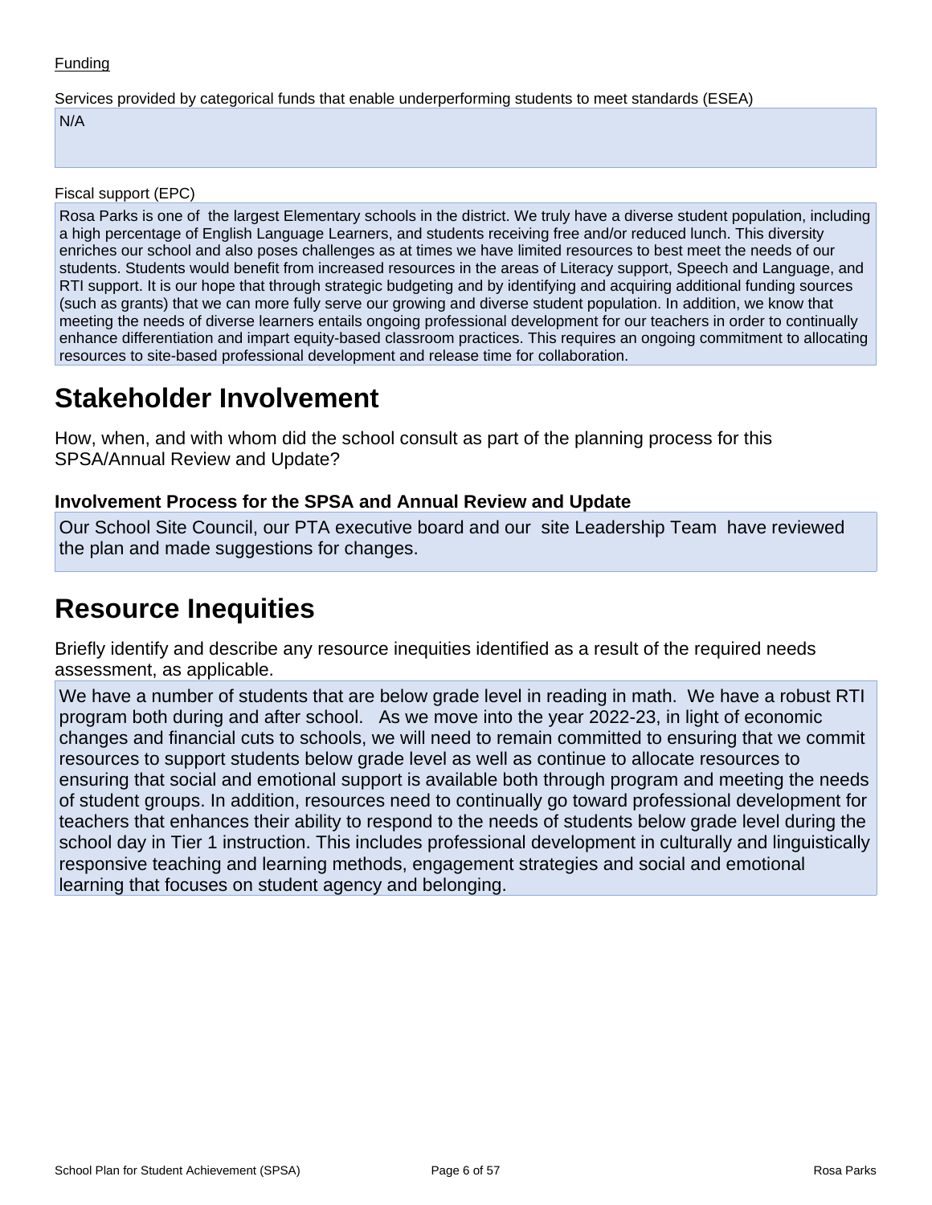Funding

Services provided by categorical funds that enable underperforming students to meet standards (ESEA)

N/A

Fiscal support (EPC)

Rosa Parks is one of the largest Elementary schools in the district. We truly have a diverse student population, including a high percentage of English Language Learners, and students receiving free and/or reduced lunch. This diversity enriches our school and also poses challenges as at times we have limited resources to best meet the needs of our students. Students would benefit from increased resources in the areas of Literacy support, Speech and Language, and RTI support. It is our hope that through strategic budgeting and by identifying and acquiring additional funding sources (such as grants) that we can more fully serve our growing and diverse student population. In addition, we know that meeting the needs of diverse learners entails ongoing professional development for our teachers in order to continually enhance differentiation and impart equity-based classroom practices. This requires an ongoing commitment to allocating resources to site-based professional development and release time for collaboration.

# Stakeholder Involvement

How, when, and with whom did the school consult as part of the planning process for this SPSA/Annual Review and Update?

### Involvement Process for the SPSA and Annual Review and Update

Our School Site Council, our PTA executive board and our site Leadership Team have reviewed the plan and made suggestions for changes.

# Resource Inequities

Briefly identify and describe any resource inequities identified as a result of the required needs assessment, as applicable.

We have a number of students that are below grade level in reading in math. We have a robust RTI program both during and after school. As we move into the year 2022-23, in light of economic changes and financial cuts to schools, we will need to remain committed to ensuring that we commit resources to support students below grade level as well as continue to allocate resources to ensuring that social and emotional support is available both through program and meeting the needs of student groups. In addition, resources need to continually go toward professional development for teachers that enhances their ability to respond to the needs of students below grade level during the school day in Tier 1 instruction. This includes professional development in culturally and linguistically responsive teaching and learning methods, engagement strategies and social and emotional learning that focuses on student agency and belonging.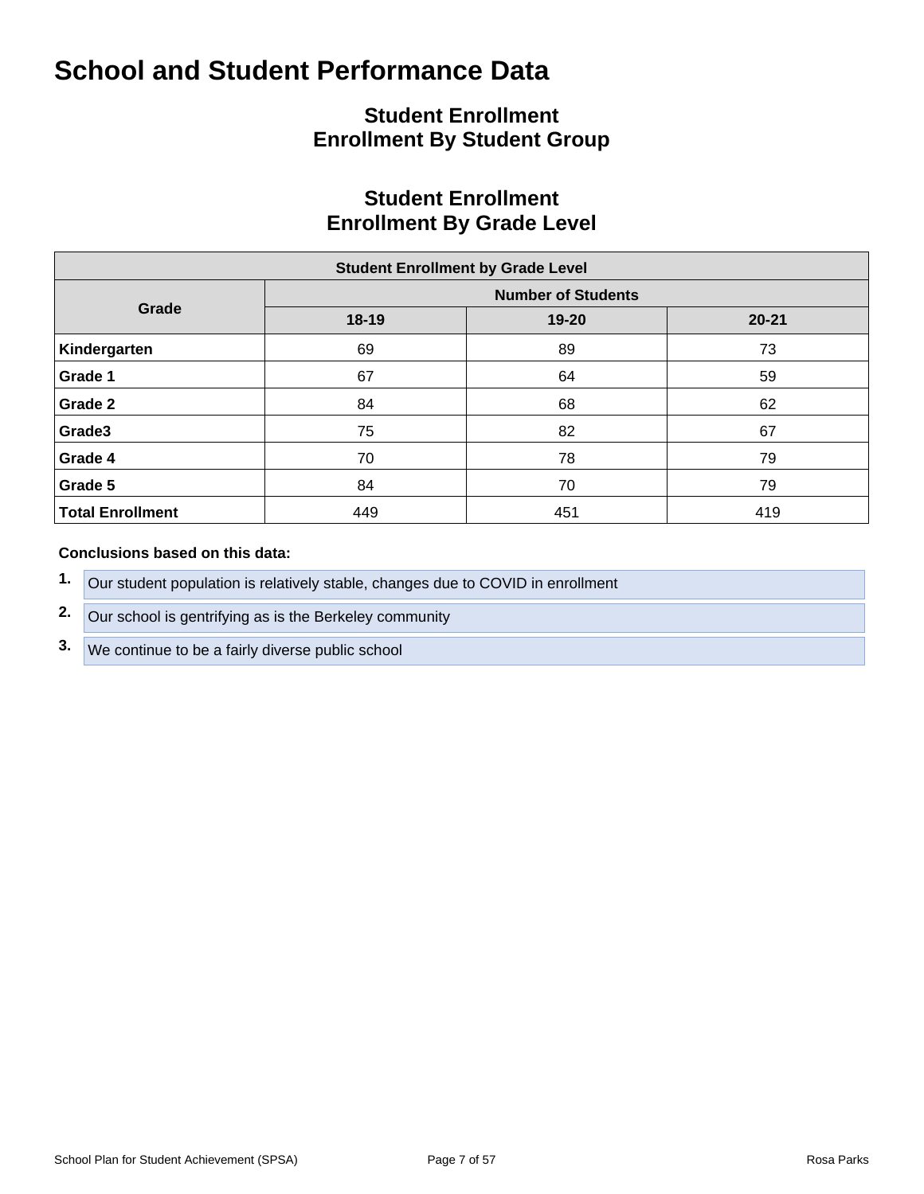# School and Student Performance Data

## Student Enrollment
## Enrollment By Student Group

## Student Enrollment
## Enrollment By Grade Level

| Student Enrollment by Grade Level | | | |
|---|---|---|---|
| **Grade** | **Number of Students** | | |
| | **18-19** | **19-20** | **20-21** |
| **Kindergarten** | 69 | 89 | 73 |
| **Grade 1** | 67 | 64 | 59 |
| **Grade 2** | 84 | 68 | 62 |
| **Grade3** | 75 | 82 | 67 |
| **Grade 4** | 70 | 78 | 79 |
| **Grade 5** | 84 | 70 | 79 |
| **Total Enrollment** | 449 | 451 | 419 |

**Conclusions based on this data:**

1. Our student population is relatively stable, changes due to COVID in enrollment
2. Our school is gentrifying as is the Berkeley community
3. We continue to be a fairly diverse public school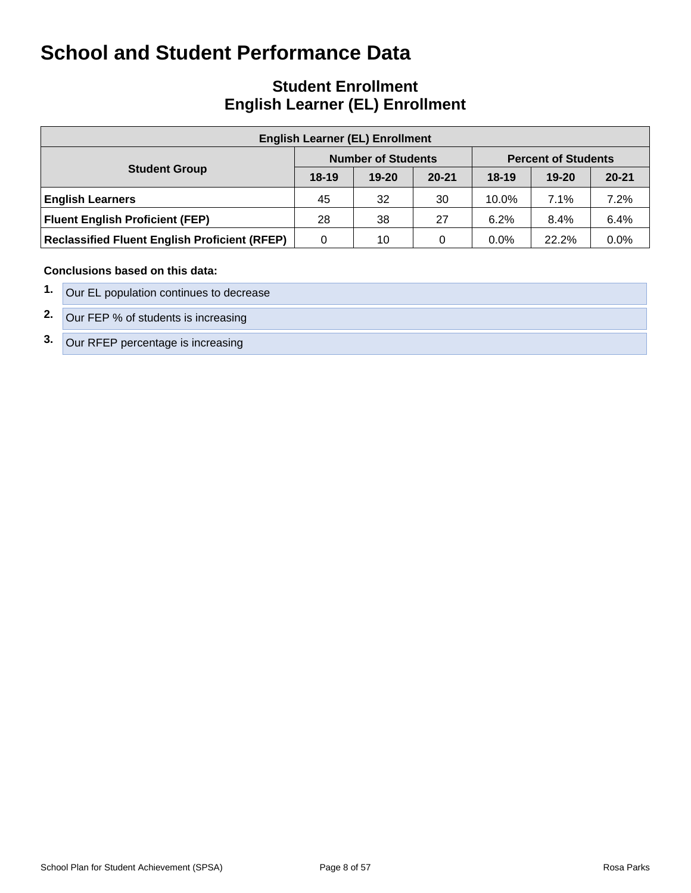# School and Student Performance Data

## Student Enrollment
## English Learner (EL) Enrollment

| English Learner (EL) Enrollment | | | | | | |
|---|---|---|---|---|---|---|
| Student Group | Number of Students | | | Percent of Students | | |
| | 18-19 | 19-20 | 20-21 | 18-19 | 19-20 | 20-21 |
| **English Learners** | 45 | 32 | 30 | 10.0% | 7.1% | 7.2% |
| **Fluent English Proficient (FEP)** | 28 | 38 | 27 | 6.2% | 8.4% | 6.4% |
| **Reclassified Fluent English Proficient (RFEP)** | 0 | 10 | 0 | 0.0% | 22.2% | 0.0% |

**Conclusions based on this data:**

1. Our EL population continues to decrease
2. Our FEP % of students is increasing
3. Our RFEP percentage is increasing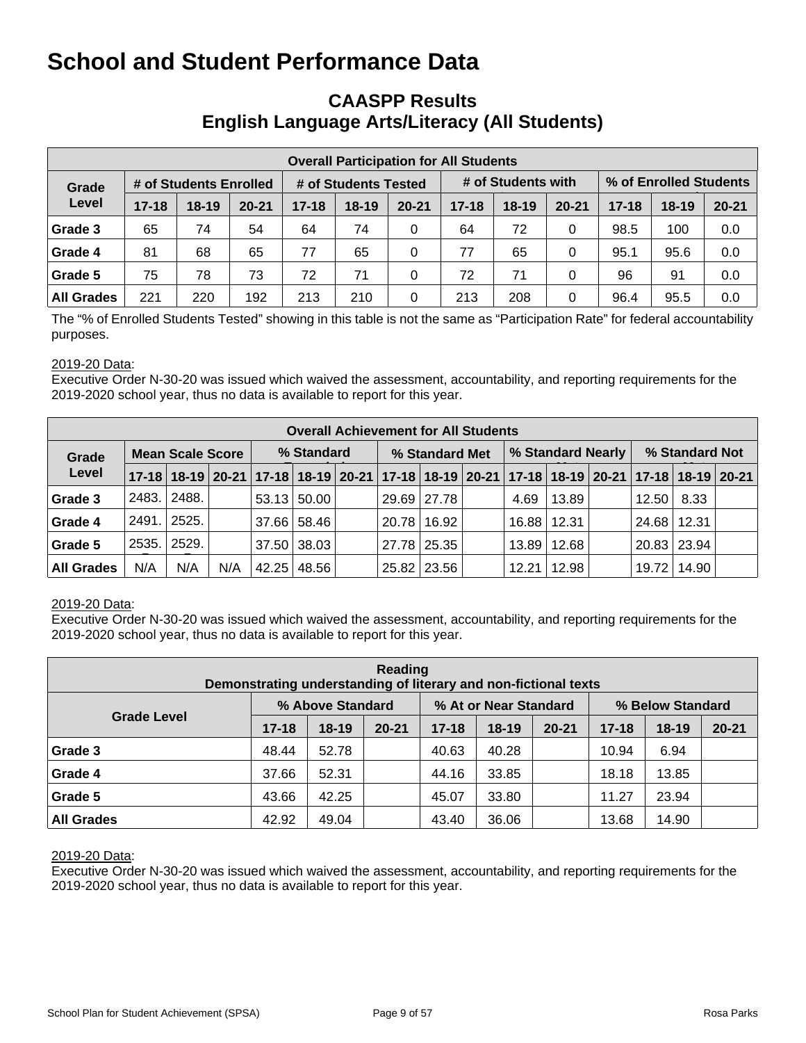# School and Student Performance Data

## CAASPP Results
## English Language Arts/Literacy (All Students)

| Overall Participation for All Students | | | | | | | | | | | | |
|---|---|---|---|---|---|---|---|---|---|---|---|---|
| Grade Level | # of Students Enrolled | | | # of Students Tested | | | # of Students with | | | % of Enrolled Students | | |
| | 17-18 | 18-19 | 20-21 | 17-18 | 18-19 | 20-21 | 17-18 | 18-19 | 20-21 | 17-18 | 18-19 | 20-21 |
| Grade 3 | 65 | 74 | 54 | 64 | 74 | 0 | 64 | 72 | 0 | 98.5 | 100 | 0.0 |
| Grade 4 | 81 | 68 | 65 | 77 | 65 | 0 | 77 | 65 | 0 | 95.1 | 95.6 | 0.0 |
| Grade 5 | 75 | 78 | 73 | 72 | 71 | 0 | 72 | 71 | 0 | 96 | 91 | 0.0 |
| All Grades | 221 | 220 | 192 | 213 | 210 | 0 | 213 | 208 | 0 | 96.4 | 95.5 | 0.0 |

The "% of Enrolled Students Tested" showing in this table is not the same as "Participation Rate" for federal accountability purposes.

2019-20 Data:
Executive Order N-30-20 was issued which waived the assessment, accountability, and reporting requirements for the 2019-2020 school year, thus no data is available to report for this year.

| Overall Achievement for All Students | | | | | | | | | | | | | | | |
|---|---|---|---|---|---|---|---|---|---|---|---|---|---|---|---|
| Grade Level | Mean Scale Score | | | % Standard | | | % Standard Met | | | % Standard Nearly | | | % Standard Not | | |
| | 17-18 | 18-19 | 20-21 | 17-18 | 18-19 | 20-21 | 17-18 | 18-19 | 20-21 | 17-18 | 18-19 | 20-21 | 17-18 | 18-19 | 20-21 |
| Grade 3 | 2483. | 2488. | | 53.13 | 50.00 | | 29.69 | 27.78 | | 4.69 | 13.89 | | 12.50 | 8.33 | |
| Grade 4 | 2491. | 2525. | | 37.66 | 58.46 | | 20.78 | 16.92 | | 16.88 | 12.31 | | 24.68 | 12.31 | |
| Grade 5 | 2535. | 2529. | | 37.50 | 38.03 | | 27.78 | 25.35 | | 13.89 | 12.68 | | 20.83 | 23.94 | |
| All Grades | N/A | N/A | N/A | 42.25 | 48.56 | | 25.82 | 23.56 | | 12.21 | 12.98 | | 19.72 | 14.90 | |

2019-20 Data:
Executive Order N-30-20 was issued which waived the assessment, accountability, and reporting requirements for the 2019-2020 school year, thus no data is available to report for this year.

| Reading<br>Demonstrating understanding of literary and non-fictional texts | | | | | | | | | |
|---|---|---|---|---|---|---|---|---|---|
| Grade Level | % Above Standard | | | % At or Near Standard | | | % Below Standard | | |
| | 17-18 | 18-19 | 20-21 | 17-18 | 18-19 | 20-21 | 17-18 | 18-19 | 20-21 |
| Grade 3 | 48.44 | 52.78 | | 40.63 | 40.28 | | 10.94 | 6.94 | |
| Grade 4 | 37.66 | 52.31 | | 44.16 | 33.85 | | 18.18 | 13.85 | |
| Grade 5 | 43.66 | 42.25 | | 45.07 | 33.80 | | 11.27 | 23.94 | |
| All Grades | 42.92 | 49.04 | | 43.40 | 36.06 | | 13.68 | 14.90 | |

2019-20 Data:
Executive Order N-30-20 was issued which waived the assessment, accountability, and reporting requirements for the 2019-2020 school year, thus no data is available to report for this year.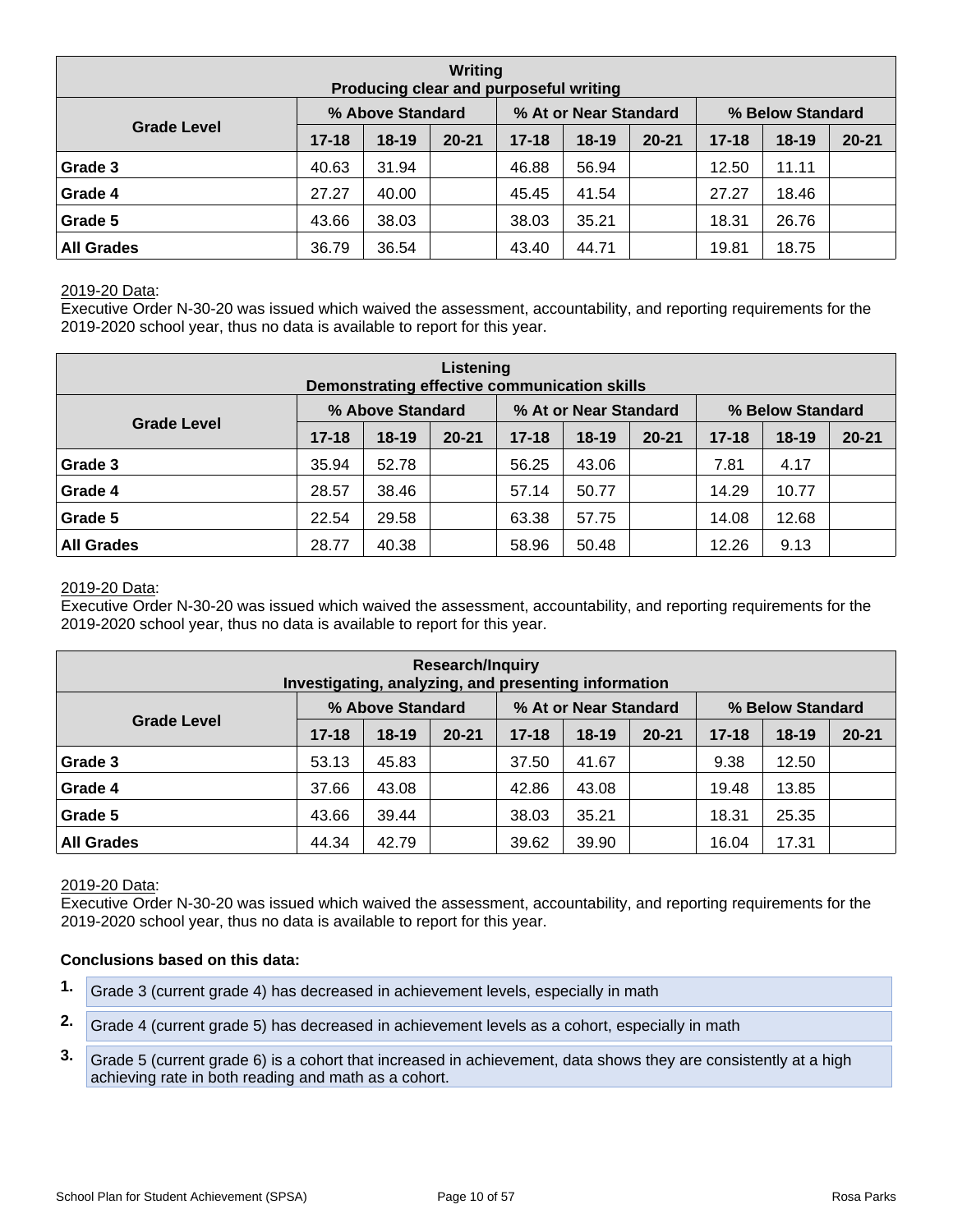| Writing<br>Producing clear and purposeful writing | | | | | | | | | |
|---|---|---|---|---|---|---|---|---|---|
| Grade Level | % Above Standard | | | % At or Near Standard | | | % Below Standard | | |
| | 17-18 | 18-19 | 20-21 | 17-18 | 18-19 | 20-21 | 17-18 | 18-19 | 20-21 |
| Grade 3 | 40.63 | 31.94 | | 46.88 | 56.94 | | 12.50 | 11.11 | |
| Grade 4 | 27.27 | 40.00 | | 45.45 | 41.54 | | 27.27 | 18.46 | |
| Grade 5 | 43.66 | 38.03 | | 38.03 | 35.21 | | 18.31 | 26.76 | |
| All Grades | 36.79 | 36.54 | | 43.40 | 44.71 | | 19.81 | 18.75 | |

2019-20 Data:
Executive Order N-30-20 was issued which waived the assessment, accountability, and reporting requirements for the 2019-2020 school year, thus no data is available to report for this year.

| Listening<br>Demonstrating effective communication skills | | | | | | | | | |
|---|---|---|---|---|---|---|---|---|---|
| Grade Level | % Above Standard | | | % At or Near Standard | | | % Below Standard | | |
| | 17-18 | 18-19 | 20-21 | 17-18 | 18-19 | 20-21 | 17-18 | 18-19 | 20-21 |
| Grade 3 | 35.94 | 52.78 | | 56.25 | 43.06 | | 7.81 | 4.17 | |
| Grade 4 | 28.57 | 38.46 | | 57.14 | 50.77 | | 14.29 | 10.77 | |
| Grade 5 | 22.54 | 29.58 | | 63.38 | 57.75 | | 14.08 | 12.68 | |
| All Grades | 28.77 | 40.38 | | 58.96 | 50.48 | | 12.26 | 9.13 | |

2019-20 Data:
Executive Order N-30-20 was issued which waived the assessment, accountability, and reporting requirements for the 2019-2020 school year, thus no data is available to report for this year.

| Research/Inquiry<br>Investigating, analyzing, and presenting information | | | | | | | | | |
|---|---|---|---|---|---|---|---|---|---|
| Grade Level | % Above Standard | | | % At or Near Standard | | | % Below Standard | | |
| | 17-18 | 18-19 | 20-21 | 17-18 | 18-19 | 20-21 | 17-18 | 18-19 | 20-21 |
| Grade 3 | 53.13 | 45.83 | | 37.50 | 41.67 | | 9.38 | 12.50 | |
| Grade 4 | 37.66 | 43.08 | | 42.86 | 43.08 | | 19.48 | 13.85 | |
| Grade 5 | 43.66 | 39.44 | | 38.03 | 35.21 | | 18.31 | 25.35 | |
| All Grades | 44.34 | 42.79 | | 39.62 | 39.90 | | 16.04 | 17.31 | |

2019-20 Data:
Executive Order N-30-20 was issued which waived the assessment, accountability, and reporting requirements for the 2019-2020 school year, thus no data is available to report for this year.

**Conclusions based on this data:**

1. Grade 3 (current grade 4) has decreased in achievement levels, especially in math
2. Grade 4 (current grade 5) has decreased in achievement levels as a cohort, especially in math
3. Grade 5 (current grade 6) is a cohort that increased in achievement, data shows they are consistently at a high achieving rate in both reading and math as a cohort.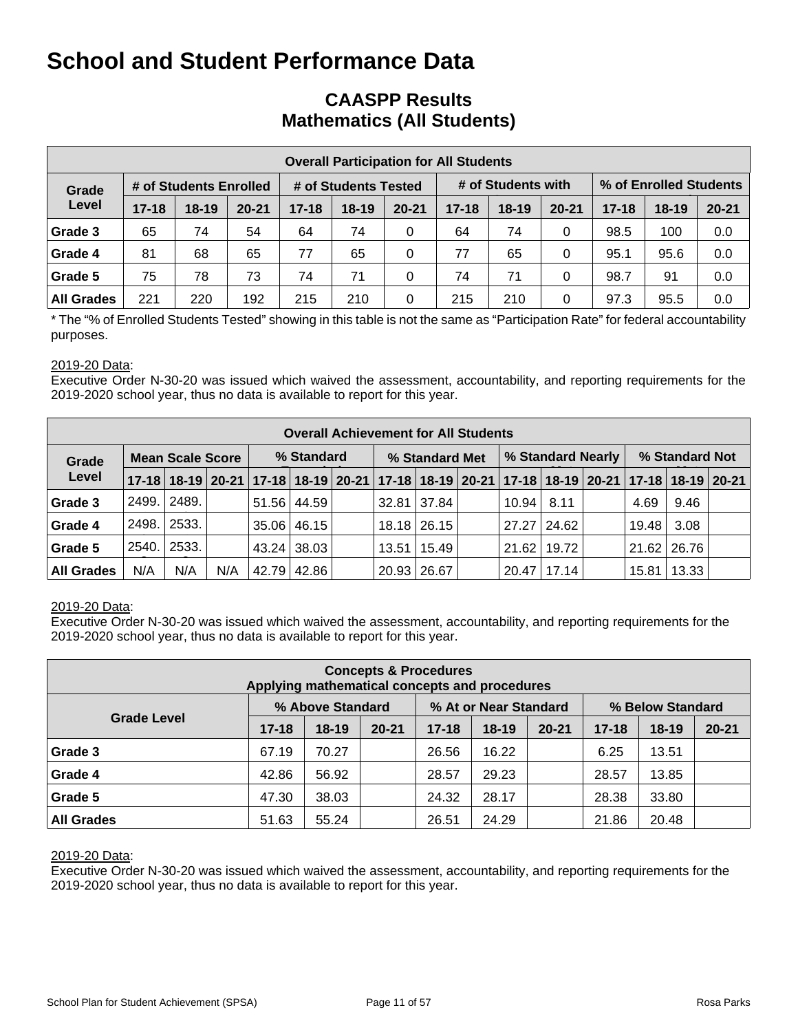# School and Student Performance Data

## CAASPP Results
## Mathematics (All Students)

| Overall Participation for All Students | | | | | | | | | | | | |
|---|---|---|---|---|---|---|---|---|---|---|---|---|
| Grade Level | # of Students Enrolled | | | # of Students Tested | | | # of Students with | | | % of Enrolled Students | | |
| | 17-18 | 18-19 | 20-21 | 17-18 | 18-19 | 20-21 | 17-18 | 18-19 | 20-21 | 17-18 | 18-19 | 20-21 |
| Grade 3 | 65 | 74 | 54 | 64 | 74 | 0 | 64 | 74 | 0 | 98.5 | 100 | 0.0 |
| Grade 4 | 81 | 68 | 65 | 77 | 65 | 0 | 77 | 65 | 0 | 95.1 | 95.6 | 0.0 |
| Grade 5 | 75 | 78 | 73 | 74 | 71 | 0 | 74 | 71 | 0 | 98.7 | 91 | 0.0 |
| All Grades | 221 | 220 | 192 | 215 | 210 | 0 | 215 | 210 | 0 | 97.3 | 95.5 | 0.0 |

* The "% of Enrolled Students Tested" showing in this table is not the same as "Participation Rate" for federal accountability purposes.

2019-20 Data:
Executive Order N-30-20 was issued which waived the assessment, accountability, and reporting requirements for the 2019-2020 school year, thus no data is available to report for this year.

| Overall Achievement for All Students | | | | | | | | | | | | | | | |
|---|---|---|---|---|---|---|---|---|---|---|---|---|---|---|---|
| Grade Level | Mean Scale Score | | | % Standard | | | % Standard Met | | | % Standard Nearly | | | % Standard Not | | |
| | 17-18 | 18-19 | 20-21 | 17-18 | 18-19 | 20-21 | 17-18 | 18-19 | 20-21 | 17-18 | 18-19 | 20-21 | 17-18 | 18-19 | 20-21 |
| Grade 3 | 2499. | 2489. | | 51.56 | 44.59 | | 32.81 | 37.84 | | 10.94 | 8.11 | | 4.69 | 9.46 | |
| Grade 4 | 2498. | 2533. | | 35.06 | 46.15 | | 18.18 | 26.15 | | 27.27 | 24.62 | | 19.48 | 3.08 | |
| Grade 5 | 2540. | 2533. | | 43.24 | 38.03 | | 13.51 | 15.49 | | 21.62 | 19.72 | | 21.62 | 26.76 | |
| All Grades | N/A | N/A | N/A | 42.79 | 42.86 | | 20.93 | 26.67 | | 20.47 | 17.14 | | 15.81 | 13.33 | |

2019-20 Data:
Executive Order N-30-20 was issued which waived the assessment, accountability, and reporting requirements for the 2019-2020 school year, thus no data is available to report for this year.

| Concepts & Procedures<br>Applying mathematical concepts and procedures | | | | | | | | | |
|---|---|---|---|---|---|---|---|---|---|
| Grade Level | % Above Standard | | | % At or Near Standard | | | % Below Standard | | |
| | 17-18 | 18-19 | 20-21 | 17-18 | 18-19 | 20-21 | 17-18 | 18-19 | 20-21 |
| Grade 3 | 67.19 | 70.27 | | 26.56 | 16.22 | | 6.25 | 13.51 | |
| Grade 4 | 42.86 | 56.92 | | 28.57 | 29.23 | | 28.57 | 13.85 | |
| Grade 5 | 47.30 | 38.03 | | 24.32 | 28.17 | | 28.38 | 33.80 | |
| All Grades | 51.63 | 55.24 | | 26.51 | 24.29 | | 21.86 | 20.48 | |

2019-20 Data:
Executive Order N-30-20 was issued which waived the assessment, accountability, and reporting requirements for the 2019-2020 school year, thus no data is available to report for this year.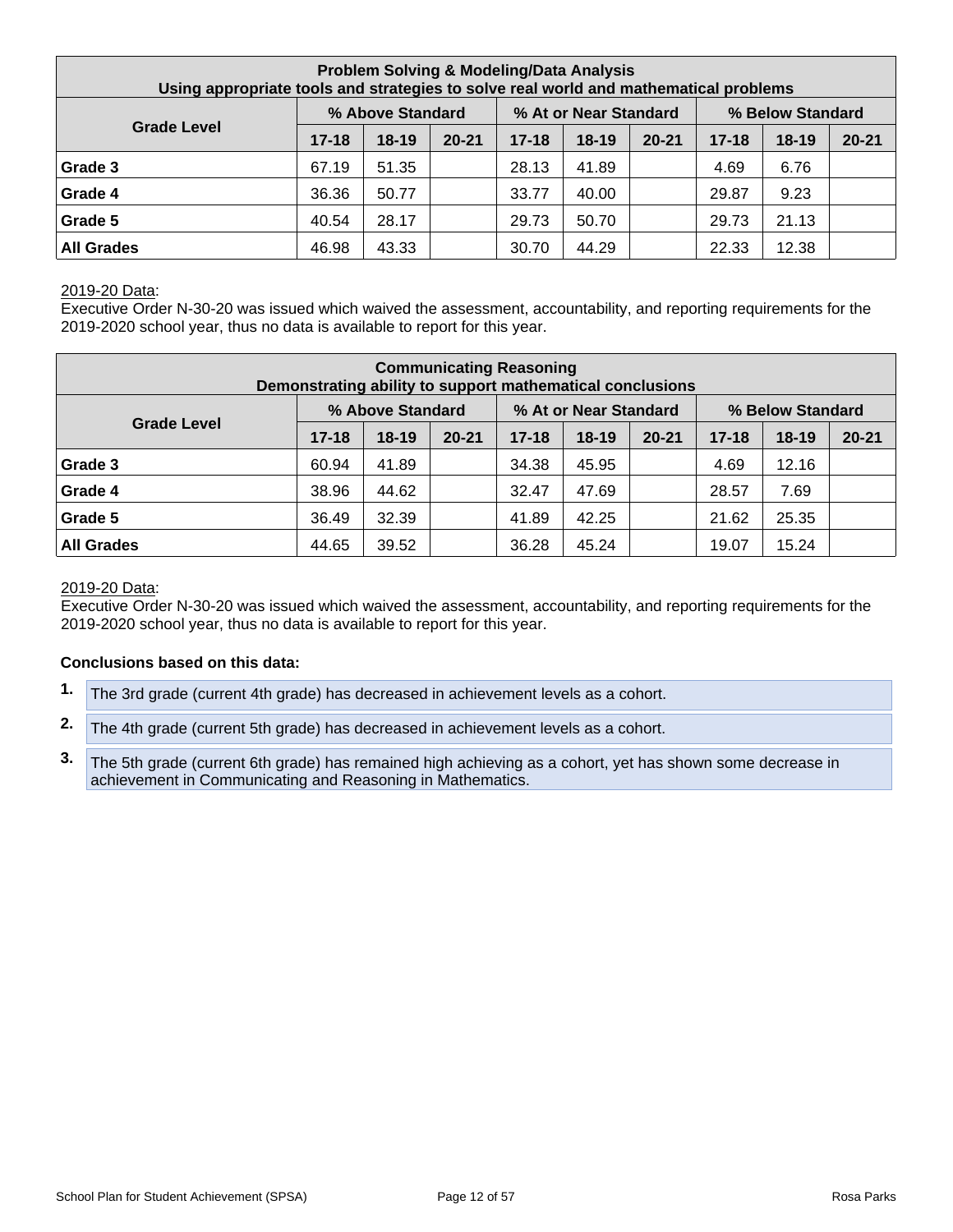| Problem Solving & Modeling/Data Analysis<br>Using appropriate tools and strategies to solve real world and mathematical problems | | | | | | | | | |
|---|---|---|---|---|---|---|---|---|---|
| Grade Level | % Above Standard | | | % At or Near Standard | | | % Below Standard | | |
| | 17-18 | 18-19 | 20-21 | 17-18 | 18-19 | 20-21 | 17-18 | 18-19 | 20-21 |
| **Grade 3** | 67.19 | 51.35 | | 28.13 | 41.89 | | 4.69 | 6.76 | |
| **Grade 4** | 36.36 | 50.77 | | 33.77 | 40.00 | | 29.87 | 9.23 | |
| **Grade 5** | 40.54 | 28.17 | | 29.73 | 50.70 | | 29.73 | 21.13 | |
| **All Grades** | 46.98 | 43.33 | | 30.70 | 44.29 | | 22.33 | 12.38 | |

2019-20 Data:
Executive Order N-30-20 was issued which waived the assessment, accountability, and reporting requirements for the 2019-2020 school year, thus no data is available to report for this year.

| Communicating Reasoning<br>Demonstrating ability to support mathematical conclusions | | | | | | | | | |
|---|---|---|---|---|---|---|---|---|---|
| Grade Level | % Above Standard | | | % At or Near Standard | | | % Below Standard | | |
| | 17-18 | 18-19 | 20-21 | 17-18 | 18-19 | 20-21 | 17-18 | 18-19 | 20-21 |
| **Grade 3** | 60.94 | 41.89 | | 34.38 | 45.95 | | 4.69 | 12.16 | |
| **Grade 4** | 38.96 | 44.62 | | 32.47 | 47.69 | | 28.57 | 7.69 | |
| **Grade 5** | 36.49 | 32.39 | | 41.89 | 42.25 | | 21.62 | 25.35 | |
| **All Grades** | 44.65 | 39.52 | | 36.28 | 45.24 | | 19.07 | 15.24 | |

2019-20 Data:
Executive Order N-30-20 was issued which waived the assessment, accountability, and reporting requirements for the 2019-2020 school year, thus no data is available to report for this year.

**Conclusions based on this data:**

1. The 3rd grade (current 4th grade) has decreased in achievement levels as a cohort.
2. The 4th grade (current 5th grade) has decreased in achievement levels as a cohort.
3. The 5th grade (current 6th grade) has remained high achieving as a cohort, yet has shown some decrease in achievement in Communicating and Reasoning in Mathematics.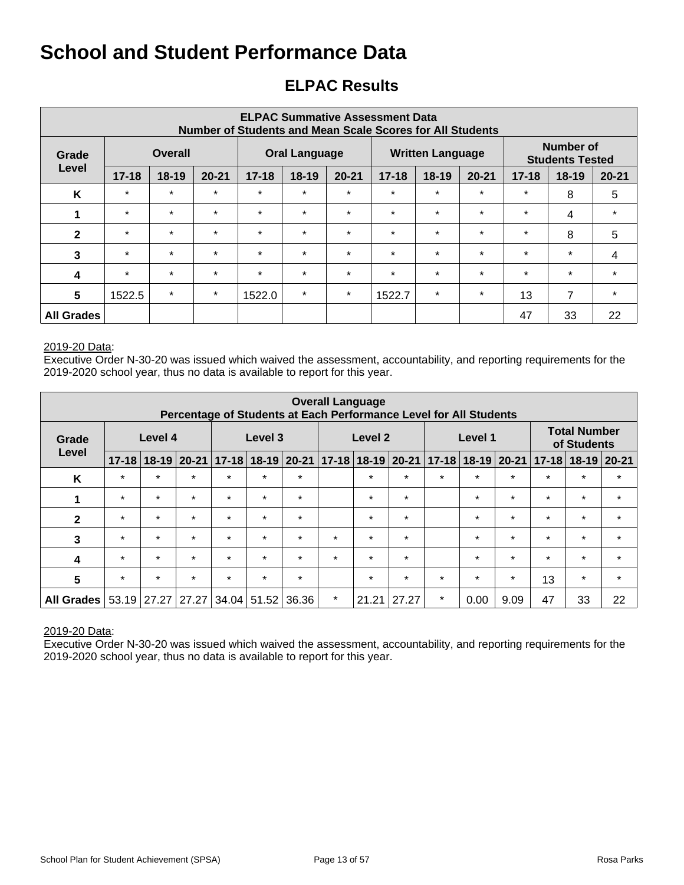# School and Student Performance Data

## ELPAC Results

| ELPAC Summative Assessment Data Number of Students and Mean Scale Scores for All Students | | | | | | | | | | | | |
|---|---|---|---|---|---|---|---|---|---|---|---|---|
| Grade Level | Overall | | | Oral Language | | | Written Language | | | Number of Students Tested | | |
| | 17-18 | 18-19 | 20-21 | 17-18 | 18-19 | 20-21 | 17-18 | 18-19 | 20-21 | 17-18 | 18-19 | 20-21 |
| K | * | * | * | * | * | * | * | * | * | * | 8 | 5 |
| 1 | * | * | * | * | * | * | * | * | * | * | 4 | * |
| 2 | * | * | * | * | * | * | * | * | * | * | 8 | 5 |
| 3 | * | * | * | * | * | * | * | * | * | * | * | 4 |
| 4 | * | * | * | * | * | * | * | * | * | * | * | * |
| 5 | 1522.5 | * | * | 1522.0 | * | * | 1522.7 | * | * | 13 | 7 | * |
| All Grades | | | | | | | | | | 47 | 33 | 22 |

2019-20 Data:
Executive Order N-30-20 was issued which waived the assessment, accountability, and reporting requirements for the 2019-2020 school year, thus no data is available to report for this year.

| Overall Language Percentage of Students at Each Performance Level for All Students | | | | | | | | | | | | | | | |
|---|---|---|---|---|---|---|---|---|---|---|---|---|---|---|---|
| Grade Level | Level 4 | | | Level 3 | | | Level 2 | | | Level 1 | | | Total Number of Students | | |
| | 17-18 | 18-19 | 20-21 | 17-18 | 18-19 | 20-21 | 17-18 | 18-19 | 20-21 | 17-18 | 18-19 | 20-21 | 17-18 | 18-19 | 20-21 |
| K | * | * | * | * | * | * | | * | * | * | * | * | * | * | * |
| 1 | * | * | * | * | * | * | | * | * | | * | * | * | * | * |
| 2 | * | * | * | * | * | * | | * | * | | * | * | * | * | * |
| 3 | * | * | * | * | * | * | * | * | * | | * | * | * | * | * |
| 4 | * | * | * | * | * | * | * | * | * | | * | * | * | * | * |
| 5 | * | * | * | * | * | * | | * | * | * | * | * | 13 | * | * |
| All Grades | 53.19 | 27.27 | 27.27 | 34.04 | 51.52 | 36.36 | * | 21.21 | 27.27 | * | 0.00 | 9.09 | 47 | 33 | 22 |

2019-20 Data:
Executive Order N-30-20 was issued which waived the assessment, accountability, and reporting requirements for the 2019-2020 school year, thus no data is available to report for this year.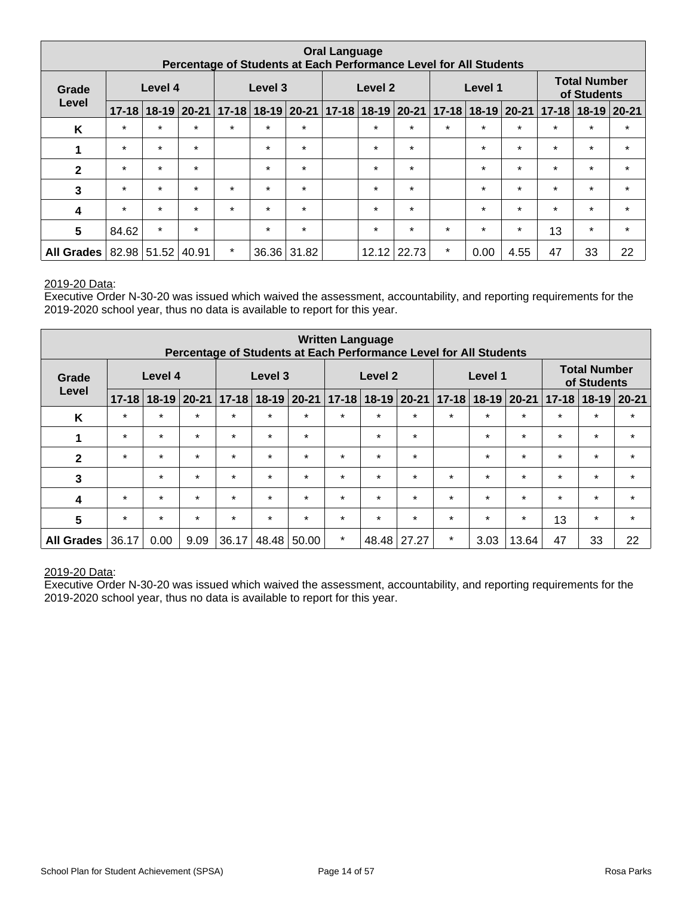| Oral Language<br>Percentage of Students at Each Performance Level for All Students | | | | | | | | | | | | | | | |
|---|---|---|---|---|---|---|---|---|---|---|---|---|---|---|---|
| Grade Level | Level 4 | | | Level 3 | | | Level 2 | | | Level 1 | | | Total Number of Students | | |
| | 17-18 | 18-19 | 20-21 | 17-18 | 18-19 | 20-21 | 17-18 | 18-19 | 20-21 | 17-18 | 18-19 | 20-21 | 17-18 | 18-19 | 20-21 |
| K | * | * | * | * | * | * | | * | * | * | * | * | * | * | * |
| 1 | * | * | * | | * | * | | * | * | | * | * | * | * | * |
| 2 | * | * | * | | * | * | | * | * | | * | * | * | * | * |
| 3 | * | * | * | * | * | * | | * | * | | * | * | * | * | * |
| 4 | * | * | * | * | * | * | | * | * | | * | * | * | * | * |
| 5 | 84.62 | * | * | | * | * | | * | * | * | * | * | 13 | * | * |
| All Grades | 82.98 | 51.52 | 40.91 | * | 36.36 | 31.82 | | 12.12 | 22.73 | * | 0.00 | 4.55 | 47 | 33 | 22 |

2019-20 Data:
Executive Order N-30-20 was issued which waived the assessment, accountability, and reporting requirements for the 2019-2020 school year, thus no data is available to report for this year.

| Written Language<br>Percentage of Students at Each Performance Level for All Students | | | | | | | | | | | | | | | |
|---|---|---|---|---|---|---|---|---|---|---|---|---|---|---|---|
| Grade Level | Level 4 | | | Level 3 | | | Level 2 | | | Level 1 | | | Total Number of Students | | |
| | 17-18 | 18-19 | 20-21 | 17-18 | 18-19 | 20-21 | 17-18 | 18-19 | 20-21 | 17-18 | 18-19 | 20-21 | 17-18 | 18-19 | 20-21 |
| K | * | * | * | * | * | * | * | * | * | * | * | * | * | * | * |
| 1 | * | * | * | * | * | * | | * | * | | * | * | * | * | * |
| 2 | * | * | * | * | * | * | * | * | * | | * | * | * | * | * |
| 3 | | * | * | * | * | * | * | * | * | * | * | * | * | * | * |
| 4 | * | * | * | * | * | * | * | * | * | * | * | * | * | * | * |
| 5 | * | * | * | * | * | * | * | * | * | * | * | * | 13 | * | * |
| All Grades | 36.17 | 0.00 | 9.09 | 36.17 | 48.48 | 50.00 | * | 48.48 | 27.27 | * | 3.03 | 13.64 | 47 | 33 | 22 |

2019-20 Data:
Executive Order N-30-20 was issued which waived the assessment, accountability, and reporting requirements for the 2019-2020 school year, thus no data is available to report for this year.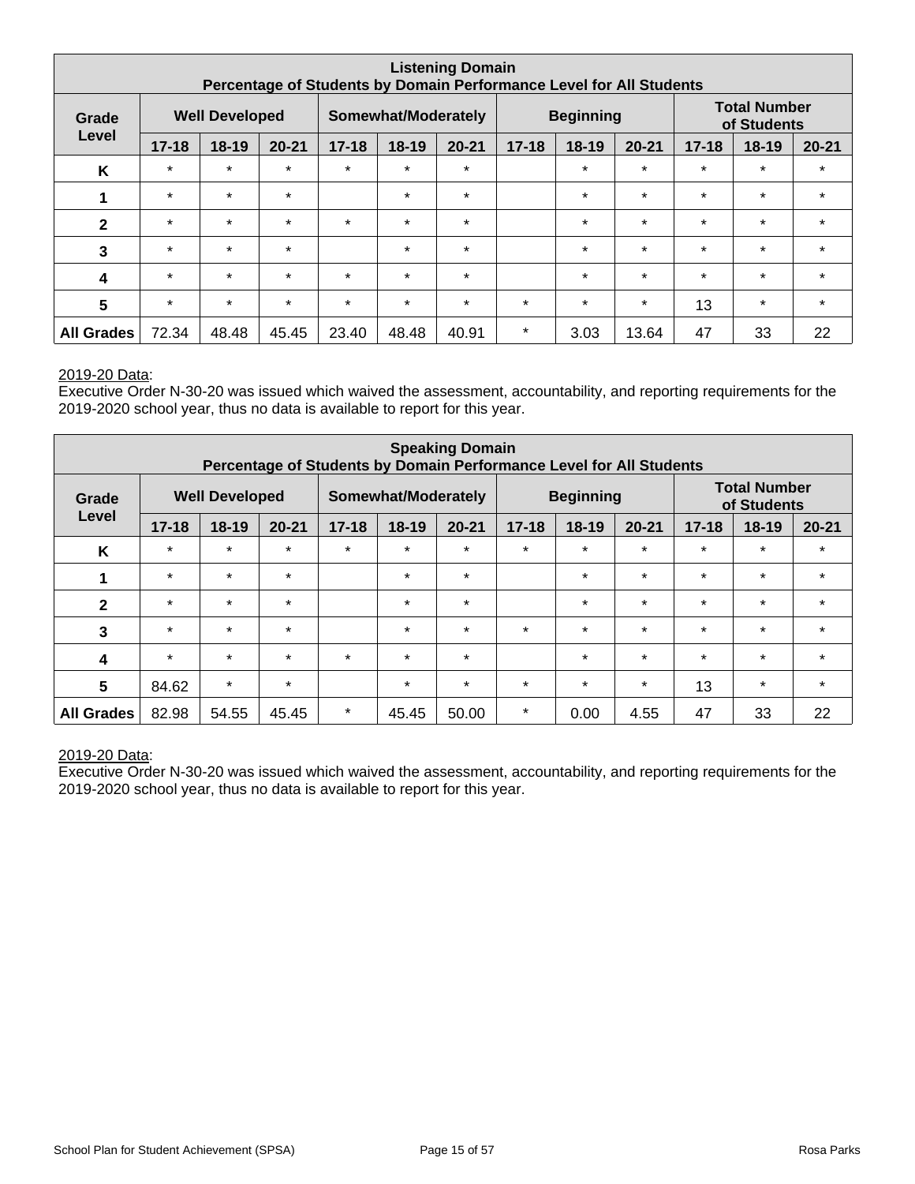| Listening Domain<br>Percentage of Students by Domain Performance Level for All Students | | | | | | | | | | | | |
|---|---|---|---|---|---|---|---|---|---|---|---|---|
| Grade Level | Well Developed | | | Somewhat/Moderately | | | Beginning | | | Total Number of Students | | |
| | 17-18 | 18-19 | 20-21 | 17-18 | 18-19 | 20-21 | 17-18 | 18-19 | 20-21 | 17-18 | 18-19 | 20-21 |
| K | * | * | * | * | * | * | | * | * | * | * | * |
| 1 | * | * | * | | * | * | | * | * | * | * | * |
| 2 | * | * | * | * | * | * | | * | * | * | * | * |
| 3 | * | * | * | | * | * | | * | * | * | * | * |
| 4 | * | * | * | * | * | * | | * | * | * | * | * |
| 5 | * | * | * | * | * | * | * | * | * | 13 | * | * |
| All Grades | 72.34 | 48.48 | 45.45 | 23.40 | 48.48 | 40.91 | * | 3.03 | 13.64 | 47 | 33 | 22 |

2019-20 Data:
Executive Order N-30-20 was issued which waived the assessment, accountability, and reporting requirements for the 2019-2020 school year, thus no data is available to report for this year.

| Speaking Domain<br>Percentage of Students by Domain Performance Level for All Students | | | | | | | | | | | | |
|---|---|---|---|---|---|---|---|---|---|---|---|---|
| Grade Level | Well Developed | | | Somewhat/Moderately | | | Beginning | | | Total Number of Students | | |
| | 17-18 | 18-19 | 20-21 | 17-18 | 18-19 | 20-21 | 17-18 | 18-19 | 20-21 | 17-18 | 18-19 | 20-21 |
| K | * | * | * | * | * | * | * | * | * | * | * | * |
| 1 | * | * | * | | * | * | | * | * | * | * | * |
| 2 | * | * | * | | * | * | | * | * | * | * | * |
| 3 | * | * | * | | * | * | * | * | * | * | * | * |
| 4 | * | * | * | * | * | * | | * | * | * | * | * |
| 5 | 84.62 | * | * | | * | * | * | * | * | 13 | * | * |
| All Grades | 82.98 | 54.55 | 45.45 | * | 45.45 | 50.00 | * | 0.00 | 4.55 | 47 | 33 | 22 |

2019-20 Data:
Executive Order N-30-20 was issued which waived the assessment, accountability, and reporting requirements for the 2019-2020 school year, thus no data is available to report for this year.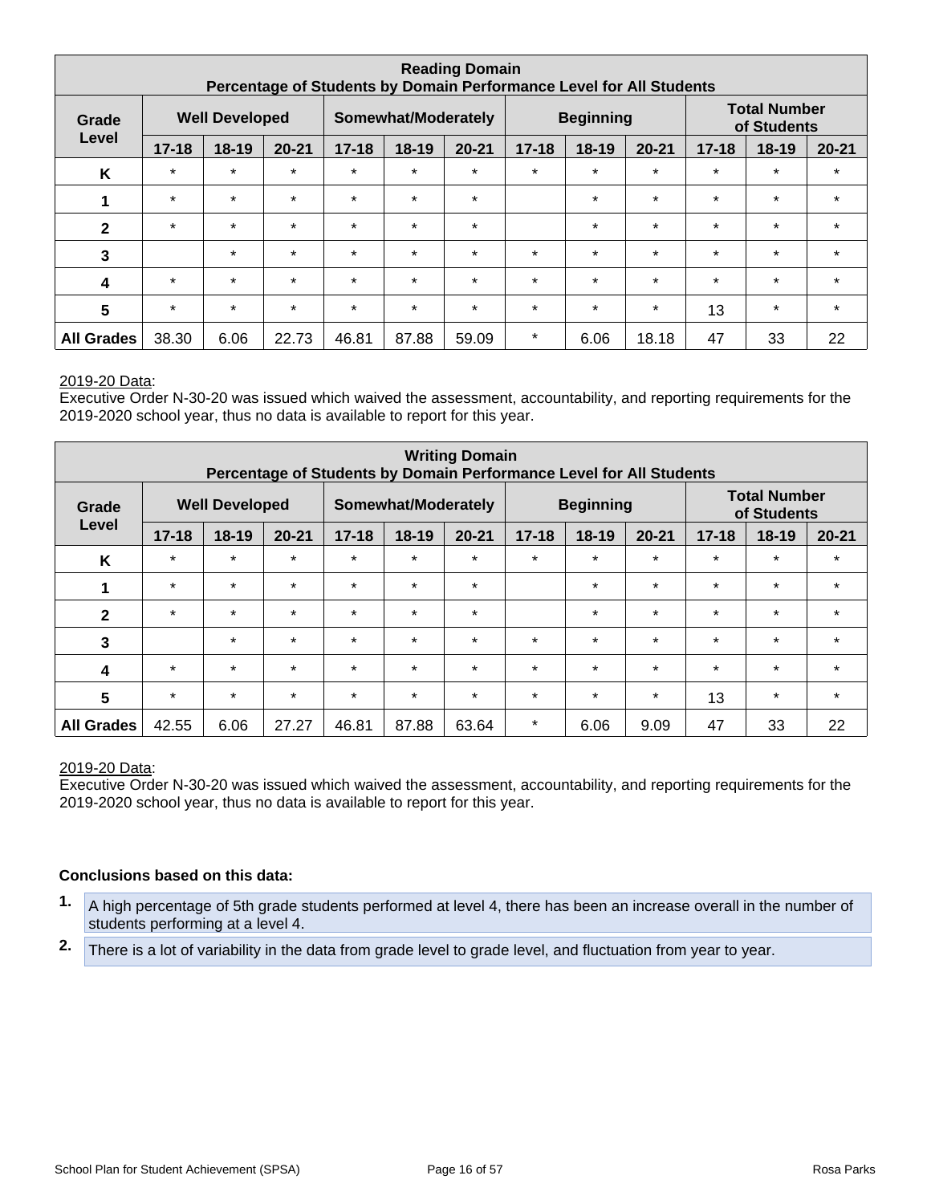| Reading Domain<br>Percentage of Students by Domain Performance Level for All Students | | | | | | | | | | | | |
|---|---|---|---|---|---|---|---|---|---|---|---|---|
| Grade Level | Well Developed | | | Somewhat/Moderately | | | Beginning | | | Total Number of Students | | |
| | 17-18 | 18-19 | 20-21 | 17-18 | 18-19 | 20-21 | 17-18 | 18-19 | 20-21 | 17-18 | 18-19 | 20-21 |
| K | * | * | * | * | * | * | * | * | * | * | * | * |
| 1 | * | * | * | * | * | * | | * | * | * | * | * |
| 2 | * | * | * | * | * | * | | * | * | * | * | * |
| 3 | | * | * | * | * | * | * | * | * | * | * | * |
| 4 | * | * | * | * | * | * | * | * | * | * | * | * |
| 5 | * | * | * | * | * | * | * | * | * | 13 | * | * |
| All Grades | 38.30 | 6.06 | 22.73 | 46.81 | 87.88 | 59.09 | * | 6.06 | 18.18 | 47 | 33 | 22 |

2019-20 Data:
Executive Order N-30-20 was issued which waived the assessment, accountability, and reporting requirements for the 2019-2020 school year, thus no data is available to report for this year.

| Writing Domain<br>Percentage of Students by Domain Performance Level for All Students | | | | | | | | | | | | |
|---|---|---|---|---|---|---|---|---|---|---|---|---|
| Grade Level | Well Developed | | | Somewhat/Moderately | | | Beginning | | | Total Number of Students | | |
| | 17-18 | 18-19 | 20-21 | 17-18 | 18-19 | 20-21 | 17-18 | 18-19 | 20-21 | 17-18 | 18-19 | 20-21 |
| K | * | * | * | * | * | * | * | * | * | * | * | * |
| 1 | * | * | * | * | * | * | | * | * | * | * | * |
| 2 | * | * | * | * | * | * | | * | * | * | * | * |
| 3 | | * | * | * | * | * | * | * | * | * | * | * |
| 4 | * | * | * | * | * | * | * | * | * | * | * | * |
| 5 | * | * | * | * | * | * | * | * | * | 13 | * | * |
| All Grades | 42.55 | 6.06 | 27.27 | 46.81 | 87.88 | 63.64 | * | 6.06 | 9.09 | 47 | 33 | 22 |

2019-20 Data:
Executive Order N-30-20 was issued which waived the assessment, accountability, and reporting requirements for the 2019-2020 school year, thus no data is available to report for this year.

**Conclusions based on this data:**

1. A high percentage of 5th grade students performed at level 4, there has been an increase overall in the number of students performing at a level 4.
2. There is a lot of variability in the data from grade level to grade level, and fluctuation from year to year.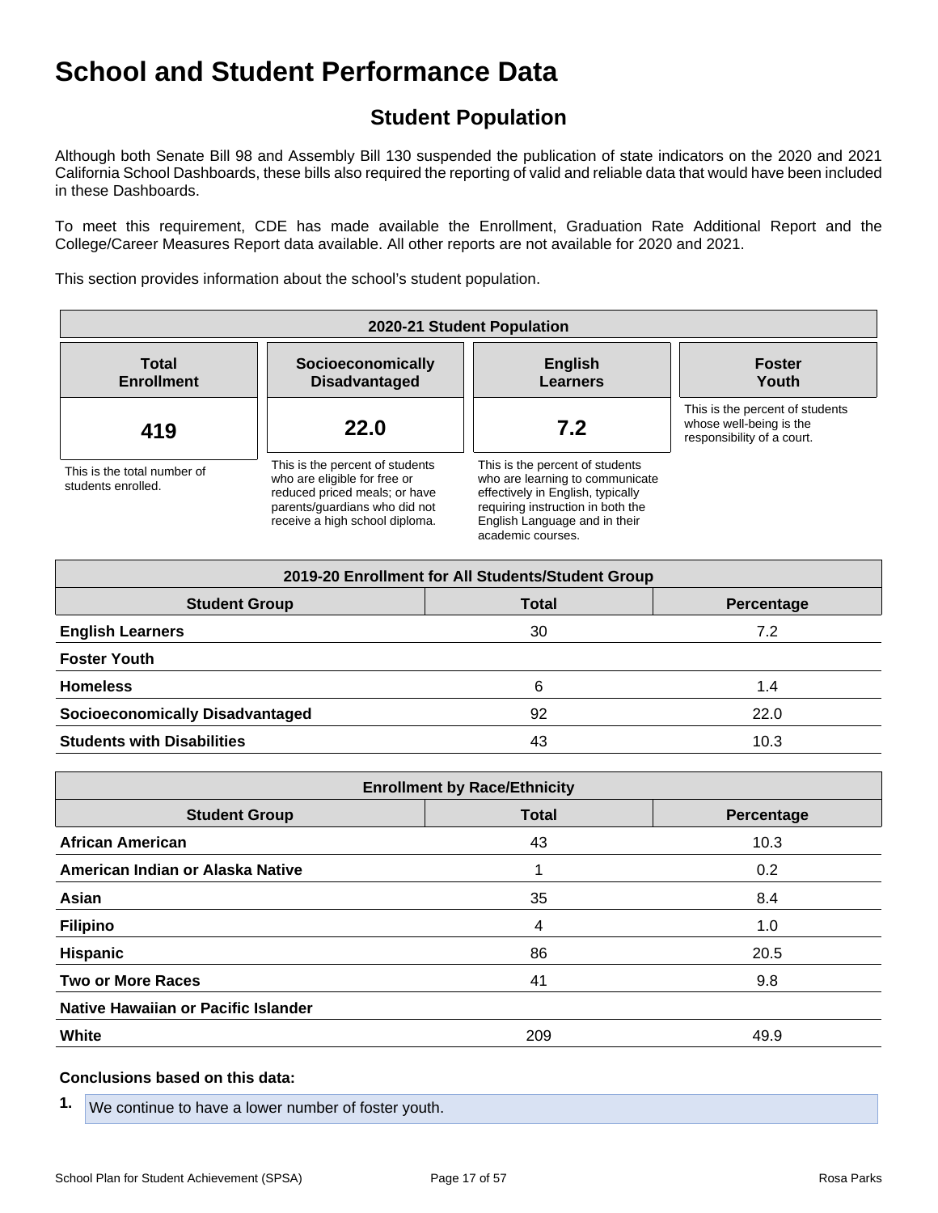# School and Student Performance Data

## Student Population

Although both Senate Bill 98 and Assembly Bill 130 suspended the publication of state indicators on the 2020 and 2021 California School Dashboards, these bills also required the reporting of valid and reliable data that would have been included in these Dashboards.

To meet this requirement, CDE has made available the Enrollment, Graduation Rate Additional Report and the College/Career Measures Report data available. All other reports are not available for 2020 and 2021.

This section provides information about the school's student population.

| 2020-21 Student Population | | | |
|---|---|---|---|
| **Total Enrollment** | **Socioeconomically Disadvantaged** | **English Learners** | **Foster Youth** |
| **419** | **22.0** | **7.2** | |
| This is the total number of students enrolled. | This is the percent of students who are eligible for free or reduced priced meals; or have parents/guardians who did not receive a high school diploma. | This is the percent of students who are learning to communicate effectively in English, typically requiring instruction in both the English Language and in their academic courses. | This is the percent of students whose well-being is the responsibility of a court. |

| 2019-20 Enrollment for All Students/Student Group | | |
|---|---|---|
| **Student Group** | **Total** | **Percentage** |
| **English Learners** | 30 | 7.2 |
| **Foster Youth** | | |
| **Homeless** | 6 | 1.4 |
| **Socioeconomically Disadvantaged** | 92 | 22.0 |
| **Students with Disabilities** | 43 | 10.3 |

| Enrollment by Race/Ethnicity | | |
|---|---|---|
| **Student Group** | **Total** | **Percentage** |
| **African American** | 43 | 10.3 |
| **American Indian or Alaska Native** | 1 | 0.2 |
| **Asian** | 35 | 8.4 |
| **Filipino** | 4 | 1.0 |
| **Hispanic** | 86 | 20.5 |
| **Two or More Races** | 41 | 9.8 |
| **Native Hawaiian or Pacific Islander** | | |
| **White** | 209 | 49.9 |

**Conclusions based on this data:**

1. We continue to have a lower number of foster youth.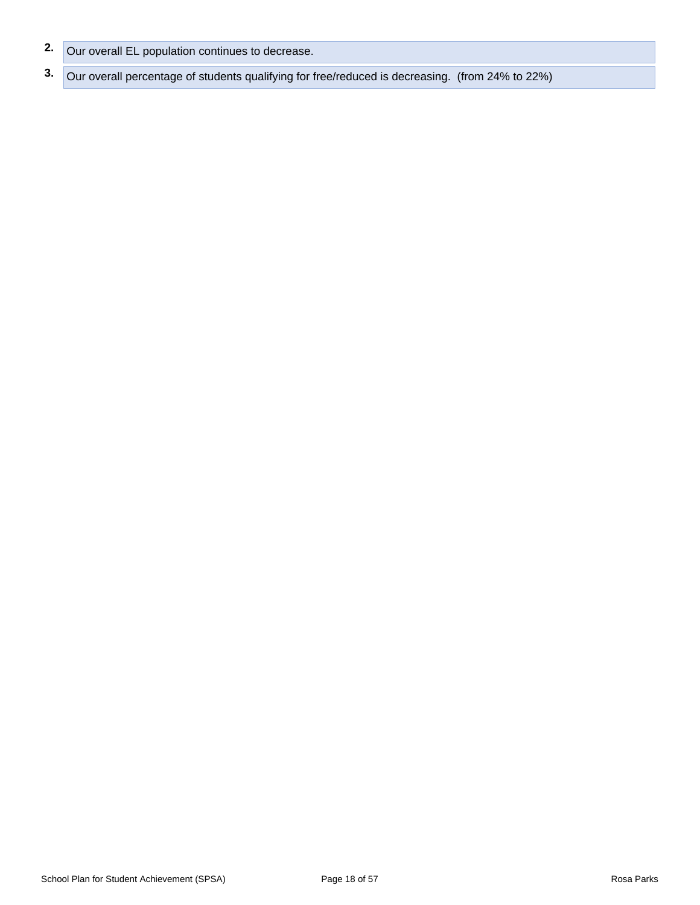2. Our overall EL population continues to decrease.
3. Our overall percentage of students qualifying for free/reduced is decreasing.  (from 24% to 22%)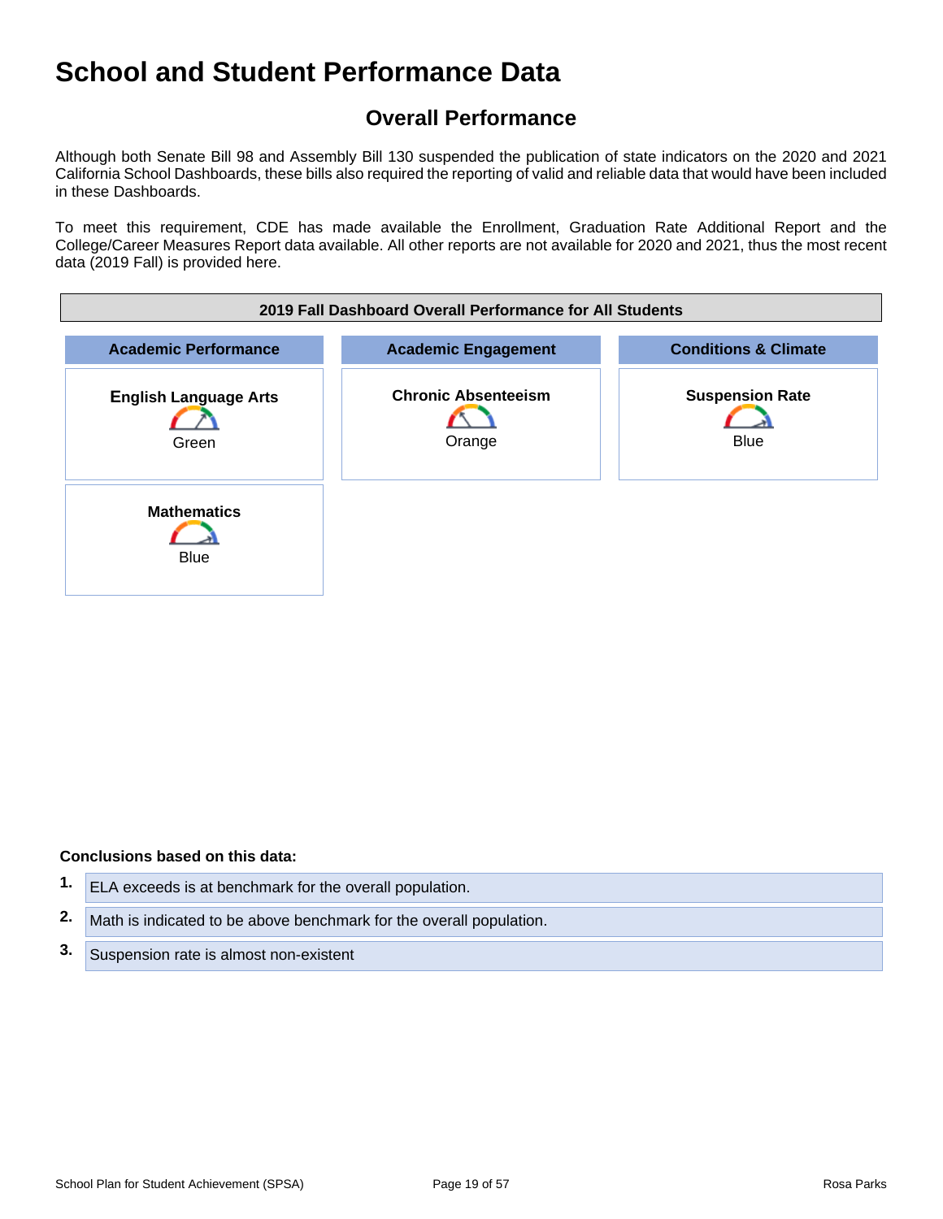# School and Student Performance Data

## Overall Performance

Although both Senate Bill 98 and Assembly Bill 130 suspended the publication of state indicators on the 2020 and 2021 California School Dashboards, these bills also required the reporting of valid and reliable data that would have been included in these Dashboards.

To meet this requirement, CDE has made available the Enrollment, Graduation Rate Additional Report and the College/Career Measures Report data available. All other reports are not available for 2020 and 2021, thus the most recent data (2019 Fall) is provided here.

| 2019 Fall Dashboard Overall Performance for All Students | | |
|---|---|---|
| **Academic Performance** | **Academic Engagement** | **Conditions & Climate** |
| **English Language Arts** Green | **Chronic Absenteeism** Orange | **Suspension Rate** Blue |
| **Mathematics** Blue | | |

**Conclusions based on this data:**

1. ELA exceeds is at benchmark for the overall population.
2. Math is indicated to be above benchmark for the overall population.
3. Suspension rate is almost non-existent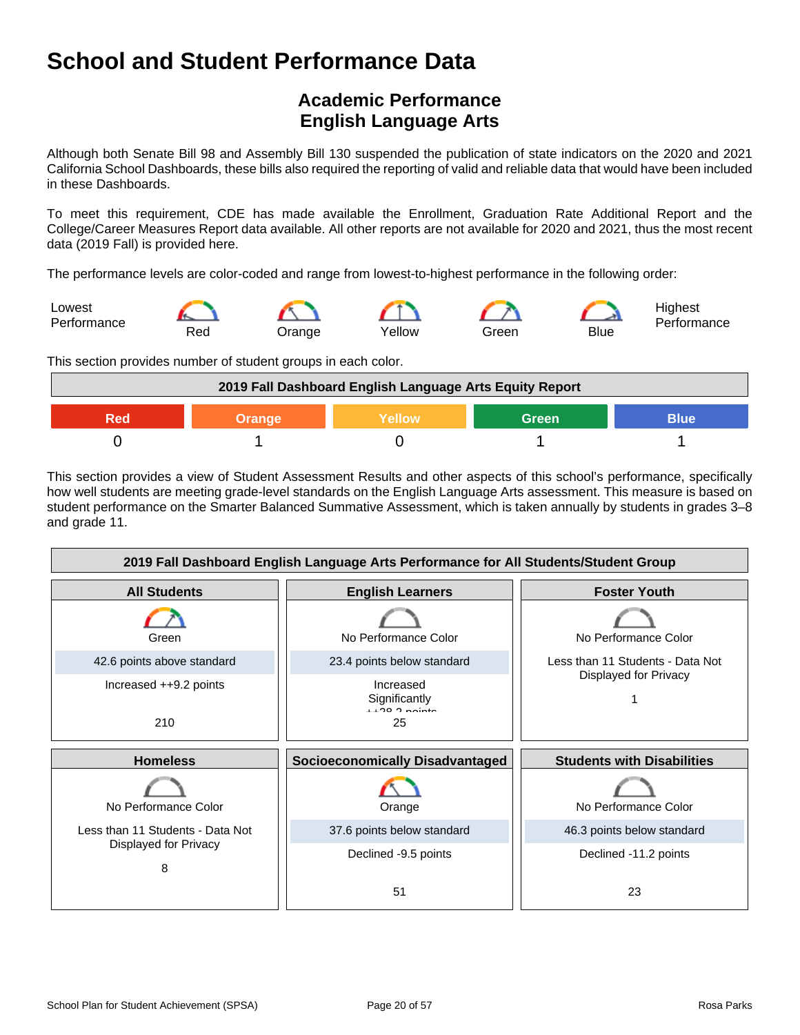# School and Student Performance Data

## Academic Performance
## English Language Arts

Although both Senate Bill 98 and Assembly Bill 130 suspended the publication of state indicators on the 2020 and 2021 California School Dashboards, these bills also required the reporting of valid and reliable data that would have been included in these Dashboards.

To meet this requirement, CDE has made available the Enrollment, Graduation Rate Additional Report and the College/Career Measures Report data available. All other reports are not available for 2020 and 2021, thus the most recent data (2019 Fall) is provided here.

The performance levels are color-coded and range from lowest-to-highest performance in the following order:

Lowest Performance — Red — Orange — Yellow — Green — Blue — Highest Performance

This section provides number of student groups in each color.

| 2019 Fall Dashboard English Language Arts Equity Report | | | | |
|---|---|---|---|---|
| Red | Orange | Yellow | Green | Blue |
| 0 | 1 | 0 | 1 | 1 |

This section provides a view of Student Assessment Results and other aspects of this school's performance, specifically how well students are meeting grade-level standards on the English Language Arts assessment. This measure is based on student performance on the Smarter Balanced Summative Assessment, which is taken annually by students in grades 3–8 and grade 11.

| 2019 Fall Dashboard English Language Arts Performance for All Students/Student Group | | |
|---|---|---|
| **All Students** | **English Learners** | **Foster Youth** |
| Green | No Performance Color | No Performance Color |
| 42.6 points above standard | 23.4 points below standard | Less than 11 Students - Data Not Displayed for Privacy |
| Increased ++9.2 points | Increased Significantly ++28.2 points | |
| 210 | 25 | 1 |
| **Homeless** | **Socioeconomically Disadvantaged** | **Students with Disabilities** |
| No Performance Color | Orange | No Performance Color |
| Less than 11 Students - Data Not Displayed for Privacy | 37.6 points below standard | 46.3 points below standard |
| | Declined -9.5 points | Declined -11.2 points |
| 8 | 51 | 23 |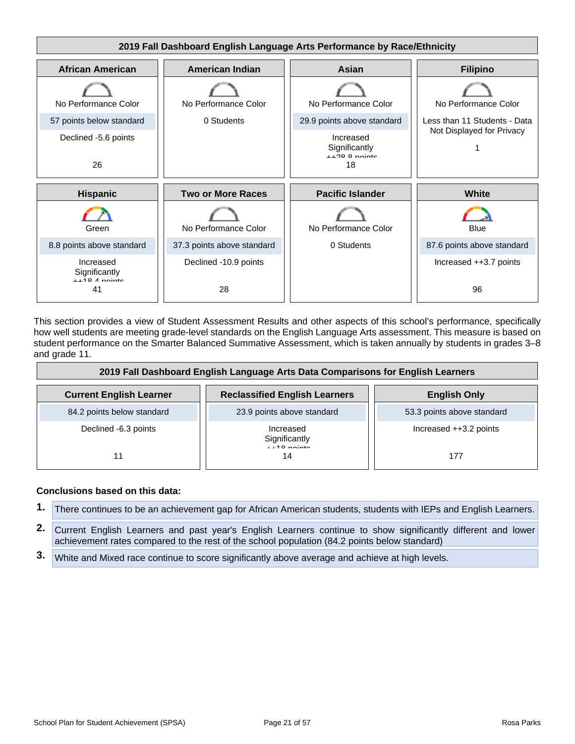**2019 Fall Dashboard English Language Arts Performance by Race/Ethnicity**

| African American | American Indian | Asian | Filipino |
|---|---|---|---|
| No Performance Color | No Performance Color | No Performance Color | No Performance Color |
| 57 points below standard | 0 Students | 29.9 points above standard | Less than 11 Students - Data Not Displayed for Privacy |
| Declined -5.6 points | | Increased Significantly ++28.8 points | 1 |
| 26 | | 18 | |

| Hispanic | Two or More Races | Pacific Islander | White |
|---|---|---|---|
| Green | No Performance Color | No Performance Color | Blue |
| 8.8 points above standard | 37.3 points above standard | 0 Students | 87.6 points above standard |
| Increased Significantly ++18.4 points | Declined -10.9 points | | Increased ++3.7 points |
| 41 | 28 | | 96 |

This section provides a view of Student Assessment Results and other aspects of this school's performance, specifically how well students are meeting grade-level standards on the English Language Arts assessment. This measure is based on student performance on the Smarter Balanced Summative Assessment, which is taken annually by students in grades 3–8 and grade 11.

**2019 Fall Dashboard English Language Arts Data Comparisons for English Learners**

| Current English Learner | Reclassified English Learners | English Only |
|---|---|---|
| 84.2 points below standard | 23.9 points above standard | 53.3 points above standard |
| Declined -6.3 points | Increased Significantly ++18 points | Increased ++3.2 points |
| 11 | 14 | 177 |

**Conclusions based on this data:**

1. There continues to be an achievement gap for African American students, students with IEPs and English Learners.
2. Current English Learners and past year's English Learners continue to show significantly different and lower achievement rates compared to the rest of the school population (84.2 points below standard)
3. White and Mixed race continue to score significantly above average and achieve at high levels.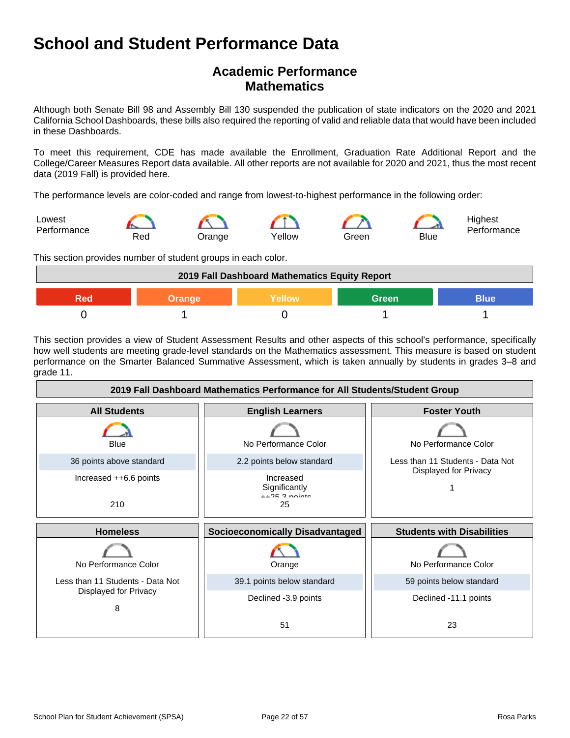# School and Student Performance Data

## Academic Performance
## Mathematics

Although both Senate Bill 98 and Assembly Bill 130 suspended the publication of state indicators on the 2020 and 2021 California School Dashboards, these bills also required the reporting of valid and reliable data that would have been included in these Dashboards.

To meet this requirement, CDE has made available the Enrollment, Graduation Rate Additional Report and the College/Career Measures Report data available. All other reports are not available for 2020 and 2021, thus the most recent data (2019 Fall) is provided here.

The performance levels are color-coded and range from lowest-to-highest performance in the following order:

Lowest Performance — Red — Orange — Yellow — Green — Blue — Highest Performance

This section provides number of student groups in each color.

| 2019 Fall Dashboard Mathematics Equity Report | | | | |
|---|---|---|---|---|
| Red | Orange | Yellow | Green | Blue |
| 0 | 1 | 0 | 1 | 1 |

This section provides a view of Student Assessment Results and other aspects of this school's performance, specifically how well students are meeting grade-level standards on the Mathematics assessment. This measure is based on student performance on the Smarter Balanced Summative Assessment, which is taken annually by students in grades 3–8 and grade 11.

| 2019 Fall Dashboard Mathematics Performance for All Students/Student Group | | |
|---|---|---|
| **All Students** | **English Learners** | **Foster Youth** |
| Blue | No Performance Color | No Performance Color |
| 36 points above standard | 2.2 points below standard | Less than 11 Students - Data Not Displayed for Privacy |
| Increased ++6.6 points | Increased Significantly ++25.3 points | |
| 210 | 25 | 1 |
| **Homeless** | **Socioeconomically Disadvantaged** | **Students with Disabilities** |
| No Performance Color | Orange | No Performance Color |
| Less than 11 Students - Data Not Displayed for Privacy | 39.1 points below standard | 59 points below standard |
| | Declined -3.9 points | Declined -11.1 points |
| 8 | 51 | 23 |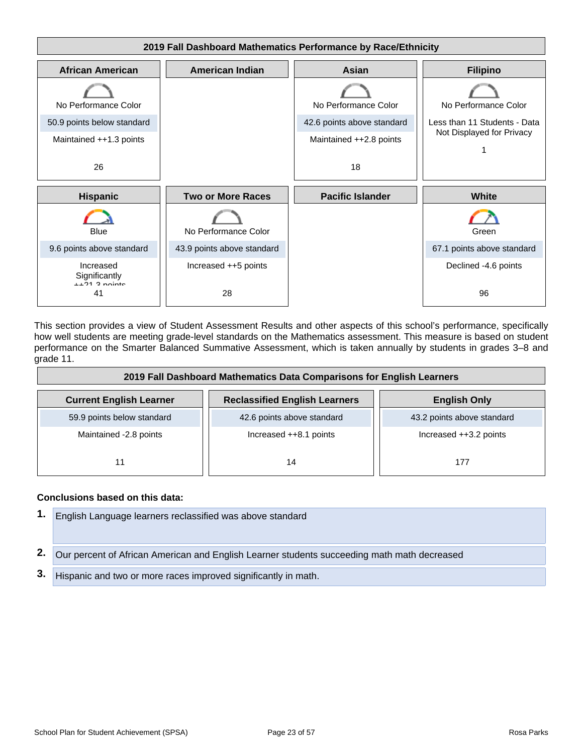### 2019 Fall Dashboard Mathematics Performance by Race/Ethnicity

| African American | American Indian | Asian | Filipino |
|---|---|---|---|
| No Performance Color | | No Performance Color | No Performance Color |
| 50.9 points below standard | | 42.6 points above standard | Less than 11 Students - Data Not Displayed for Privacy |
| Maintained ++1.3 points | | Maintained ++2.8 points | 1 |
| 26 | | 18 | |

| Hispanic | Two or More Races | Pacific Islander | White |
|---|---|---|---|
| Blue | No Performance Color | | Green |
| 9.6 points above standard | 43.9 points above standard | | 67.1 points above standard |
| Increased Significantly ++21.3 points | Increased ++5 points | | Declined -4.6 points |
| 41 | 28 | | 96 |

This section provides a view of Student Assessment Results and other aspects of this school's performance, specifically how well students are meeting grade-level standards on the Mathematics assessment. This measure is based on student performance on the Smarter Balanced Summative Assessment, which is taken annually by students in grades 3–8 and grade 11.

### 2019 Fall Dashboard Mathematics Data Comparisons for English Learners

| Current English Learner | Reclassified English Learners | English Only |
|---|---|---|
| 59.9 points below standard | 42.6 points above standard | 43.2 points above standard |
| Maintained -2.8 points | Increased ++8.1 points | Increased ++3.2 points |
| 11 | 14 | 177 |

**Conclusions based on this data:**

1. English Language learners reclassified was above standard
2. Our percent of African American and English Learner students succeeding math math decreased
3. Hispanic and two or more races improved significantly in math.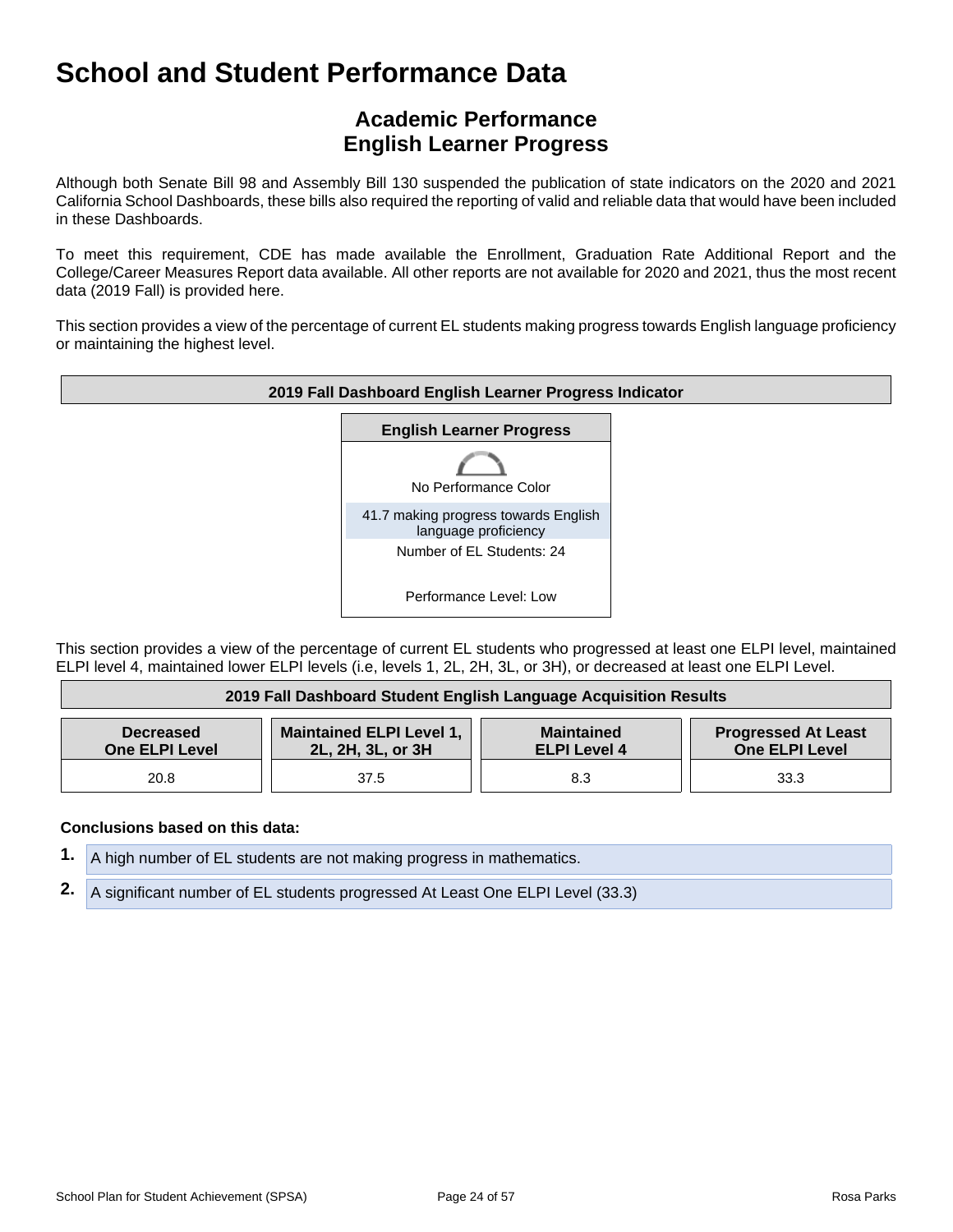# School and Student Performance Data

## Academic Performance
## English Learner Progress

Although both Senate Bill 98 and Assembly Bill 130 suspended the publication of state indicators on the 2020 and 2021 California School Dashboards, these bills also required the reporting of valid and reliable data that would have been included in these Dashboards.

To meet this requirement, CDE has made available the Enrollment, Graduation Rate Additional Report and the College/Career Measures Report data available. All other reports are not available for 2020 and 2021, thus the most recent data (2019 Fall) is provided here.

This section provides a view of the percentage of current EL students making progress towards English language proficiency or maintaining the highest level.

| 2019 Fall Dashboard English Learner Progress Indicator |
| --- |
| **English Learner Progress** |
| No Performance Color |
| 41.7 making progress towards English language proficiency |
| Number of EL Students: 24 |
| Performance Level: Low |

This section provides a view of the percentage of current EL students who progressed at least one ELPI level, maintained ELPI level 4, maintained lower ELPI levels (i.e, levels 1, 2L, 2H, 3L, or 3H), or decreased at least one ELPI Level.

**2019 Fall Dashboard Student English Language Acquisition Results**

| Decreased One ELPI Level | Maintained ELPI Level 1, 2L, 2H, 3L, or 3H | Maintained ELPI Level 4 | Progressed At Least One ELPI Level |
| --- | --- | --- | --- |
| 20.8 | 37.5 | 8.3 | 33.3 |

**Conclusions based on this data:**

1. A high number of EL students are not making progress in mathematics.
2. A significant number of EL students progressed At Least One ELPI Level (33.3)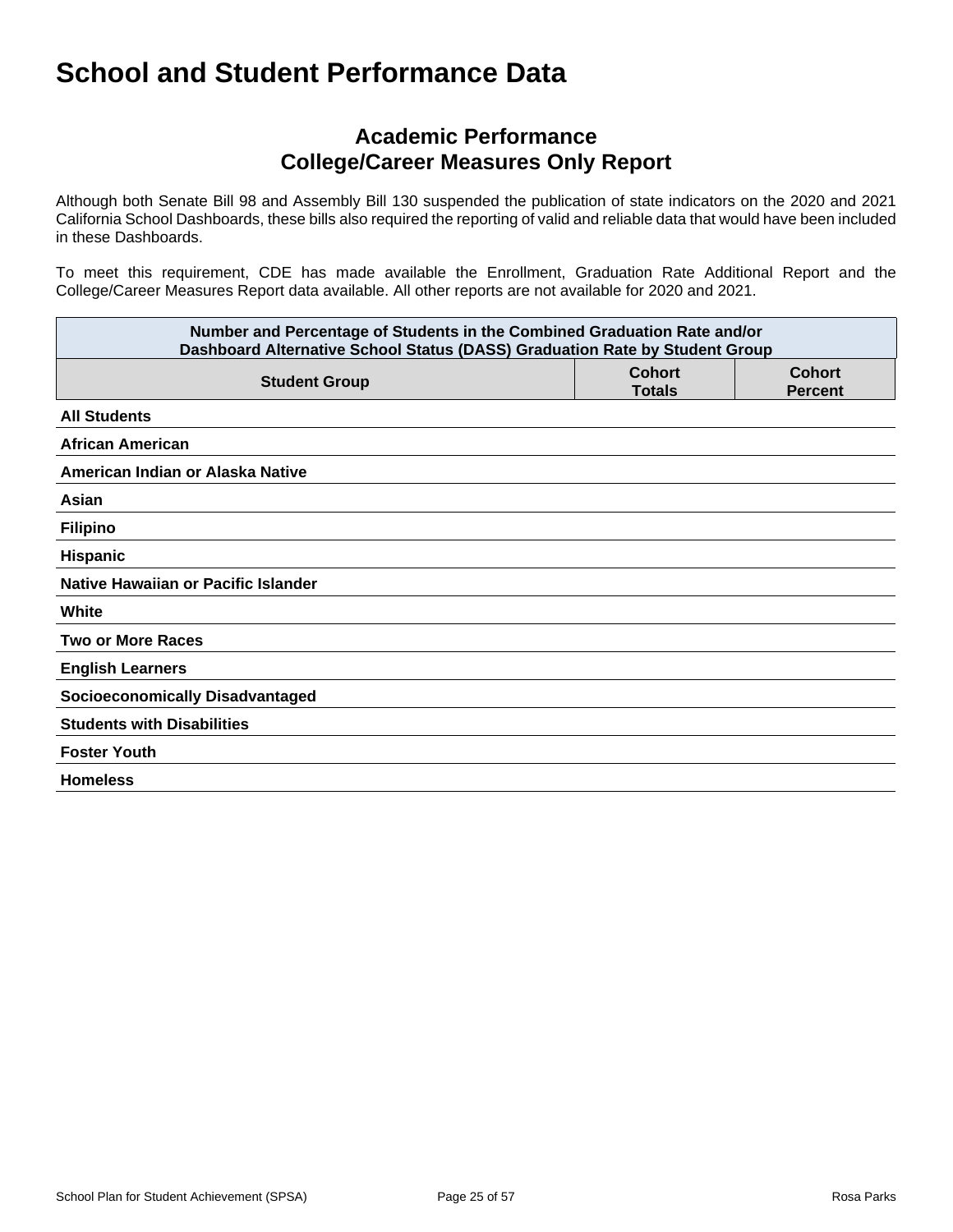# School and Student Performance Data

## Academic Performance
## College/Career Measures Only Report

Although both Senate Bill 98 and Assembly Bill 130 suspended the publication of state indicators on the 2020 and 2021 California School Dashboards, these bills also required the reporting of valid and reliable data that would have been included in these Dashboards.

To meet this requirement, CDE has made available the Enrollment, Graduation Rate Additional Report and the College/Career Measures Report data available. All other reports are not available for 2020 and 2021.

| Number and Percentage of Students in the Combined Graduation Rate and/or Dashboard Alternative School Status (DASS) Graduation Rate by Student Group | | |
|---|---|---|
| **Student Group** | **Cohort Totals** | **Cohort Percent** |
| **All Students** | | |
| **African American** | | |
| **American Indian or Alaska Native** | | |
| **Asian** | | |
| **Filipino** | | |
| **Hispanic** | | |
| **Native Hawaiian or Pacific Islander** | | |
| **White** | | |
| **Two or More Races** | | |
| **English Learners** | | |
| **Socioeconomically Disadvantaged** | | |
| **Students with Disabilities** | | |
| **Foster Youth** | | |
| **Homeless** | | |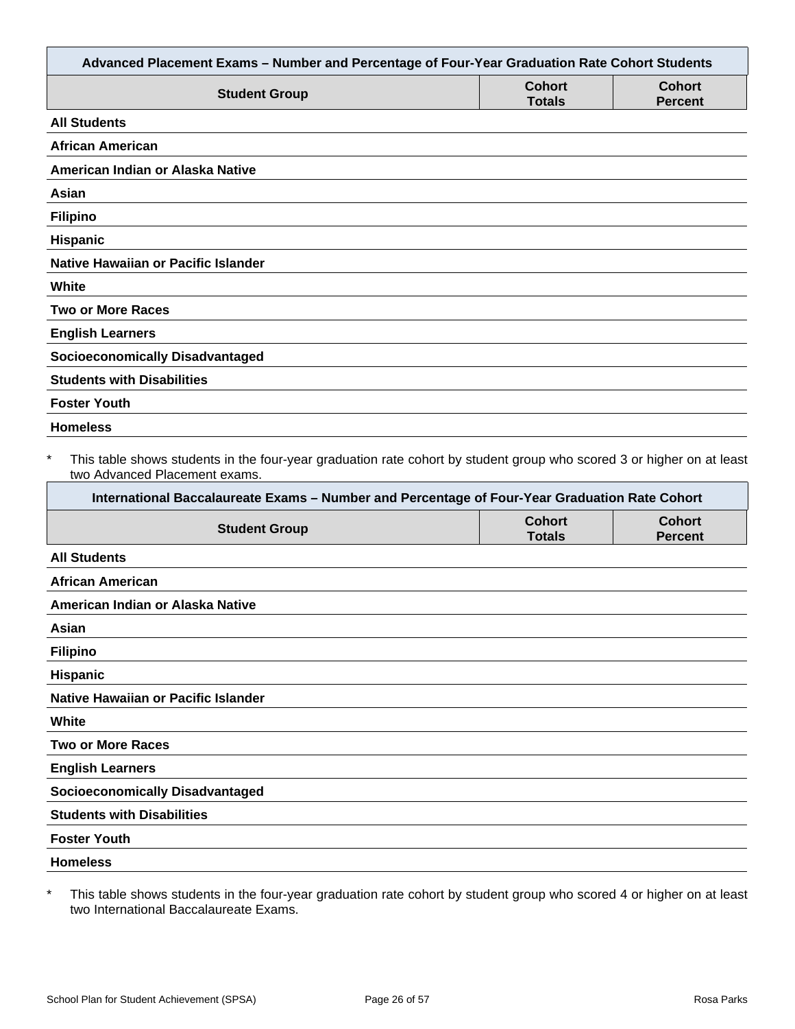| Advanced Placement Exams – Number and Percentage of Four-Year Graduation Rate Cohort Students | | |
|---|---|---|
| **Student Group** | **Cohort Totals** | **Cohort Percent** |
| **All Students** | | |
| **African American** | | |
| **American Indian or Alaska Native** | | |
| **Asian** | | |
| **Filipino** | | |
| **Hispanic** | | |
| **Native Hawaiian or Pacific Islander** | | |
| **White** | | |
| **Two or More Races** | | |
| **English Learners** | | |
| **Socioeconomically Disadvantaged** | | |
| **Students with Disabilities** | | |
| **Foster Youth** | | |
| **Homeless** | | |

\* This table shows students in the four-year graduation rate cohort by student group who scored 3 or higher on at least two Advanced Placement exams.

| International Baccalaureate Exams – Number and Percentage of Four-Year Graduation Rate Cohort | | |
|---|---|---|
| **Student Group** | **Cohort Totals** | **Cohort Percent** |
| **All Students** | | |
| **African American** | | |
| **American Indian or Alaska Native** | | |
| **Asian** | | |
| **Filipino** | | |
| **Hispanic** | | |
| **Native Hawaiian or Pacific Islander** | | |
| **White** | | |
| **Two or More Races** | | |
| **English Learners** | | |
| **Socioeconomically Disadvantaged** | | |
| **Students with Disabilities** | | |
| **Foster Youth** | | |
| **Homeless** | | |

\* This table shows students in the four-year graduation rate cohort by student group who scored 4 or higher on at least two International Baccalaureate Exams.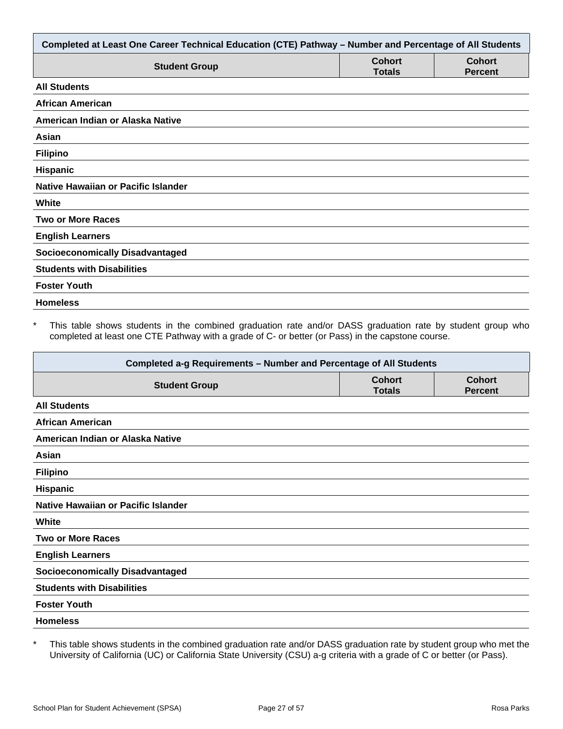| Completed at Least One Career Technical Education (CTE) Pathway – Number and Percentage of All Students | | |
|---|---|---|
| **Student Group** | **Cohort Totals** | **Cohort Percent** |
| **All Students** | | |
| **African American** | | |
| **American Indian or Alaska Native** | | |
| **Asian** | | |
| **Filipino** | | |
| **Hispanic** | | |
| **Native Hawaiian or Pacific Islander** | | |
| **White** | | |
| **Two or More Races** | | |
| **English Learners** | | |
| **Socioeconomically Disadvantaged** | | |
| **Students with Disabilities** | | |
| **Foster Youth** | | |
| **Homeless** | | |

* This table shows students in the combined graduation rate and/or DASS graduation rate by student group who completed at least one CTE Pathway with a grade of C- or better (or Pass) in the capstone course.

| Completed a-g Requirements – Number and Percentage of All Students | | |
|---|---|---|
| **Student Group** | **Cohort Totals** | **Cohort Percent** |
| **All Students** | | |
| **African American** | | |
| **American Indian or Alaska Native** | | |
| **Asian** | | |
| **Filipino** | | |
| **Hispanic** | | |
| **Native Hawaiian or Pacific Islander** | | |
| **White** | | |
| **Two or More Races** | | |
| **English Learners** | | |
| **Socioeconomically Disadvantaged** | | |
| **Students with Disabilities** | | |
| **Foster Youth** | | |
| **Homeless** | | |

* This table shows students in the combined graduation rate and/or DASS graduation rate by student group who met the University of California (UC) or California State University (CSU) a-g criteria with a grade of C or better (or Pass).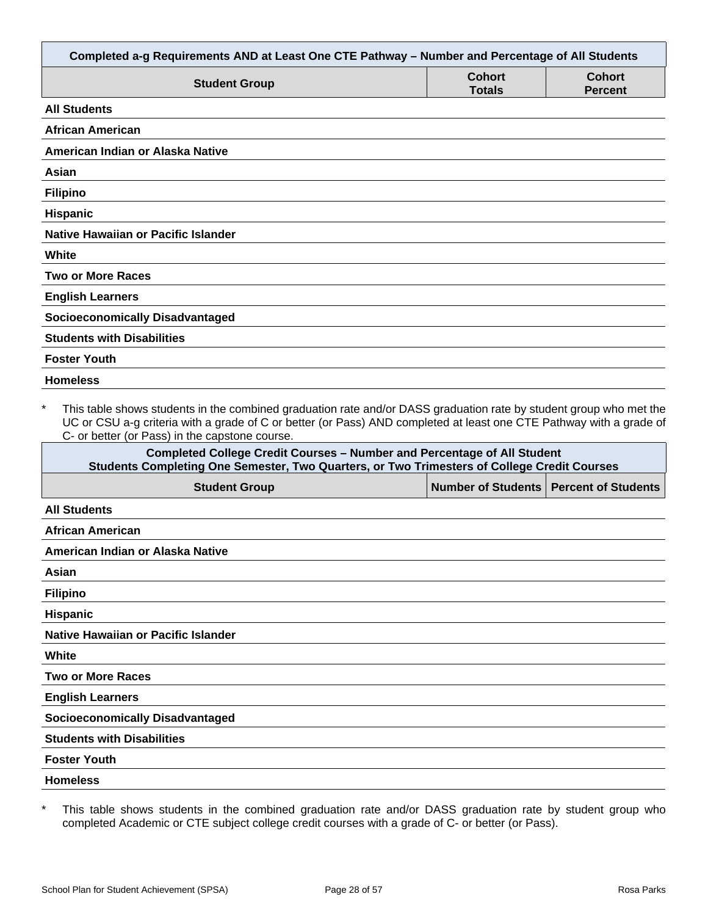| Completed a-g Requirements AND at Least One CTE Pathway – Number and Percentage of All Students | | |
|---|---|---|
| **Student Group** | **Cohort Totals** | **Cohort Percent** |
| **All Students** | | |
| **African American** | | |
| **American Indian or Alaska Native** | | |
| **Asian** | | |
| **Filipino** | | |
| **Hispanic** | | |
| **Native Hawaiian or Pacific Islander** | | |
| **White** | | |
| **Two or More Races** | | |
| **English Learners** | | |
| **Socioeconomically Disadvantaged** | | |
| **Students with Disabilities** | | |
| **Foster Youth** | | |
| **Homeless** | | |

* This table shows students in the combined graduation rate and/or DASS graduation rate by student group who met the UC or CSU a-g criteria with a grade of C or better (or Pass) AND completed at least one CTE Pathway with a grade of C- or better (or Pass) in the capstone course.

| Completed College Credit Courses – Number and Percentage of All Student Students Completing One Semester, Two Quarters, or Two Trimesters of College Credit Courses | | |
|---|---|---|
| **Student Group** | **Number of Students** | **Percent of Students** |
| **All Students** | | |
| **African American** | | |
| **American Indian or Alaska Native** | | |
| **Asian** | | |
| **Filipino** | | |
| **Hispanic** | | |
| **Native Hawaiian or Pacific Islander** | | |
| **White** | | |
| **Two or More Races** | | |
| **English Learners** | | |
| **Socioeconomically Disadvantaged** | | |
| **Students with Disabilities** | | |
| **Foster Youth** | | |
| **Homeless** | | |

* This table shows students in the combined graduation rate and/or DASS graduation rate by student group who completed Academic or CTE subject college credit courses with a grade of C- or better (or Pass).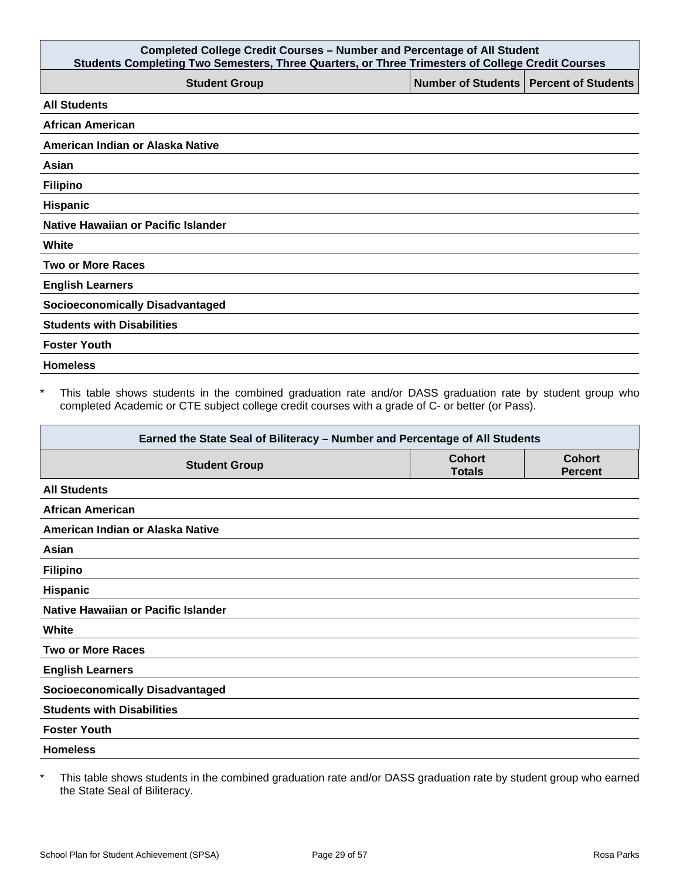| Completed College Credit Courses – Number and Percentage of All Student<br>Students Completing Two Semesters, Three Quarters, or Three Trimesters of College Credit Courses | | |
|---|---|---|
| **Student Group** | **Number of Students** | **Percent of Students** |
| **All Students** | | |
| **African American** | | |
| **American Indian or Alaska Native** | | |
| **Asian** | | |
| **Filipino** | | |
| **Hispanic** | | |
| **Native Hawaiian or Pacific Islander** | | |
| **White** | | |
| **Two or More Races** | | |
| **English Learners** | | |
| **Socioeconomically Disadvantaged** | | |
| **Students with Disabilities** | | |
| **Foster Youth** | | |
| **Homeless** | | |

* This table shows students in the combined graduation rate and/or DASS graduation rate by student group who completed Academic or CTE subject college credit courses with a grade of C- or better (or Pass).

| Earned the State Seal of Biliteracy – Number and Percentage of All Students | | |
|---|---|---|
| **Student Group** | **Cohort Totals** | **Cohort Percent** |
| **All Students** | | |
| **African American** | | |
| **American Indian or Alaska Native** | | |
| **Asian** | | |
| **Filipino** | | |
| **Hispanic** | | |
| **Native Hawaiian or Pacific Islander** | | |
| **White** | | |
| **Two or More Races** | | |
| **English Learners** | | |
| **Socioeconomically Disadvantaged** | | |
| **Students with Disabilities** | | |
| **Foster Youth** | | |
| **Homeless** | | |

* This table shows students in the combined graduation rate and/or DASS graduation rate by student group who earned the State Seal of Biliteracy.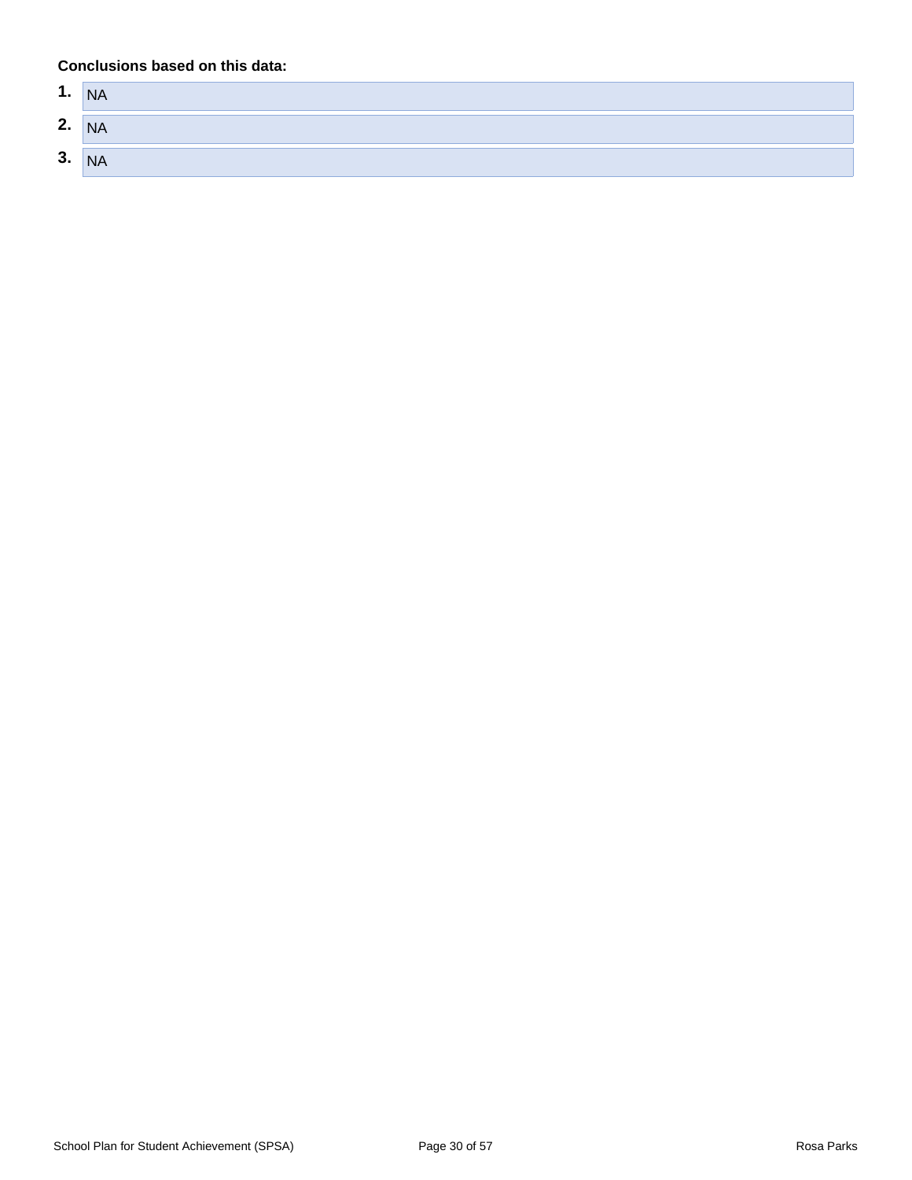**Conclusions based on this data:**

1. NA
2. NA
3. NA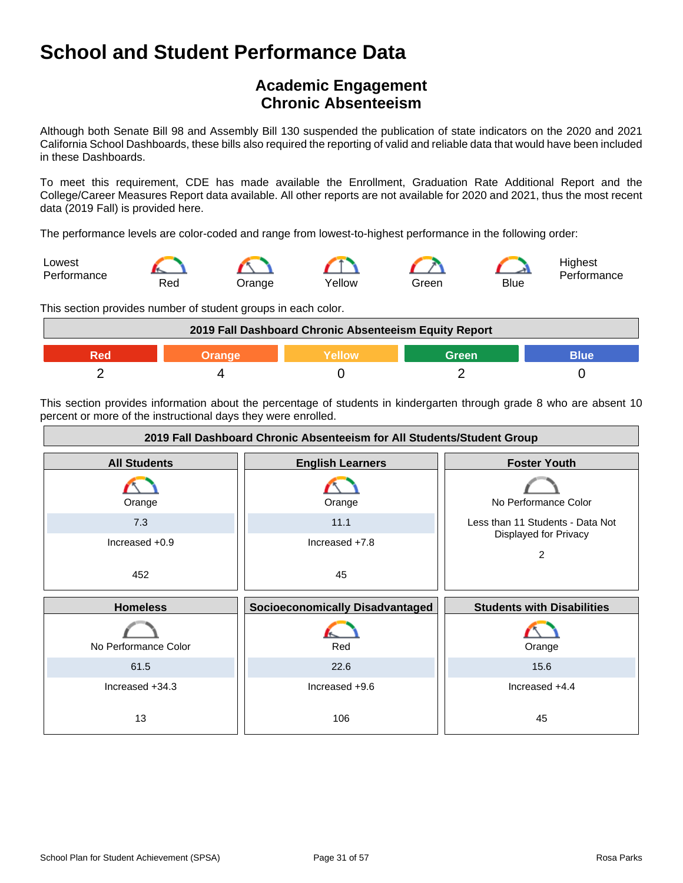# School and Student Performance Data

## Academic Engagement
## Chronic Absenteeism

Although both Senate Bill 98 and Assembly Bill 130 suspended the publication of state indicators on the 2020 and 2021 California School Dashboards, these bills also required the reporting of valid and reliable data that would have been included in these Dashboards.

To meet this requirement, CDE has made available the Enrollment, Graduation Rate Additional Report and the College/Career Measures Report data available. All other reports are not available for 2020 and 2021, thus the most recent data (2019 Fall) is provided here.

The performance levels are color-coded and range from lowest-to-highest performance in the following order:

Lowest Performance — Red — Orange — Yellow — Green — Blue — Highest Performance

This section provides number of student groups in each color.

| 2019 Fall Dashboard Chronic Absenteeism Equity Report | | | | |
|---|---|---|---|---|
| Red | Orange | Yellow | Green | Blue |
| 2 | 4 | 0 | 2 | 0 |

This section provides information about the percentage of students in kindergarten through grade 8 who are absent 10 percent or more of the instructional days they were enrolled.

**2019 Fall Dashboard Chronic Absenteeism for All Students/Student Group**

| All Students | English Learners | Foster Youth |
|---|---|---|
| Orange | Orange | No Performance Color |
| 7.3 | 11.1 | Less than 11 Students - Data Not Displayed for Privacy |
| Increased +0.9 | Increased +7.8 | |
| 452 | 45 | 2 |

| Homeless | Socioeconomically Disadvantaged | Students with Disabilities |
|---|---|---|
| No Performance Color | Red | Orange |
| 61.5 | 22.6 | 15.6 |
| Increased +34.3 | Increased +9.6 | Increased +4.4 |
| 13 | 106 | 45 |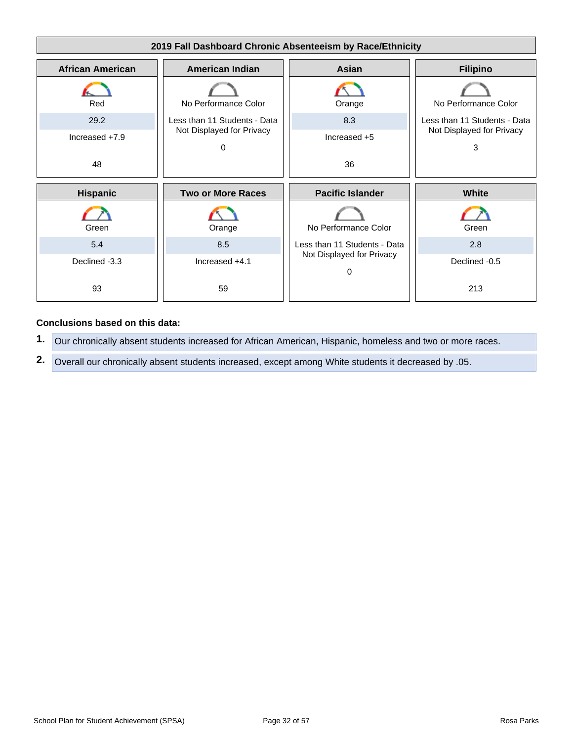## 2019 Fall Dashboard Chronic Absenteeism by Race/Ethnicity

| African American | American Indian | Asian | Filipino |
|---|---|---|---|
| Red | No Performance Color | Orange | No Performance Color |
| 29.2 | Less than 11 Students - Data Not Displayed for Privacy | 8.3 | Less than 11 Students - Data Not Displayed for Privacy |
| Increased +7.9 | 0 | Increased +5 | 3 |
| 48 | | 36 | |

| Hispanic | Two or More Races | Pacific Islander | White |
|---|---|---|---|
| Green | Orange | No Performance Color | Green |
| 5.4 | 8.5 | Less than 11 Students - Data Not Displayed for Privacy | 2.8 |
| Declined -3.3 | Increased +4.1 | 0 | Declined -0.5 |
| 93 | 59 | | 213 |

**Conclusions based on this data:**

1. Our chronically absent students increased for African American, Hispanic, homeless and two or more races.
2. Overall our chronically absent students increased, except among White students it decreased by .05.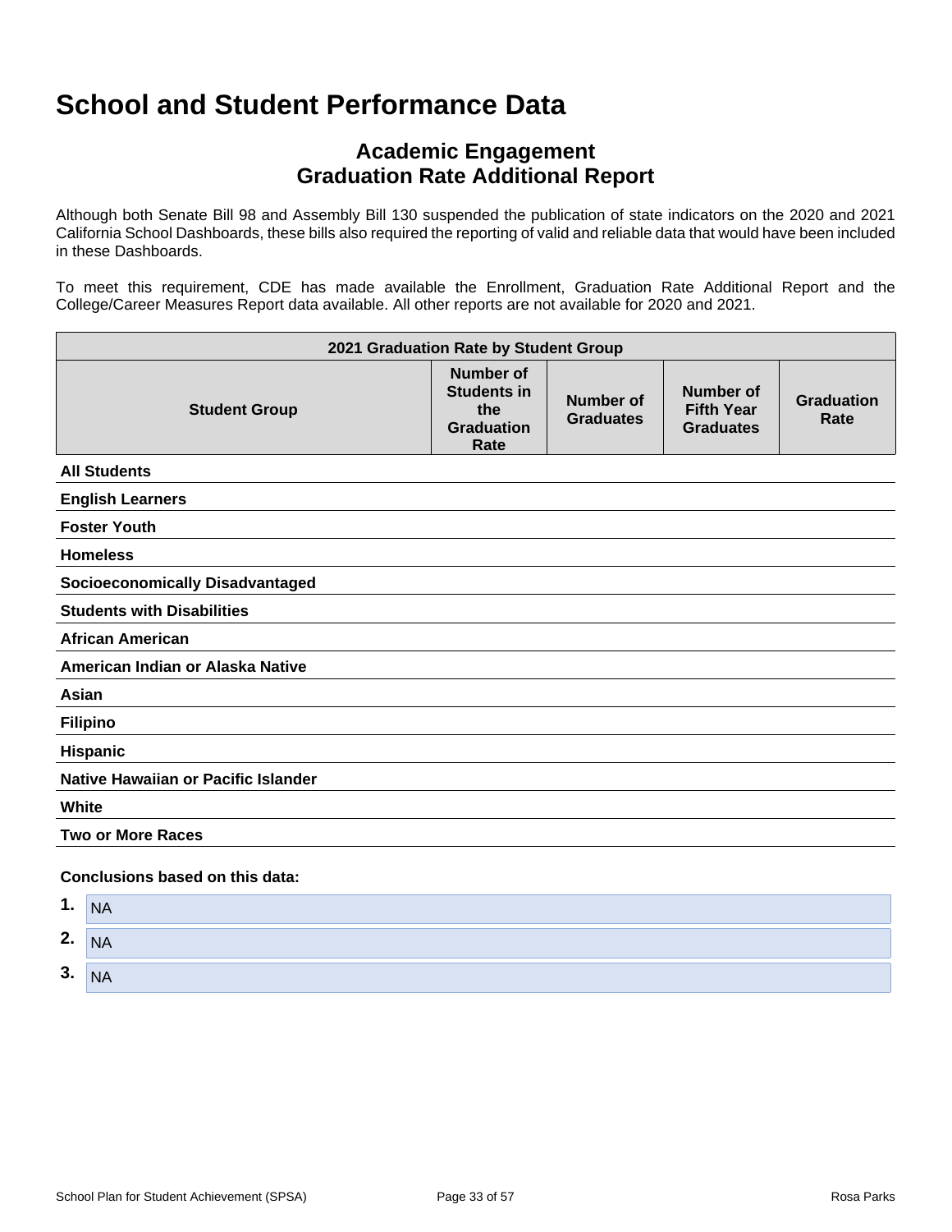# School and Student Performance Data

## Academic Engagement
## Graduation Rate Additional Report

Although both Senate Bill 98 and Assembly Bill 130 suspended the publication of state indicators on the 2020 and 2021 California School Dashboards, these bills also required the reporting of valid and reliable data that would have been included in these Dashboards.

To meet this requirement, CDE has made available the Enrollment, Graduation Rate Additional Report and the College/Career Measures Report data available. All other reports are not available for 2020 and 2021.

| 2021 Graduation Rate by Student Group | | | | |
|---|---|---|---|---|
| **Student Group** | **Number of Students in the Graduation Rate** | **Number of Graduates** | **Number of Fifth Year Graduates** | **Graduation Rate** |
| **All Students** | | | | |
| **English Learners** | | | | |
| **Foster Youth** | | | | |
| **Homeless** | | | | |
| **Socioeconomically Disadvantaged** | | | | |
| **Students with Disabilities** | | | | |
| **African American** | | | | |
| **American Indian or Alaska Native** | | | | |
| **Asian** | | | | |
| **Filipino** | | | | |
| **Hispanic** | | | | |
| **Native Hawaiian or Pacific Islander** | | | | |
| **White** | | | | |
| **Two or More Races** | | | | |

**Conclusions based on this data:**

1. NA
2. NA
3. NA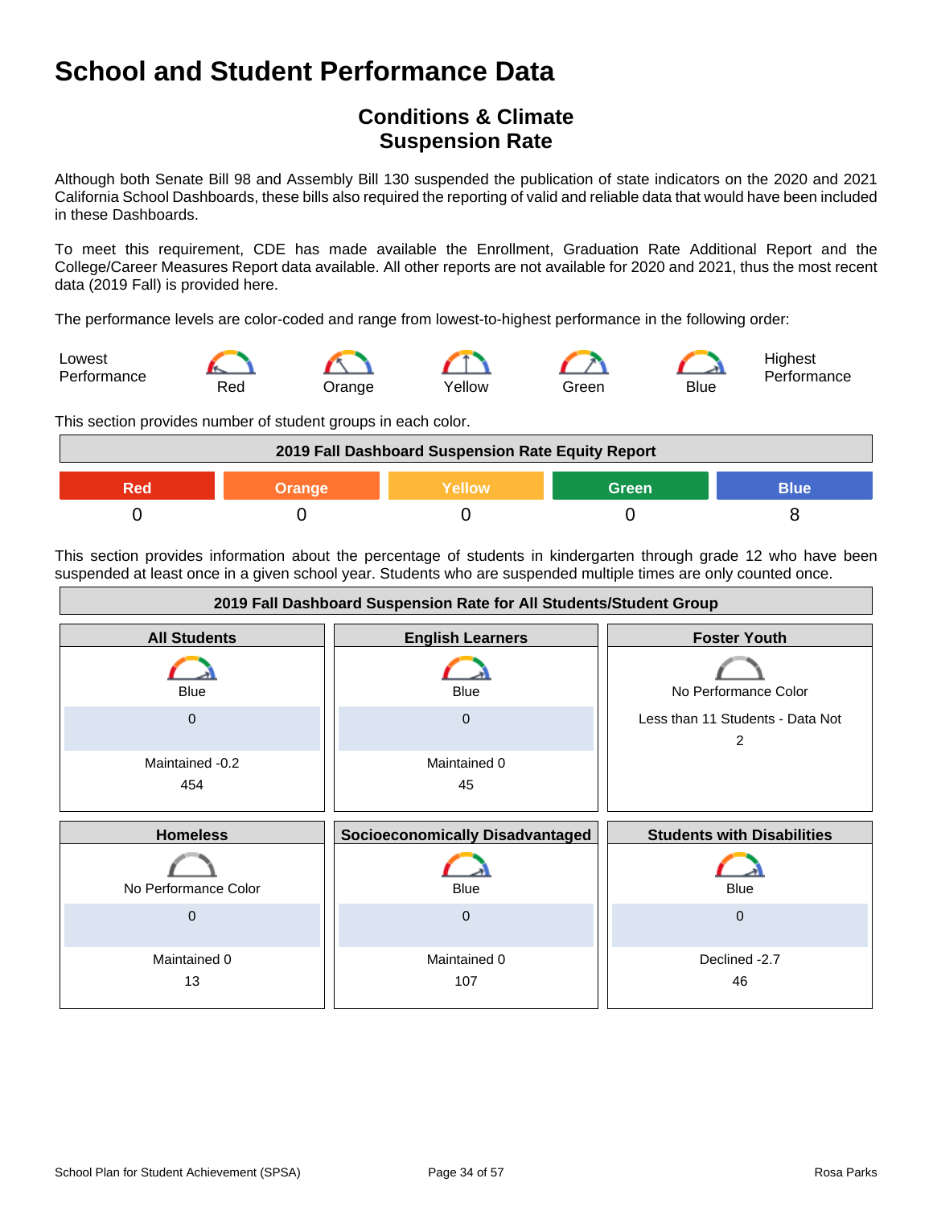# School and Student Performance Data

## Conditions & Climate
## Suspension Rate

Although both Senate Bill 98 and Assembly Bill 130 suspended the publication of state indicators on the 2020 and 2021 California School Dashboards, these bills also required the reporting of valid and reliable data that would have been included in these Dashboards.

To meet this requirement, CDE has made available the Enrollment, Graduation Rate Additional Report and the College/Career Measures Report data available. All other reports are not available for 2020 and 2021, thus the most recent data (2019 Fall) is provided here.

The performance levels are color-coded and range from lowest-to-highest performance in the following order:

Lowest Performance — Red — Orange — Yellow — Green — Blue — Highest Performance

This section provides number of student groups in each color.

| 2019 Fall Dashboard Suspension Rate Equity Report | | | | |
|---|---|---|---|---|
| Red | Orange | Yellow | Green | Blue |
| 0 | 0 | 0 | 0 | 8 |

This section provides information about the percentage of students in kindergarten through grade 12 who have been suspended at least once in a given school year. Students who are suspended multiple times are only counted once.

| 2019 Fall Dashboard Suspension Rate for All Students/Student Group | | |
|---|---|---|
| **All Students** | **English Learners** | **Foster Youth** |
| Blue | Blue | No Performance Color |
| 0 | 0 | Less than 11 Students - Data Not |
| Maintained -0.2 | Maintained 0 | 2 |
| 454 | 45 | |
| **Homeless** | **Socioeconomically Disadvantaged** | **Students with Disabilities** |
| No Performance Color | Blue | Blue |
| 0 | 0 | 0 |
| Maintained 0 | Maintained 0 | Declined -2.7 |
| 13 | 107 | 46 |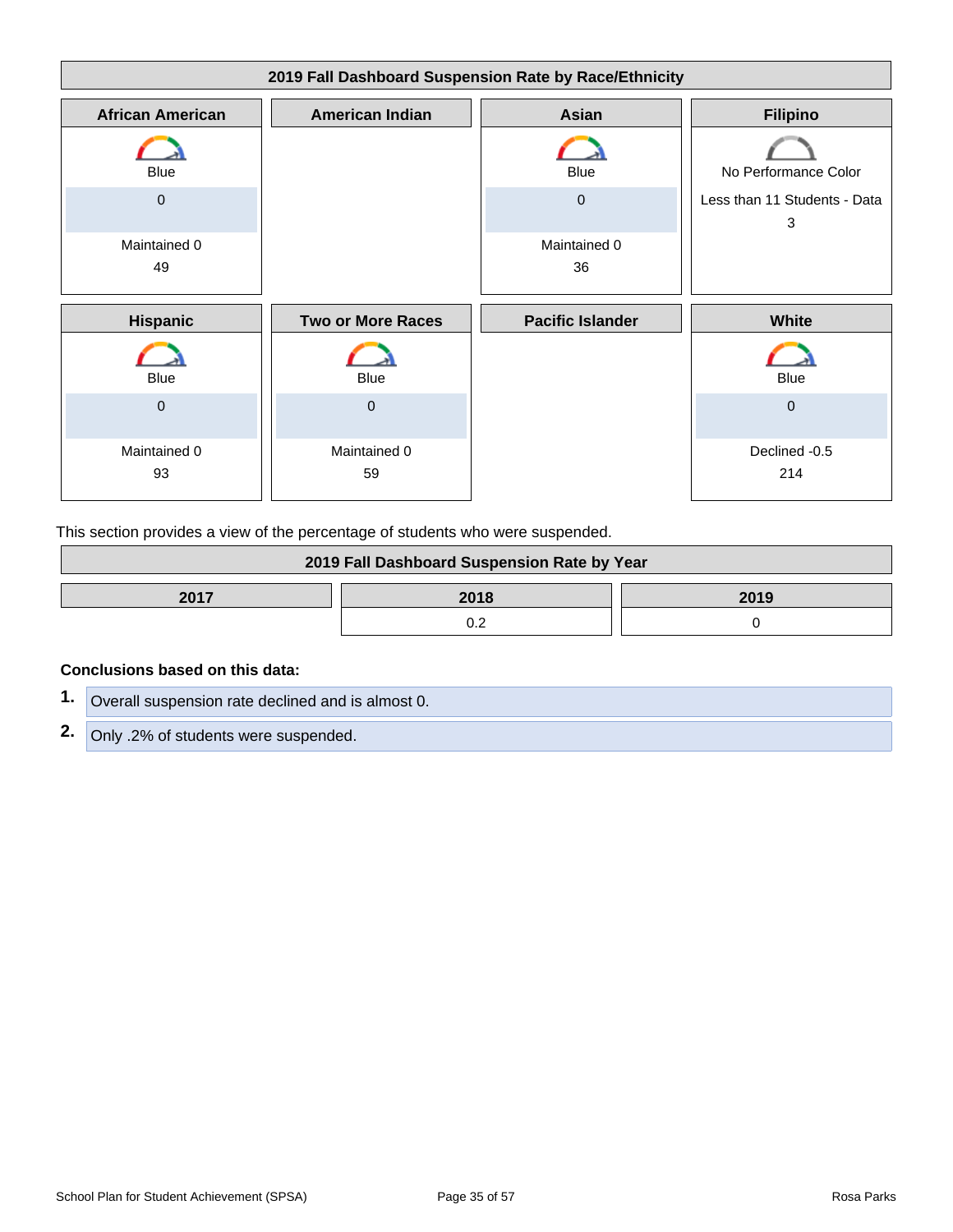### 2019 Fall Dashboard Suspension Rate by Race/Ethnicity

| African American | American Indian | Asian | Filipino |
|---|---|---|---|
| Blue | | Blue | No Performance Color |
| 0 | | 0 | Less than 11 Students - Data 3 |
| Maintained 0 | | Maintained 0 | |
| 49 | | 36 | |

| Hispanic | Two or More Races | Pacific Islander | White |
|---|---|---|---|
| Blue | Blue | | Blue |
| 0 | 0 | | 0 |
| Maintained 0 | Maintained 0 | | Declined -0.5 |
| 93 | 59 | | 214 |

This section provides a view of the percentage of students who were suspended.

### 2019 Fall Dashboard Suspension Rate by Year

| 2017 | 2018 | 2019 |
|---|---|---|
| | 0.2 | 0 |

**Conclusions based on this data:**

1. Overall suspension rate declined and is almost 0.
2. Only .2% of students were suspended.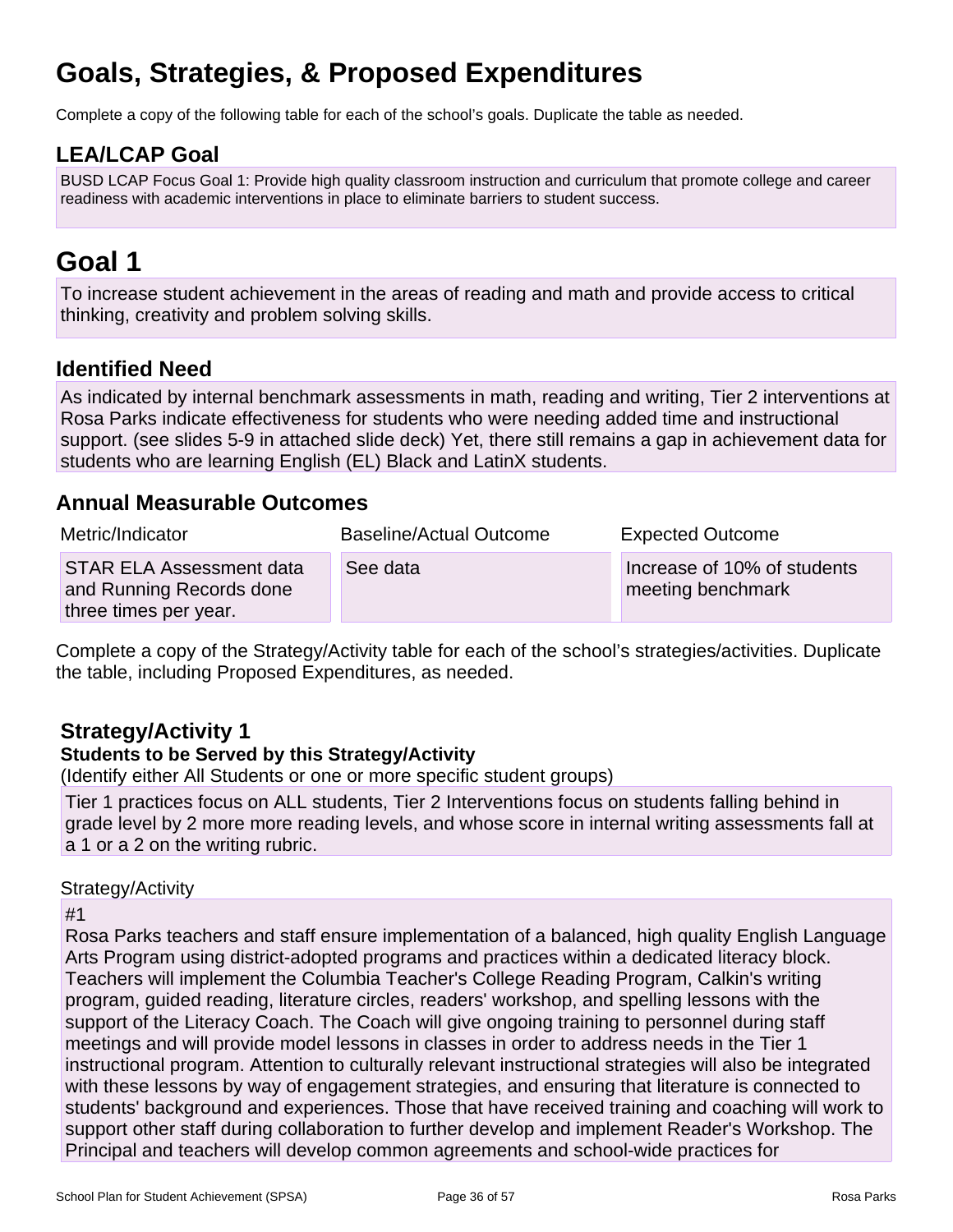# Goals, Strategies, & Proposed Expenditures

Complete a copy of the following table for each of the school's goals. Duplicate the table as needed.

## LEA/LCAP Goal

BUSD LCAP Focus Goal 1: Provide high quality classroom instruction and curriculum that promote college and career readiness with academic interventions in place to eliminate barriers to student success.

# Goal 1

To increase student achievement in the areas of reading and math and provide access to critical thinking, creativity and problem solving skills.

## Identified Need

As indicated by internal benchmark assessments in math, reading and writing, Tier 2 interventions at Rosa Parks indicate effectiveness for students who were needing added time and instructional support. (see slides 5-9 in attached slide deck) Yet, there still remains a gap in achievement data for students who are learning English (EL) Black and LatinX students.

## Annual Measurable Outcomes

| Metric/Indicator | Baseline/Actual Outcome | Expected Outcome |
| --- | --- | --- |
| STAR ELA Assessment data and Running Records done three times per year. | See data | Increase of 10% of students meeting benchmark |

Complete a copy of the Strategy/Activity table for each of the school's strategies/activities. Duplicate the table, including Proposed Expenditures, as needed.

### Strategy/Activity 1

**Students to be Served by this Strategy/Activity**

(Identify either All Students or one or more specific student groups)

Tier 1 practices focus on ALL students, Tier 2 Interventions focus on students falling behind in grade level by 2 more more reading levels, and whose score in internal writing assessments fall at a 1 or a 2 on the writing rubric.

Strategy/Activity

#1
Rosa Parks teachers and staff ensure implementation of a balanced, high quality English Language Arts Program using district-adopted programs and practices within a dedicated literacy block. Teachers will implement the Columbia Teacher's College Reading Program, Calkin's writing program, guided reading, literature circles, readers' workshop, and spelling lessons with the support of the Literacy Coach. The Coach will give ongoing training to personnel during staff meetings and will provide model lessons in classes in order to address needs in the Tier 1 instructional program. Attention to culturally relevant instructional strategies will also be integrated with these lessons by way of engagement strategies, and ensuring that literature is connected to students' background and experiences. Those that have received training and coaching will work to support other staff during collaboration to further develop and implement Reader's Workshop. The Principal and teachers will develop common agreements and school-wide practices for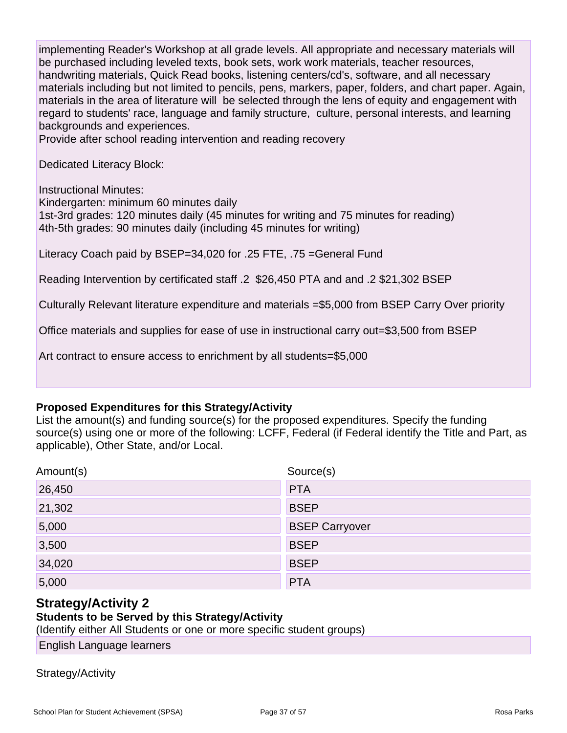implementing Reader's Workshop at all grade levels. All appropriate and necessary materials will be purchased including leveled texts, book sets, work work materials, teacher resources, handwriting materials, Quick Read books, listening centers/cd's, software, and all necessary materials including but not limited to pencils, pens, markers, paper, folders, and chart paper. Again, materials in the area of literature will be selected through the lens of equity and engagement with regard to students' race, language and family structure, culture, personal interests, and learning backgrounds and experiences.
Provide after school reading intervention and reading recovery

Dedicated Literacy Block:

Instructional Minutes:
Kindergarten: minimum 60 minutes daily
1st-3rd grades: 120 minutes daily (45 minutes for writing and 75 minutes for reading)
4th-5th grades: 90 minutes daily (including 45 minutes for writing)

Literacy Coach paid by BSEP=34,020 for .25 FTE, .75 =General Fund

Reading Intervention by certificated staff .2 $26,450 PTA and and .2 $21,302 BSEP

Culturally Relevant literature expenditure and materials =$5,000 from BSEP Carry Over priority

Office materials and supplies for ease of use in instructional carry out=$3,500 from BSEP

Art contract to ensure access to enrichment by all students=$5,000

**Proposed Expenditures for this Strategy/Activity**

List the amount(s) and funding source(s) for the proposed expenditures. Specify the funding source(s) using one or more of the following: LCFF, Federal (if Federal identify the Title and Part, as applicable), Other State, and/or Local.

| Amount(s) | Source(s) |
| --- | --- |
| 26,450 | PTA |
| 21,302 | BSEP |
| 5,000 | BSEP Carryover |
| 3,500 | BSEP |
| 34,020 | BSEP |
| 5,000 | PTA |

## Strategy/Activity 2

**Students to be Served by this Strategy/Activity**

(Identify either All Students or one or more specific student groups)

English Language learners

Strategy/Activity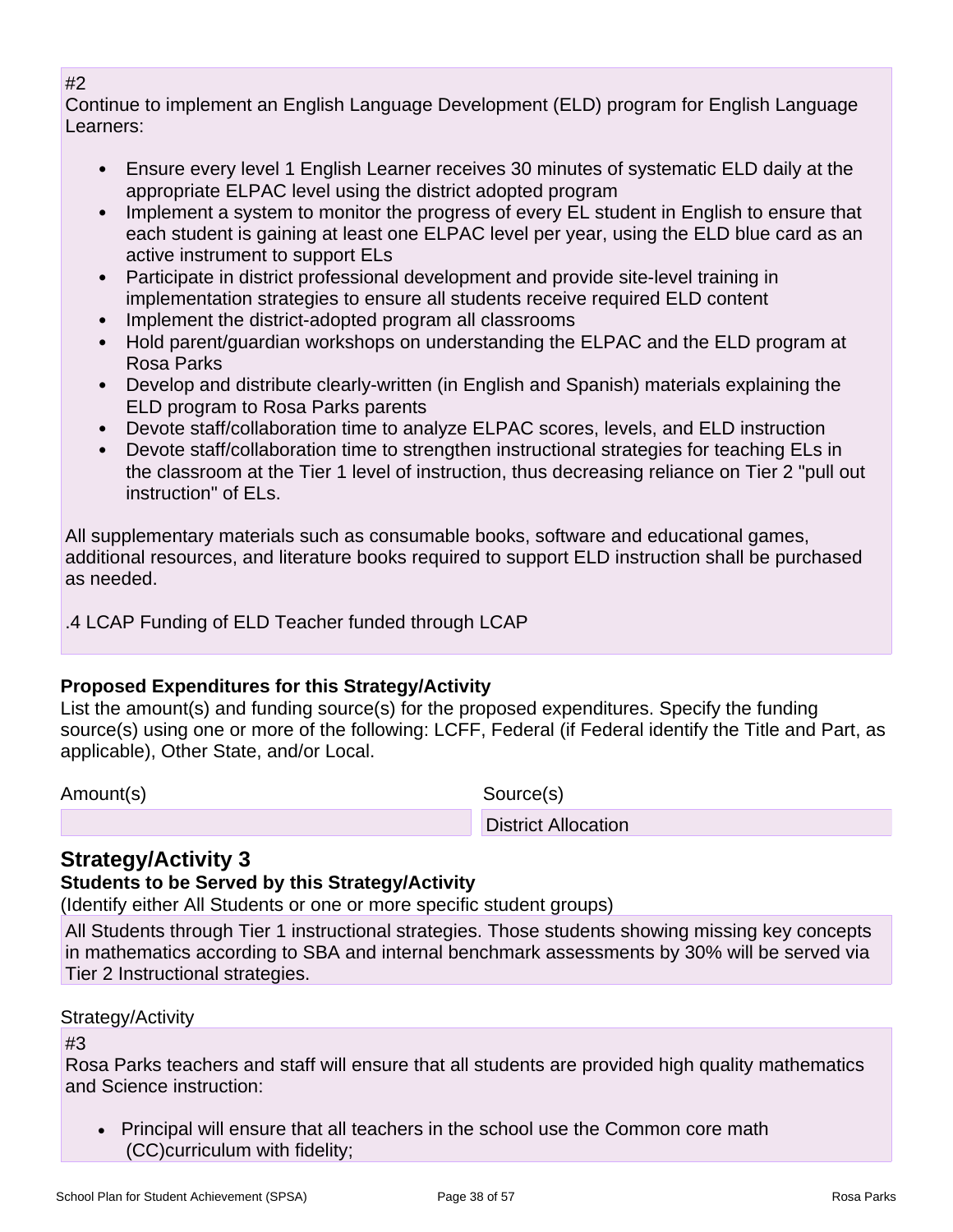#2

Continue to implement an English Language Development (ELD) program for English Language Learners:

- Ensure every level 1 English Learner receives 30 minutes of systematic ELD daily at the appropriate ELPAC level using the district adopted program
- Implement a system to monitor the progress of every EL student in English to ensure that each student is gaining at least one ELPAC level per year, using the ELD blue card as an active instrument to support ELs
- Participate in district professional development and provide site-level training in implementation strategies to ensure all students receive required ELD content
- Implement the district-adopted program all classrooms
- Hold parent/guardian workshops on understanding the ELPAC and the ELD program at Rosa Parks
- Develop and distribute clearly-written (in English and Spanish) materials explaining the ELD program to Rosa Parks parents
- Devote staff/collaboration time to analyze ELPAC scores, levels, and ELD instruction
- Devote staff/collaboration time to strengthen instructional strategies for teaching ELs in the classroom at the Tier 1 level of instruction, thus decreasing reliance on Tier 2 "pull out instruction" of ELs.

All supplementary materials such as consumable books, software and educational games, additional resources, and literature books required to support ELD instruction shall be purchased as needed.

.4 LCAP Funding of ELD Teacher funded through LCAP

**Proposed Expenditures for this Strategy/Activity**

List the amount(s) and funding source(s) for the proposed expenditures. Specify the funding source(s) using one or more of the following: LCFF, Federal (if Federal identify the Title and Part, as applicable), Other State, and/or Local.

| Amount(s) | Source(s) |
| --- | --- |
| | District Allocation |

## Strategy/Activity 3

**Students to be Served by this Strategy/Activity**

(Identify either All Students or one or more specific student groups)

All Students through Tier 1 instructional strategies. Those students showing missing key concepts in mathematics according to SBA and internal benchmark assessments by 30% will be served via Tier 2 Instructional strategies.

Strategy/Activity

#3

Rosa Parks teachers and staff will ensure that all students are provided high quality mathematics and Science instruction:

- Principal will ensure that all teachers in the school use the Common core math (CC)curriculum with fidelity;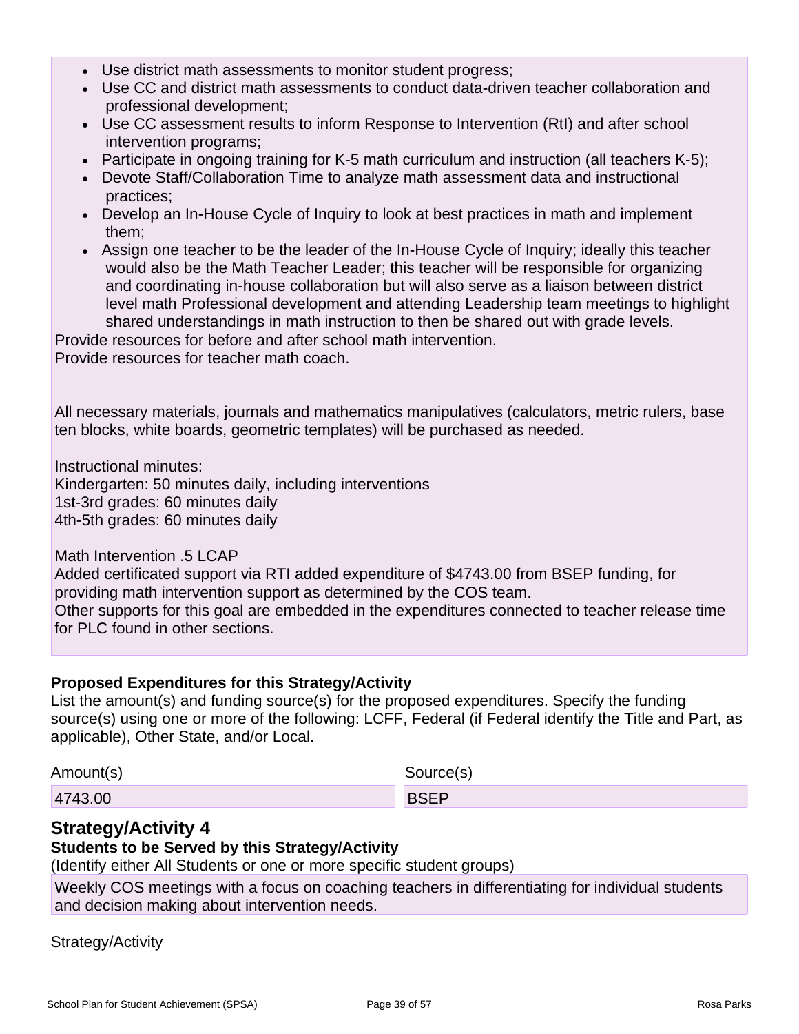- Use district math assessments to monitor student progress;
- Use CC and district math assessments to conduct data-driven teacher collaboration and professional development;
- Use CC assessment results to inform Response to Intervention (RtI) and after school intervention programs;
- Participate in ongoing training for K-5 math curriculum and instruction (all teachers K-5);
- Devote Staff/Collaboration Time to analyze math assessment data and instructional practices;
- Develop an In-House Cycle of Inquiry to look at best practices in math and implement them;
- Assign one teacher to be the leader of the In-House Cycle of Inquiry; ideally this teacher would also be the Math Teacher Leader; this teacher will be responsible for organizing and coordinating in-house collaboration but will also serve as a liaison between district level math Professional development and attending Leadership team meetings to highlight shared understandings in math instruction to then be shared out with grade levels.

Provide resources for before and after school math intervention.
Provide resources for teacher math coach.

All necessary materials, journals and mathematics manipulatives (calculators, metric rulers, base ten blocks, white boards, geometric templates) will be purchased as needed.

Instructional minutes:
Kindergarten: 50 minutes daily, including interventions
1st-3rd grades: 60 minutes daily
4th-5th grades: 60 minutes daily

Math Intervention .5 LCAP
Added certificated support via RTI added expenditure of $4743.00 from BSEP funding, for providing math intervention support as determined by the COS team.
Other supports for this goal are embedded in the expenditures connected to teacher release time for PLC found in other sections.

**Proposed Expenditures for this Strategy/Activity**
List the amount(s) and funding source(s) for the proposed expenditures. Specify the funding source(s) using one or more of the following: LCFF, Federal (if Federal identify the Title and Part, as applicable), Other State, and/or Local.

| Amount(s) | Source(s) |
| --- | --- |
| 4743.00 | BSEP |

## Strategy/Activity 4

**Students to be Served by this Strategy/Activity**
(Identify either All Students or one or more specific student groups)

Weekly COS meetings with a focus on coaching teachers in differentiating for individual students and decision making about intervention needs.

Strategy/Activity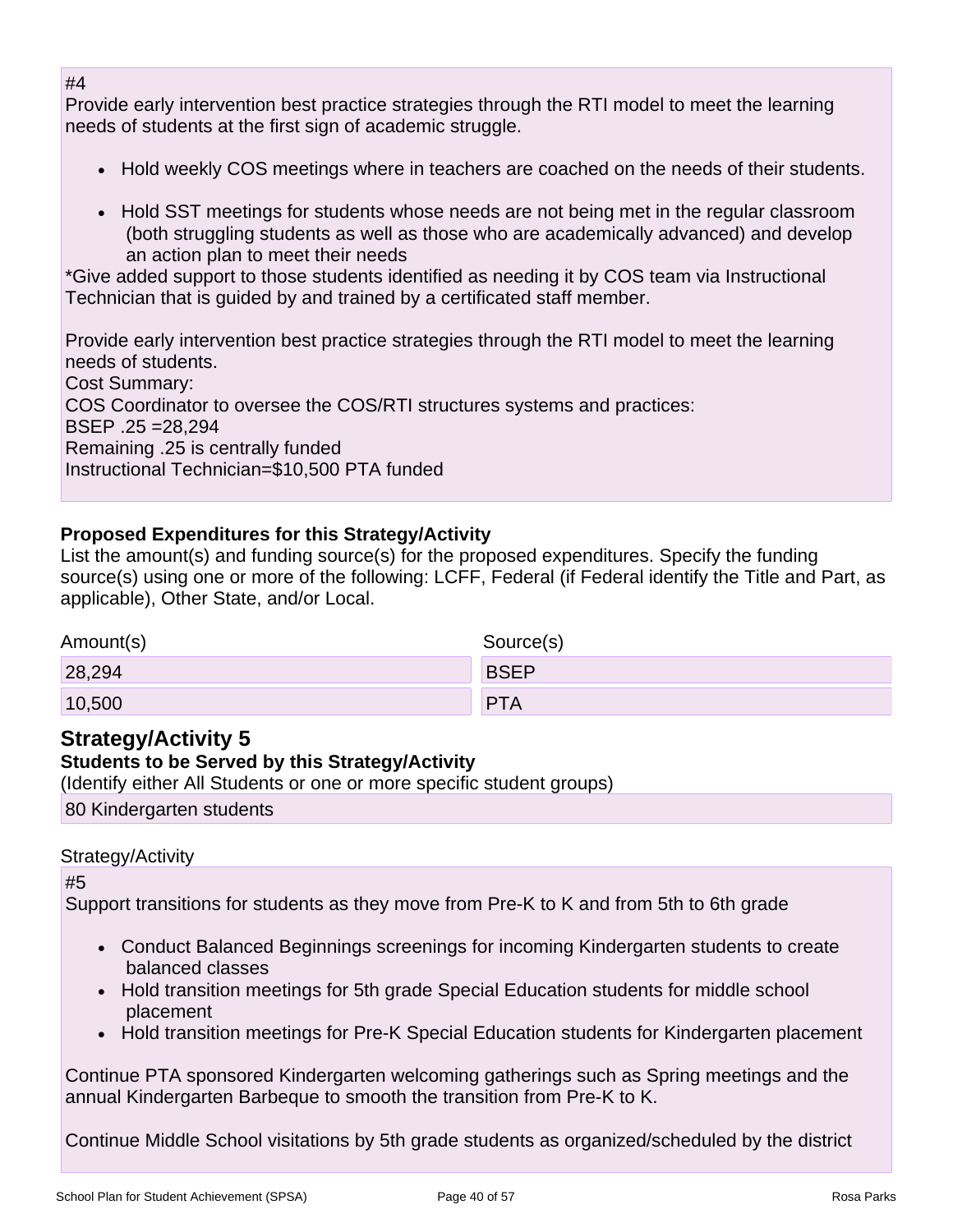#4
Provide early intervention best practice strategies through the RTI model to meet the learning needs of students at the first sign of academic struggle.

- Hold weekly COS meetings where in teachers are coached on the needs of their students.
- Hold SST meetings for students whose needs are not being met in the regular classroom (both struggling students as well as those who are academically advanced) and develop an action plan to meet their needs

*Give added support to those students identified as needing it by COS team via Instructional Technician that is guided by and trained by a certificated staff member.

Provide early intervention best practice strategies through the RTI model to meet the learning needs of students.
Cost Summary:
COS Coordinator to oversee the COS/RTI structures systems and practices:
BSEP .25 =28,294
Remaining .25 is centrally funded
Instructional Technician=$10,500 PTA funded

**Proposed Expenditures for this Strategy/Activity**
List the amount(s) and funding source(s) for the proposed expenditures. Specify the funding source(s) using one or more of the following: LCFF, Federal (if Federal identify the Title and Part, as applicable), Other State, and/or Local.

| Amount(s) | Source(s) |
|---|---|
| 28,294 | BSEP |
| 10,500 | PTA |

## Strategy/Activity 5

**Students to be Served by this Strategy/Activity**
(Identify either All Students or one or more specific student groups)

80 Kindergarten students

Strategy/Activity

#5
Support transitions for students as they move from Pre-K to K and from 5th to 6th grade

- Conduct Balanced Beginnings screenings for incoming Kindergarten students to create balanced classes
- Hold transition meetings for 5th grade Special Education students for middle school placement
- Hold transition meetings for Pre-K Special Education students for Kindergarten placement

Continue PTA sponsored Kindergarten welcoming gatherings such as Spring meetings and the annual Kindergarten Barbeque to smooth the transition from Pre-K to K.

Continue Middle School visitations by 5th grade students as organized/scheduled by the district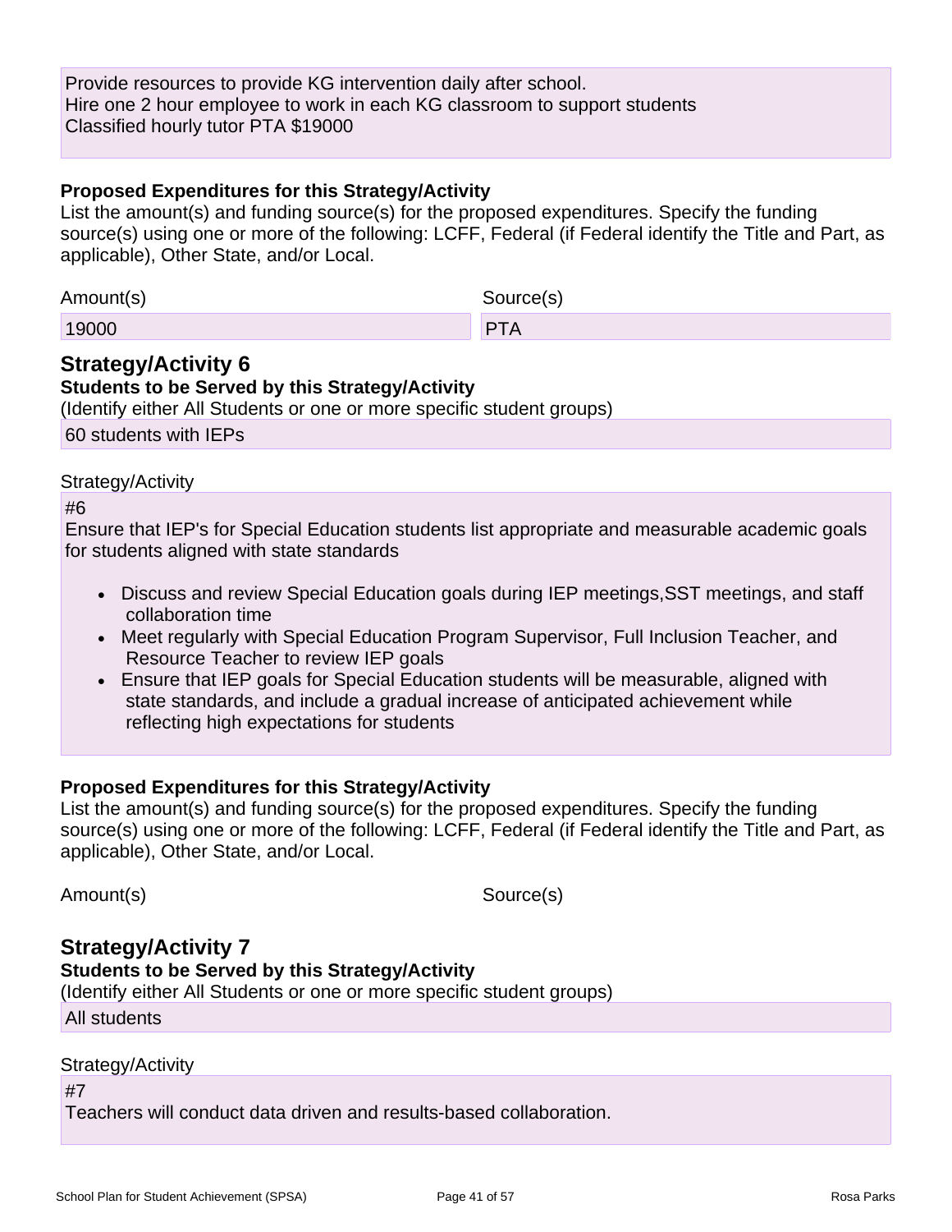Provide resources to provide KG intervention daily after school.
Hire one 2 hour employee to work in each KG classroom to support students
Classified hourly tutor PTA $19000

**Proposed Expenditures for this Strategy/Activity**
List the amount(s) and funding source(s) for the proposed expenditures. Specify the funding source(s) using one or more of the following: LCFF, Federal (if Federal identify the Title and Part, as applicable), Other State, and/or Local.

| Amount(s) | Source(s) |
| --- | --- |
| 19000 | PTA |

## Strategy/Activity 6

**Students to be Served by this Strategy/Activity**
(Identify either All Students or one or more specific student groups)

60 students with IEPs

Strategy/Activity

#6
Ensure that IEP's for Special Education students list appropriate and measurable academic goals for students aligned with state standards

- Discuss and review Special Education goals during IEP meetings,SST meetings, and staff collaboration time
- Meet regularly with Special Education Program Supervisor, Full Inclusion Teacher, and Resource Teacher to review IEP goals
- Ensure that IEP goals for Special Education students will be measurable, aligned with state standards, and include a gradual increase of anticipated achievement while reflecting high expectations for students

**Proposed Expenditures for this Strategy/Activity**
List the amount(s) and funding source(s) for the proposed expenditures. Specify the funding source(s) using one or more of the following: LCFF, Federal (if Federal identify the Title and Part, as applicable), Other State, and/or Local.

| Amount(s) | Source(s) |
| --- | --- |

## Strategy/Activity 7

**Students to be Served by this Strategy/Activity**
(Identify either All Students or one or more specific student groups)

All students

Strategy/Activity

#7
Teachers will conduct data driven and results-based collaboration.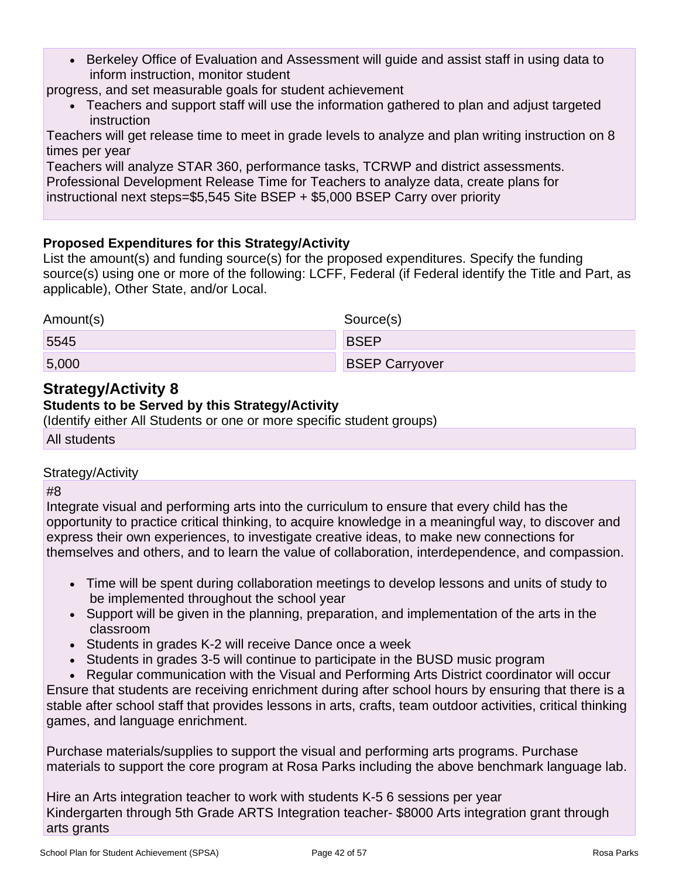- Berkeley Office of Evaluation and Assessment will guide and assist staff in using data to inform instruction, monitor student

progress, and set measurable goals for student achievement

- Teachers and support staff will use the information gathered to plan and adjust targeted instruction

Teachers will get release time to meet in grade levels to analyze and plan writing instruction on 8 times per year
Teachers will analyze STAR 360, performance tasks, TCRWP and district assessments.
Professional Development Release Time for Teachers to analyze data, create plans for instructional next steps=$5,545 Site BSEP + $5,000 BSEP Carry over priority

**Proposed Expenditures for this Strategy/Activity**

List the amount(s) and funding source(s) for the proposed expenditures. Specify the funding source(s) using one or more of the following: LCFF, Federal (if Federal identify the Title and Part, as applicable), Other State, and/or Local.

| Amount(s) | Source(s) |
| --- | --- |
| 5545 | BSEP |
| 5,000 | BSEP Carryover |

## Strategy/Activity 8

**Students to be Served by this Strategy/Activity**

(Identify either All Students or one or more specific student groups)

All students

Strategy/Activity

#8
Integrate visual and performing arts into the curriculum to ensure that every child has the opportunity to practice critical thinking, to acquire knowledge in a meaningful way, to discover and express their own experiences, to investigate creative ideas, to make new connections for themselves and others, and to learn the value of collaboration, interdependence, and compassion.

- Time will be spent during collaboration meetings to develop lessons and units of study to be implemented throughout the school year
- Support will be given in the planning, preparation, and implementation of the arts in the classroom
- Students in grades K-2 will receive Dance once a week
- Students in grades 3-5 will continue to participate in the BUSD music program
- Regular communication with the Visual and Performing Arts District coordinator will occur

Ensure that students are receiving enrichment during after school hours by ensuring that there is a stable after school staff that provides lessons in arts, crafts, team outdoor activities, critical thinking games, and language enrichment.

Purchase materials/supplies to support the visual and performing arts programs. Purchase materials to support the core program at Rosa Parks including the above benchmark language lab.

Hire an Arts integration teacher to work with students K-5 6 sessions per year
Kindergarten through 5th Grade ARTS Integration teacher- $8000 Arts integration grant through arts grants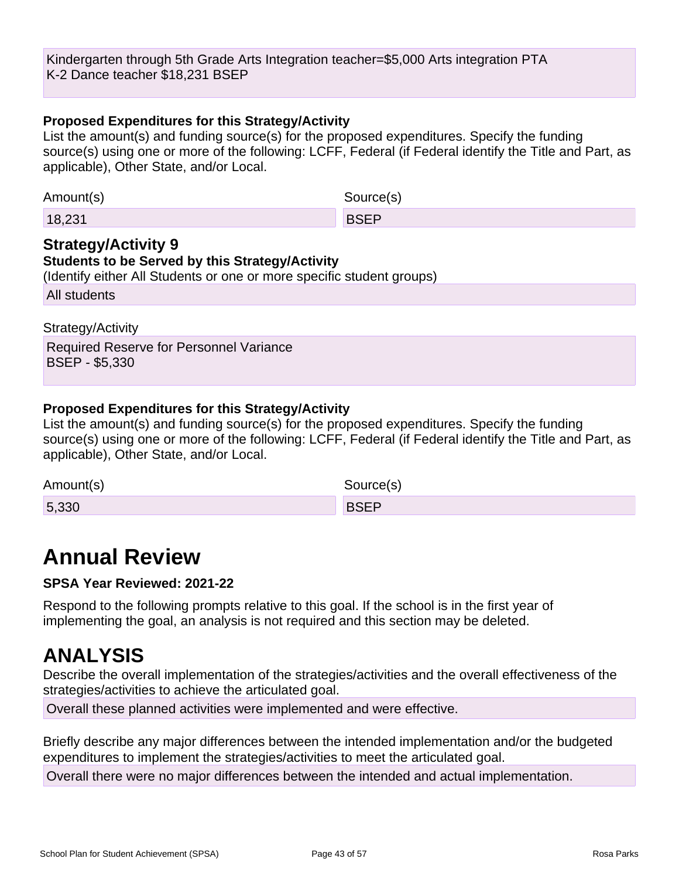Kindergarten through 5th Grade Arts Integration teacher=$5,000 Arts integration PTA
K-2 Dance teacher $18,231 BSEP

**Proposed Expenditures for this Strategy/Activity**

List the amount(s) and funding source(s) for the proposed expenditures. Specify the funding source(s) using one or more of the following: LCFF, Federal (if Federal identify the Title and Part, as applicable), Other State, and/or Local.

| Amount(s) | Source(s) |
| --- | --- |
| 18,231 | BSEP |

### Strategy/Activity 9

**Students to be Served by this Strategy/Activity**

(Identify either All Students or one or more specific student groups)

All students

Strategy/Activity

Required Reserve for Personnel Variance
BSEP - $5,330

**Proposed Expenditures for this Strategy/Activity**

List the amount(s) and funding source(s) for the proposed expenditures. Specify the funding source(s) using one or more of the following: LCFF, Federal (if Federal identify the Title and Part, as applicable), Other State, and/or Local.

| Amount(s) | Source(s) |
| --- | --- |
| 5,330 | BSEP |

# Annual Review

**SPSA Year Reviewed: 2021-22**

Respond to the following prompts relative to this goal. If the school is in the first year of implementing the goal, an analysis is not required and this section may be deleted.

# ANALYSIS

Describe the overall implementation of the strategies/activities and the overall effectiveness of the strategies/activities to achieve the articulated goal.

Overall these planned activities were implemented and were effective.

Briefly describe any major differences between the intended implementation and/or the budgeted expenditures to implement the strategies/activities to meet the articulated goal.

Overall there were no major differences between the intended and actual implementation.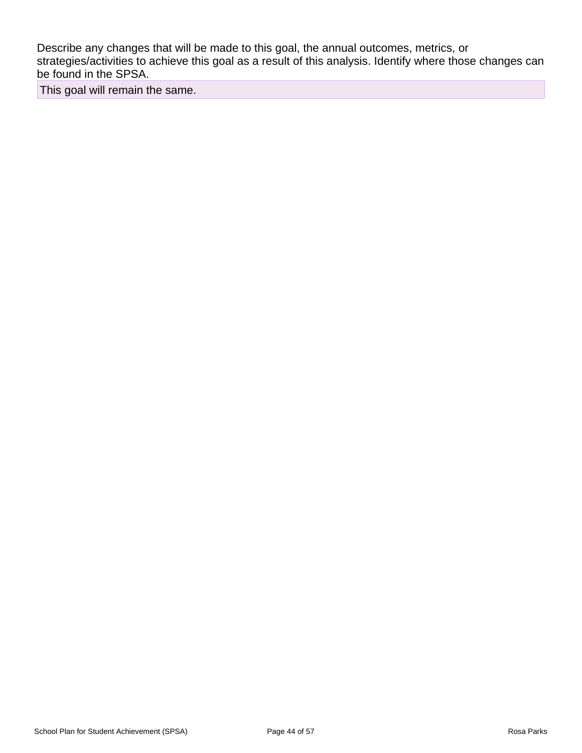Describe any changes that will be made to this goal, the annual outcomes, metrics, or strategies/activities to achieve this goal as a result of this analysis. Identify where those changes can be found in the SPSA.

This goal will remain the same.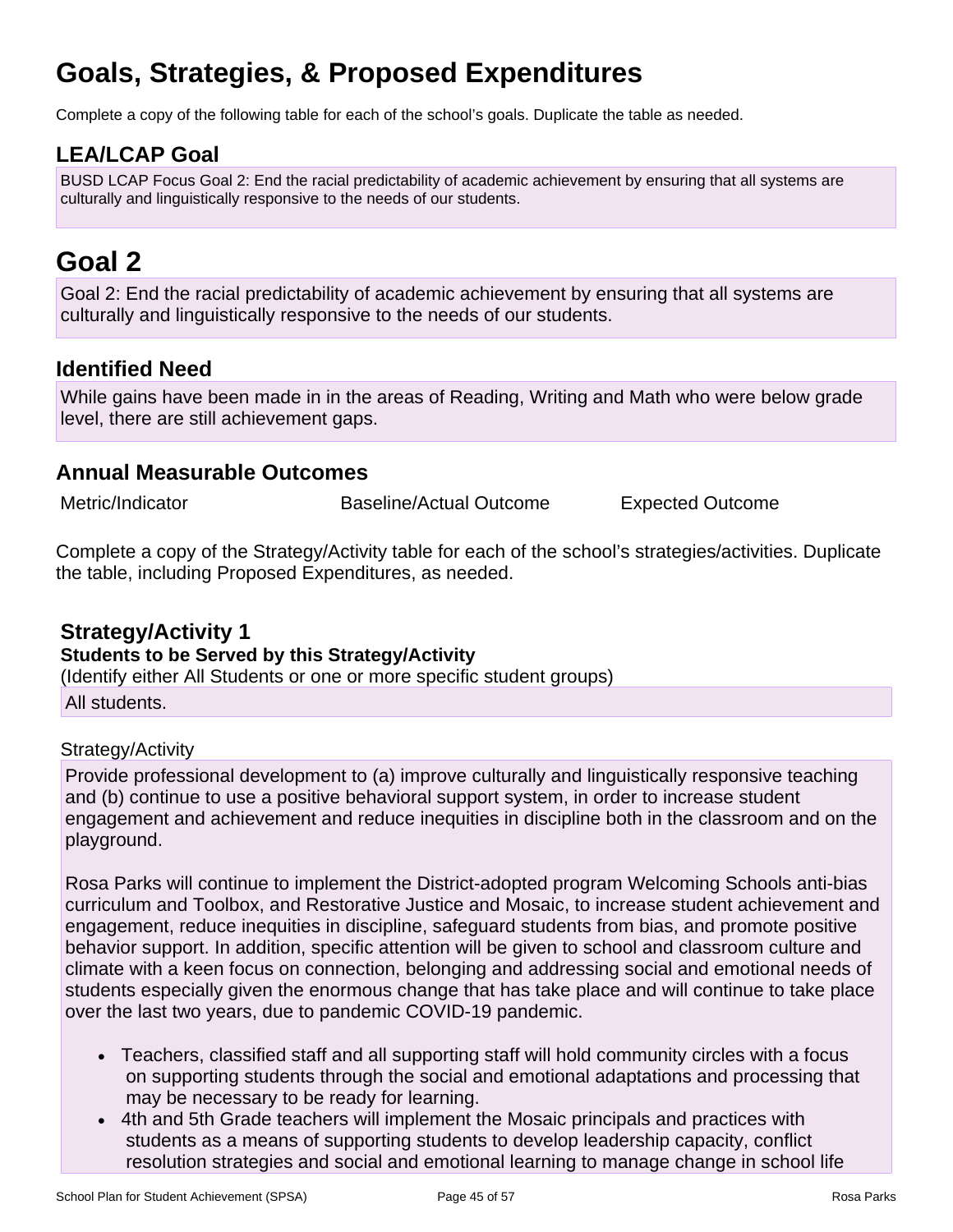# Goals, Strategies, & Proposed Expenditures

Complete a copy of the following table for each of the school's goals. Duplicate the table as needed.

## LEA/LCAP Goal

BUSD LCAP Focus Goal 2: End the racial predictability of academic achievement by ensuring that all systems are culturally and linguistically responsive to the needs of our students.

# Goal 2

Goal 2: End the racial predictability of academic achievement by ensuring that all systems are culturally and linguistically responsive to the needs of our students.

## Identified Need

While gains have been made in in the areas of Reading, Writing and Math who were below grade level, there are still achievement gaps.

## Annual Measurable Outcomes

| Metric/Indicator | Baseline/Actual Outcome | Expected Outcome |
|---|---|---|

Complete a copy of the Strategy/Activity table for each of the school's strategies/activities. Duplicate the table, including Proposed Expenditures, as needed.

### Strategy/Activity 1

**Students to be Served by this Strategy/Activity**

(Identify either All Students or one or more specific student groups)

All students.

Strategy/Activity

Provide professional development to (a) improve culturally and linguistically responsive teaching and (b) continue to use a positive behavioral support system, in order to increase student engagement and achievement and reduce inequities in discipline both in the classroom and on the playground.

Rosa Parks will continue to implement the District-adopted program Welcoming Schools anti-bias curriculum and Toolbox, and Restorative Justice and Mosaic, to increase student achievement and engagement, reduce inequities in discipline, safeguard students from bias, and promote positive behavior support. In addition, specific attention will be given to school and classroom culture and climate with a keen focus on connection, belonging and addressing social and emotional needs of students especially given the enormous change that has take place and will continue to take place over the last two years, due to pandemic COVID-19 pandemic.

- Teachers, classified staff and all supporting staff will hold community circles with a focus on supporting students through the social and emotional adaptations and processing that may be necessary to be ready for learning.
- 4th and 5th Grade teachers will implement the Mosaic principals and practices with students as a means of supporting students to develop leadership capacity, conflict resolution strategies and social and emotional learning to manage change in school life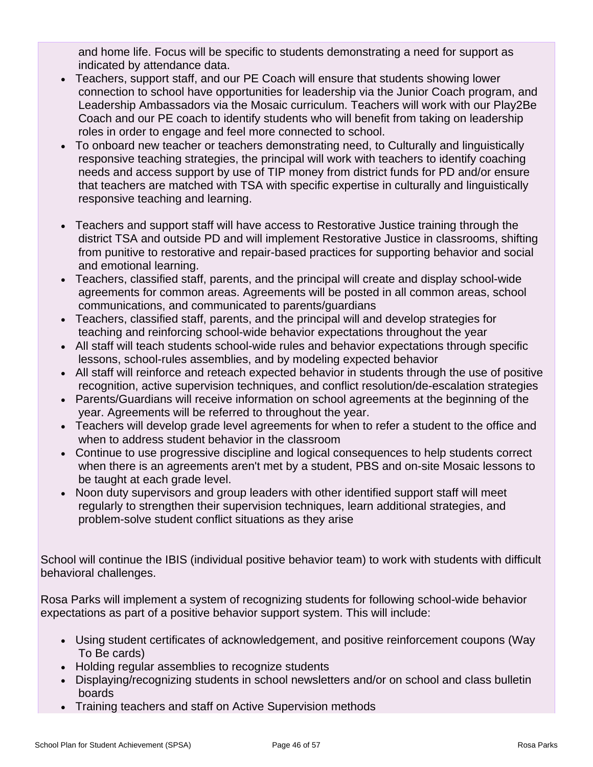and home life. Focus will be specific to students demonstrating a need for support as indicated by attendance data.

- Teachers, support staff, and our PE Coach will ensure that students showing lower connection to school have opportunities for leadership via the Junior Coach program, and Leadership Ambassadors via the Mosaic curriculum. Teachers will work with our Play2Be Coach and our PE coach to identify students who will benefit from taking on leadership roles in order to engage and feel more connected to school.
- To onboard new teacher or teachers demonstrating need, to Culturally and linguistically responsive teaching strategies, the principal will work with teachers to identify coaching needs and access support by use of TIP money from district funds for PD and/or ensure that teachers are matched with TSA with specific expertise in culturally and linguistically responsive teaching and learning.

- Teachers and support staff will have access to Restorative Justice training through the district TSA and outside PD and will implement Restorative Justice in classrooms, shifting from punitive to restorative and repair-based practices for supporting behavior and social and emotional learning.
- Teachers, classified staff, parents, and the principal will create and display school-wide agreements for common areas. Agreements will be posted in all common areas, school communications, and communicated to parents/guardians
- Teachers, classified staff, parents, and the principal will and develop strategies for teaching and reinforcing school-wide behavior expectations throughout the year
- All staff will teach students school-wide rules and behavior expectations through specific lessons, school-rules assemblies, and by modeling expected behavior
- All staff will reinforce and reteach expected behavior in students through the use of positive recognition, active supervision techniques, and conflict resolution/de-escalation strategies
- Parents/Guardians will receive information on school agreements at the beginning of the year. Agreements will be referred to throughout the year.
- Teachers will develop grade level agreements for when to refer a student to the office and when to address student behavior in the classroom
- Continue to use progressive discipline and logical consequences to help students correct when there is an agreements aren't met by a student, PBS and on-site Mosaic lessons to be taught at each grade level.
- Noon duty supervisors and group leaders with other identified support staff will meet regularly to strengthen their supervision techniques, learn additional strategies, and problem-solve student conflict situations as they arise

School will continue the IBIS (individual positive behavior team) to work with students with difficult behavioral challenges.

Rosa Parks will implement a system of recognizing students for following school-wide behavior expectations as part of a positive behavior support system. This will include:

- Using student certificates of acknowledgement, and positive reinforcement coupons (Way To Be cards)
- Holding regular assemblies to recognize students
- Displaying/recognizing students in school newsletters and/or on school and class bulletin boards
- Training teachers and staff on Active Supervision methods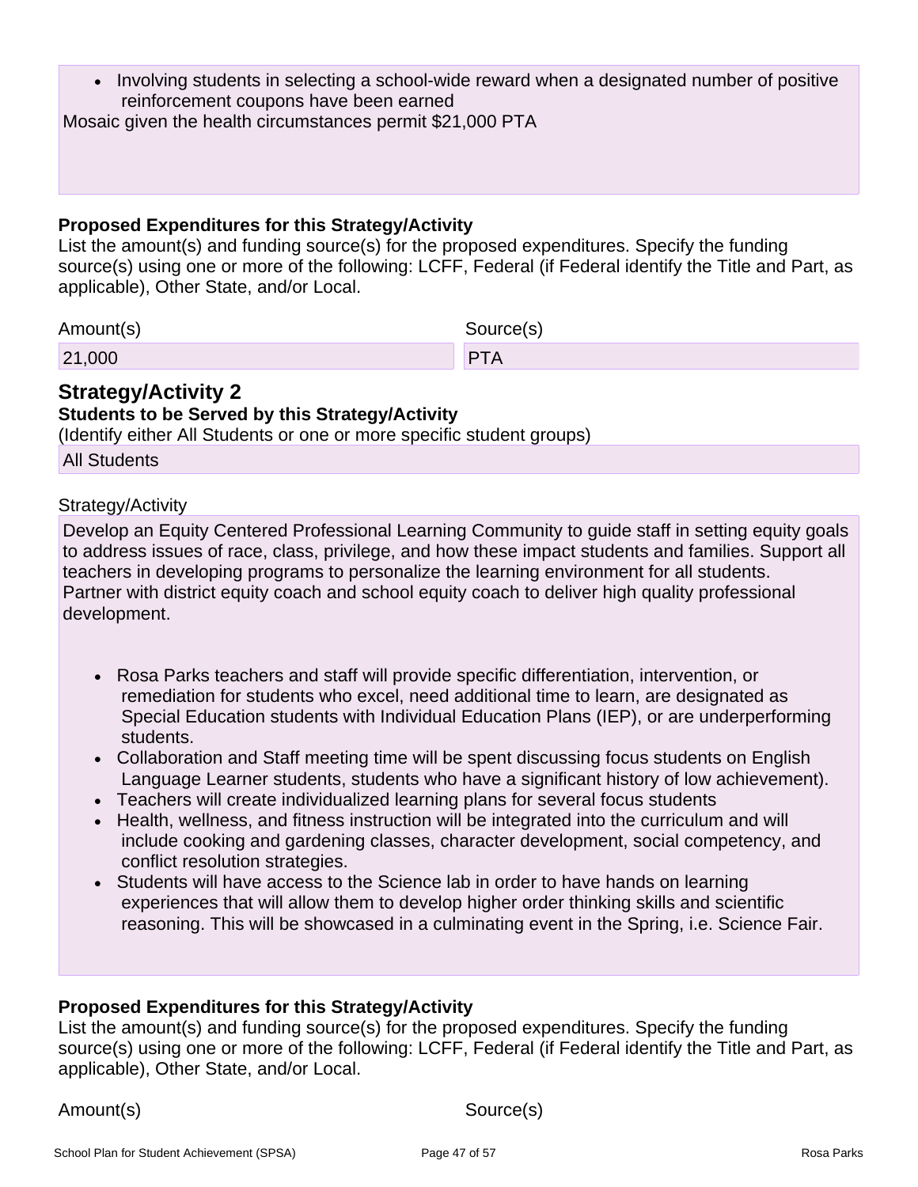- Involving students in selecting a school-wide reward when a designated number of positive reinforcement coupons have been earned

Mosaic given the health circumstances permit $21,000 PTA

**Proposed Expenditures for this Strategy/Activity**

List the amount(s) and funding source(s) for the proposed expenditures. Specify the funding source(s) using one or more of the following: LCFF, Federal (if Federal identify the Title and Part, as applicable), Other State, and/or Local.

| Amount(s) | Source(s) |
| --- | --- |
| 21,000 | PTA |

## Strategy/Activity 2

**Students to be Served by this Strategy/Activity**

(Identify either All Students or one or more specific student groups)

All Students

Strategy/Activity

Develop an Equity Centered Professional Learning Community to guide staff in setting equity goals to address issues of race, class, privilege, and how these impact students and families. Support all teachers in developing programs to personalize the learning environment for all students. Partner with district equity coach and school equity coach to deliver high quality professional development.

- Rosa Parks teachers and staff will provide specific differentiation, intervention, or remediation for students who excel, need additional time to learn, are designated as Special Education students with Individual Education Plans (IEP), or are underperforming students.
- Collaboration and Staff meeting time will be spent discussing focus students on English Language Learner students, students who have a significant history of low achievement).
- Teachers will create individualized learning plans for several focus students
- Health, wellness, and fitness instruction will be integrated into the curriculum and will include cooking and gardening classes, character development, social competency, and conflict resolution strategies.
- Students will have access to the Science lab in order to have hands on learning experiences that will allow them to develop higher order thinking skills and scientific reasoning. This will be showcased in a culminating event in the Spring, i.e. Science Fair.

**Proposed Expenditures for this Strategy/Activity**

List the amount(s) and funding source(s) for the proposed expenditures. Specify the funding source(s) using one or more of the following: LCFF, Federal (if Federal identify the Title and Part, as applicable), Other State, and/or Local.

| Amount(s) | Source(s) |
| --- | --- |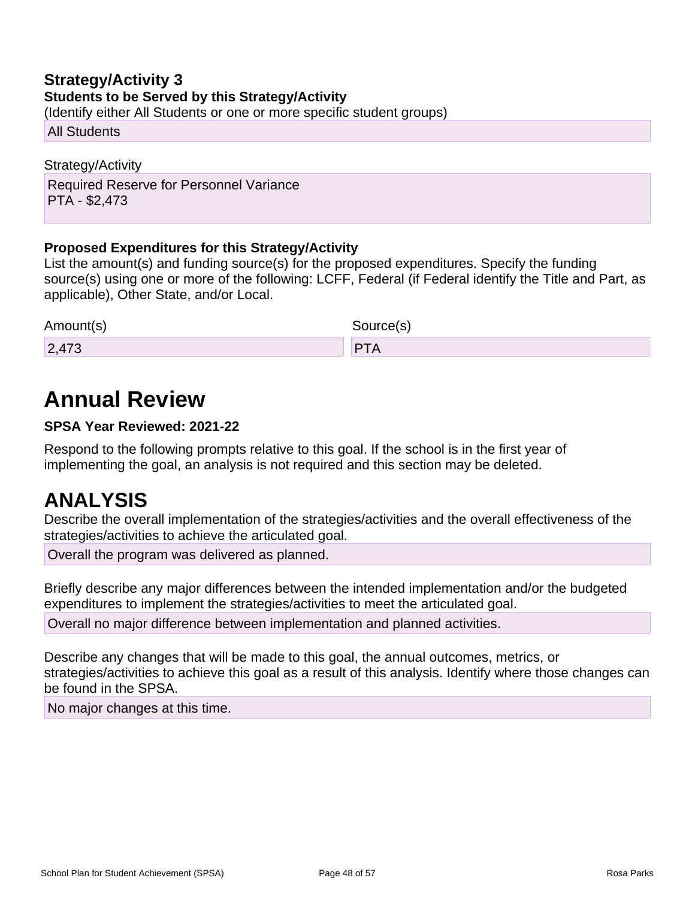### Strategy/Activity 3

**Students to be Served by this Strategy/Activity**

(Identify either All Students or one or more specific student groups)

All Students

Strategy/Activity

Required Reserve for Personnel Variance
PTA - $2,473

**Proposed Expenditures for this Strategy/Activity**

List the amount(s) and funding source(s) for the proposed expenditures. Specify the funding source(s) using one or more of the following: LCFF, Federal (if Federal identify the Title and Part, as applicable), Other State, and/or Local.

| Amount(s) | Source(s) |
| --- | --- |
| 2,473 | PTA |

# Annual Review

**SPSA Year Reviewed: 2021-22**

Respond to the following prompts relative to this goal. If the school is in the first year of implementing the goal, an analysis is not required and this section may be deleted.

# ANALYSIS

Describe the overall implementation of the strategies/activities and the overall effectiveness of the strategies/activities to achieve the articulated goal.

Overall the program was delivered as planned.

Briefly describe any major differences between the intended implementation and/or the budgeted expenditures to implement the strategies/activities to meet the articulated goal.

Overall no major difference between implementation and planned activities.

Describe any changes that will be made to this goal, the annual outcomes, metrics, or strategies/activities to achieve this goal as a result of this analysis. Identify where those changes can be found in the SPSA.

No major changes at this time.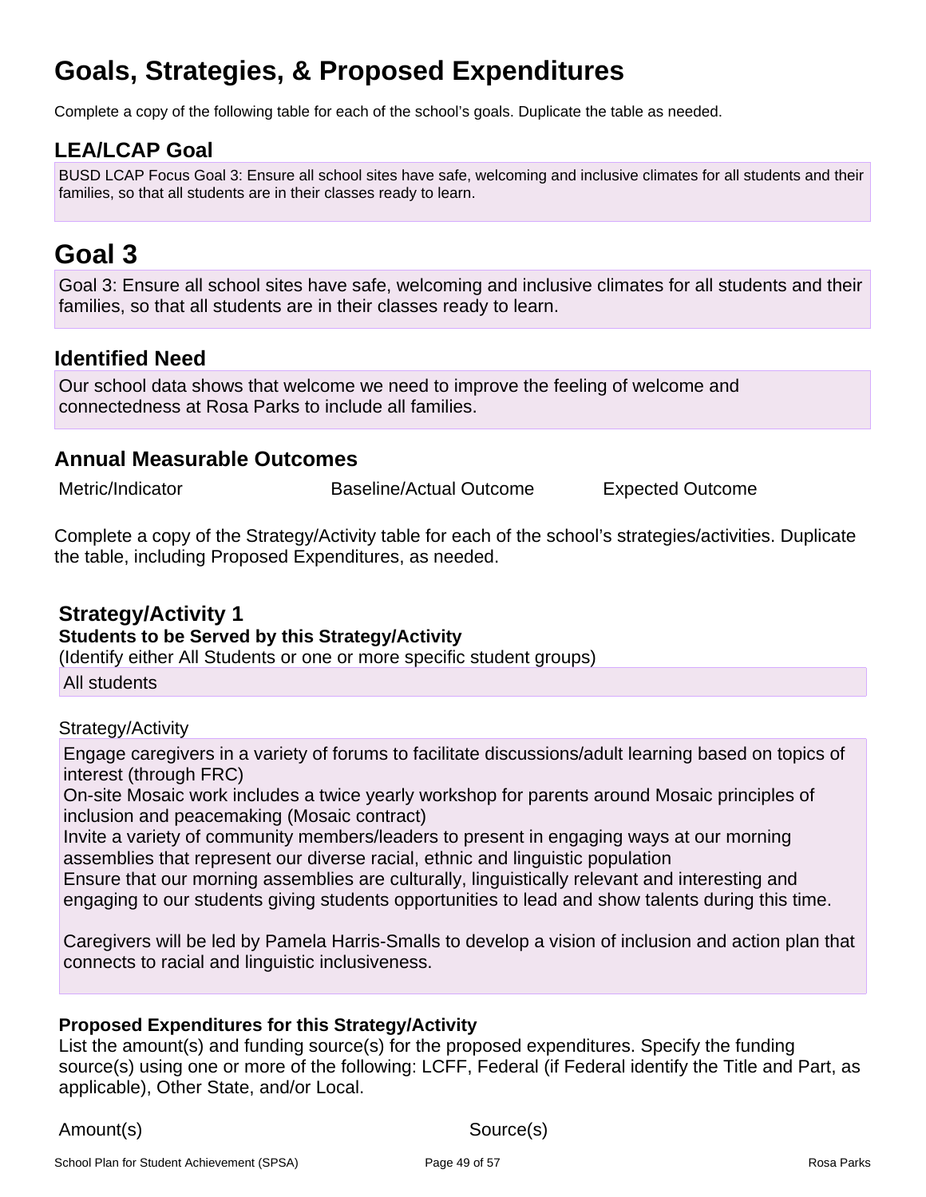# Goals, Strategies, & Proposed Expenditures

Complete a copy of the following table for each of the school's goals. Duplicate the table as needed.

## LEA/LCAP Goal

BUSD LCAP Focus Goal 3: Ensure all school sites have safe, welcoming and inclusive climates for all students and their families, so that all students are in their classes ready to learn.

# Goal 3

Goal 3: Ensure all school sites have safe, welcoming and inclusive climates for all students and their families, so that all students are in their classes ready to learn.

## Identified Need

Our school data shows that welcome we need to improve the feeling of welcome and connectedness at Rosa Parks to include all families.

## Annual Measurable Outcomes

| Metric/Indicator | Baseline/Actual Outcome | Expected Outcome |
| --- | --- | --- |

Complete a copy of the Strategy/Activity table for each of the school's strategies/activities. Duplicate the table, including Proposed Expenditures, as needed.

### Strategy/Activity 1

**Students to be Served by this Strategy/Activity**

(Identify either All Students or one or more specific student groups)

All students

Strategy/Activity

Engage caregivers in a variety of forums to facilitate discussions/adult learning based on topics of interest (through FRC)
On-site Mosaic work includes a twice yearly workshop for parents around Mosaic principles of inclusion and peacemaking (Mosaic contract)
Invite a variety of community members/leaders to present in engaging ways at our morning assemblies that represent our diverse racial, ethnic and linguistic population
Ensure that our morning assemblies are culturally, linguistically relevant and interesting and engaging to our students giving students opportunities to lead and show talents during this time.

Caregivers will be led by Pamela Harris-Smalls to develop a vision of inclusion and action plan that connects to racial and linguistic inclusiveness.

**Proposed Expenditures for this Strategy/Activity**

List the amount(s) and funding source(s) for the proposed expenditures. Specify the funding source(s) using one or more of the following: LCFF, Federal (if Federal identify the Title and Part, as applicable), Other State, and/or Local.

| Amount(s) | Source(s) |
| --- | --- |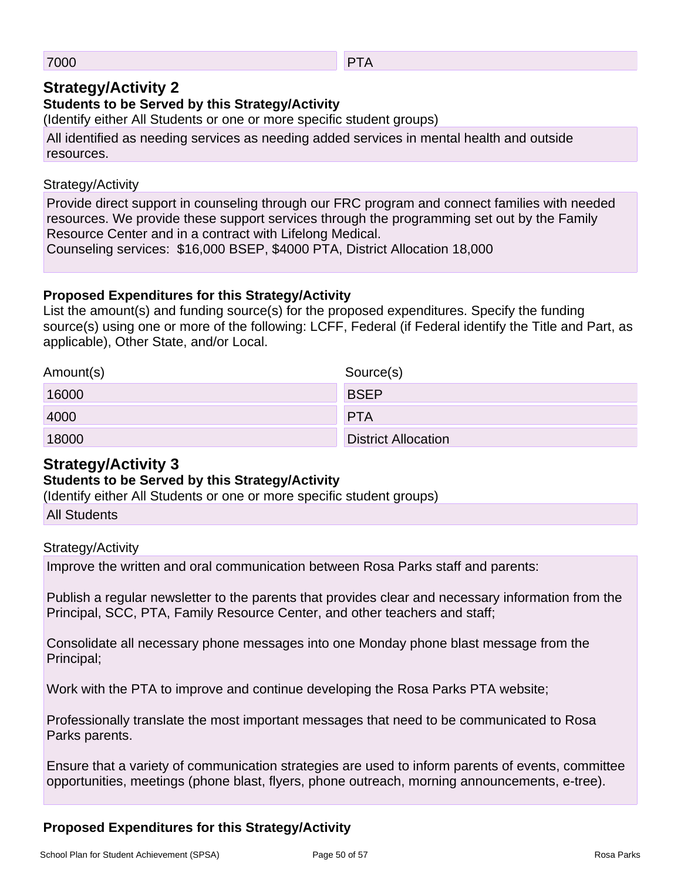| | |
|---|---|
| 7000 | PTA |

## Strategy/Activity 2

**Students to be Served by this Strategy/Activity**

(Identify either All Students or one or more specific student groups)

All identified as needing services as needing added services in mental health and outside resources.

Strategy/Activity

Provide direct support in counseling through our FRC program and connect families with needed resources. We provide these support services through the programming set out by the Family Resource Center and in a contract with Lifelong Medical.
Counseling services: $16,000 BSEP, $4000 PTA, District Allocation 18,000

**Proposed Expenditures for this Strategy/Activity**

List the amount(s) and funding source(s) for the proposed expenditures. Specify the funding source(s) using one or more of the following: LCFF, Federal (if Federal identify the Title and Part, as applicable), Other State, and/or Local.

| Amount(s) | Source(s) |
|---|---|
| 16000 | BSEP |
| 4000 | PTA |
| 18000 | District Allocation |

## Strategy/Activity 3

**Students to be Served by this Strategy/Activity**

(Identify either All Students or one or more specific student groups)

All Students

Strategy/Activity

Improve the written and oral communication between Rosa Parks staff and parents:

Publish a regular newsletter to the parents that provides clear and necessary information from the Principal, SCC, PTA, Family Resource Center, and other teachers and staff;

Consolidate all necessary phone messages into one Monday phone blast message from the Principal;

Work with the PTA to improve and continue developing the Rosa Parks PTA website;

Professionally translate the most important messages that need to be communicated to Rosa Parks parents.

Ensure that a variety of communication strategies are used to inform parents of events, committee opportunities, meetings (phone blast, flyers, phone outreach, morning announcements, e-tree).

**Proposed Expenditures for this Strategy/Activity**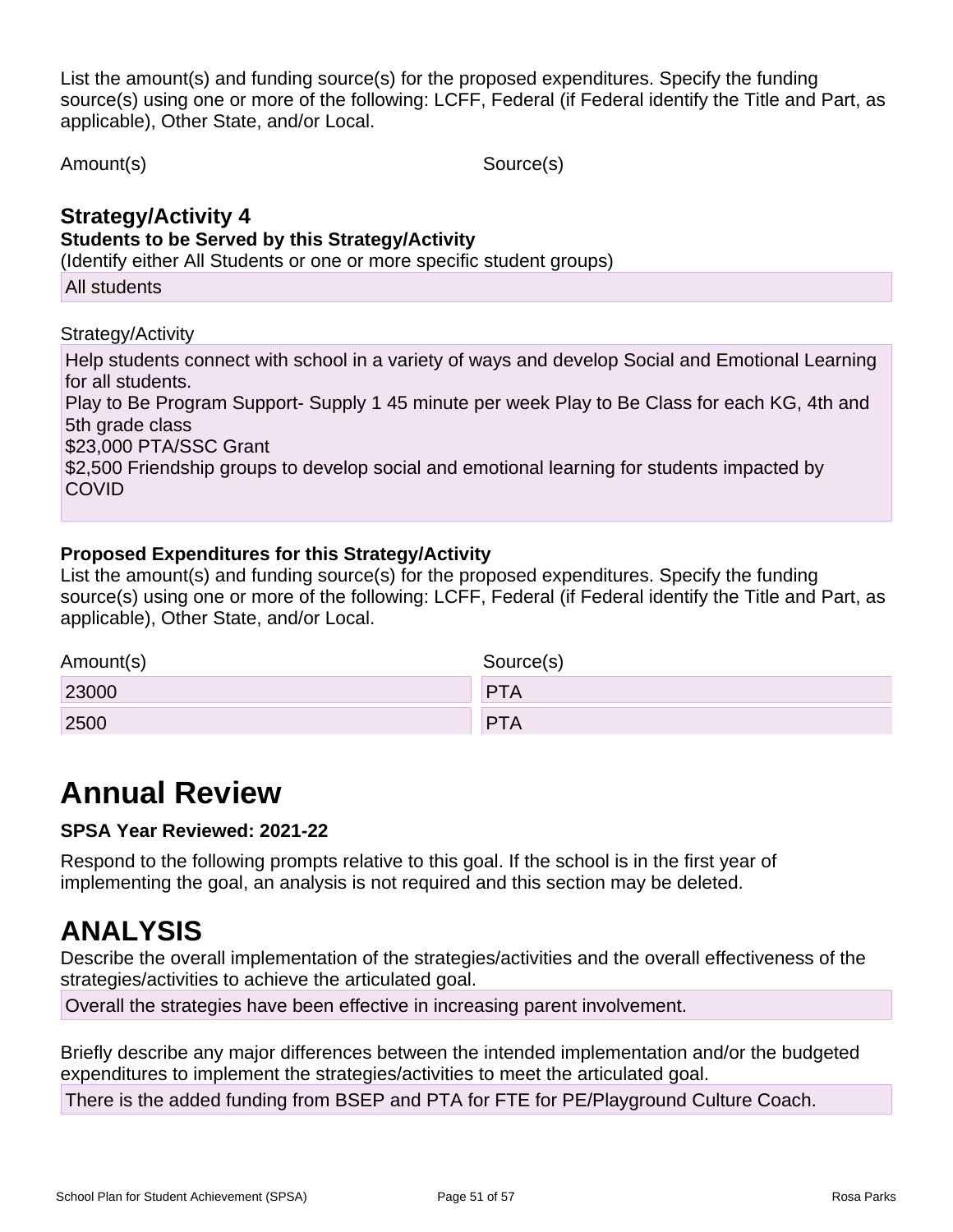List the amount(s) and funding source(s) for the proposed expenditures. Specify the funding source(s) using one or more of the following: LCFF, Federal (if Federal identify the Title and Part, as applicable), Other State, and/or Local.

| Amount(s) | Source(s) |
| --- | --- |

### Strategy/Activity 4

**Students to be Served by this Strategy/Activity**

(Identify either All Students or one or more specific student groups)

All students

Strategy/Activity

Help students connect with school in a variety of ways and develop Social and Emotional Learning for all students.
Play to Be Program Support- Supply 1 45 minute per week Play to Be Class for each KG, 4th and 5th grade class
$23,000 PTA/SSC Grant
$2,500 Friendship groups to develop social and emotional learning for students impacted by COVID

**Proposed Expenditures for this Strategy/Activity**

List the amount(s) and funding source(s) for the proposed expenditures. Specify the funding source(s) using one or more of the following: LCFF, Federal (if Federal identify the Title and Part, as applicable), Other State, and/or Local.

| Amount(s) | Source(s) |
| --- | --- |
| 23000 | PTA |
| 2500 | PTA |

# Annual Review

**SPSA Year Reviewed: 2021-22**

Respond to the following prompts relative to this goal. If the school is in the first year of implementing the goal, an analysis is not required and this section may be deleted.

# ANALYSIS

Describe the overall implementation of the strategies/activities and the overall effectiveness of the strategies/activities to achieve the articulated goal.

Overall the strategies have been effective in increasing parent involvement.

Briefly describe any major differences between the intended implementation and/or the budgeted expenditures to implement the strategies/activities to meet the articulated goal.

There is the added funding from BSEP and PTA for FTE for PE/Playground Culture Coach.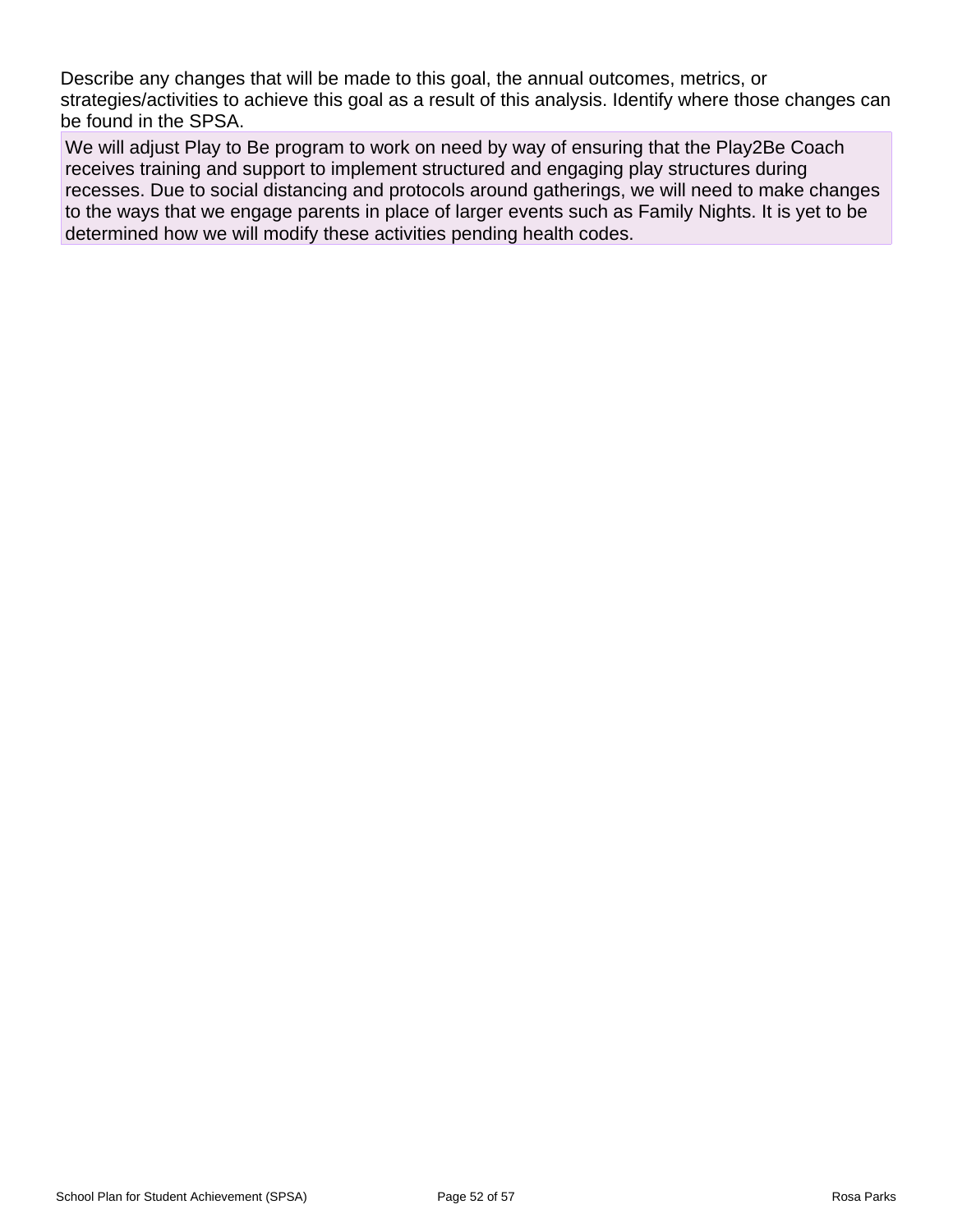Describe any changes that will be made to this goal, the annual outcomes, metrics, or strategies/activities to achieve this goal as a result of this analysis. Identify where those changes can be found in the SPSA.

We will adjust Play to Be program to work on need by way of ensuring that the Play2Be Coach receives training and support to implement structured and engaging play structures during recesses. Due to social distancing and protocols around gatherings, we will need to make changes to the ways that we engage parents in place of larger events such as Family Nights. It is yet to be determined how we will modify these activities pending health codes.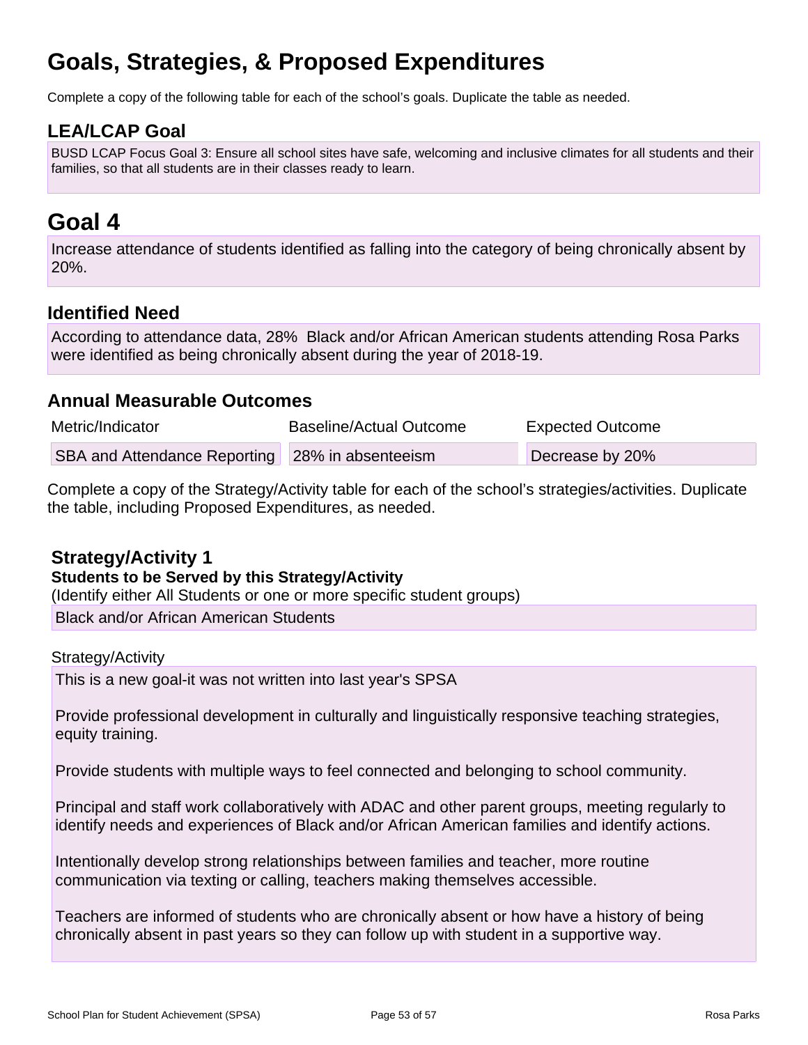# Goals, Strategies, & Proposed Expenditures

Complete a copy of the following table for each of the school's goals. Duplicate the table as needed.

## LEA/LCAP Goal

BUSD LCAP Focus Goal 3: Ensure all school sites have safe, welcoming and inclusive climates for all students and their families, so that all students are in their classes ready to learn.

# Goal 4

Increase attendance of students identified as falling into the category of being chronically absent by 20%.

## Identified Need

According to attendance data, 28% Black and/or African American students attending Rosa Parks were identified as being chronically absent during the year of 2018-19.

## Annual Measurable Outcomes

| Metric/Indicator | Baseline/Actual Outcome | Expected Outcome |
| --- | --- | --- |
| SBA and Attendance Reporting | 28% in absenteeism | Decrease by 20% |

Complete a copy of the Strategy/Activity table for each of the school's strategies/activities. Duplicate the table, including Proposed Expenditures, as needed.

### Strategy/Activity 1

**Students to be Served by this Strategy/Activity**

(Identify either All Students or one or more specific student groups)

Black and/or African American Students

Strategy/Activity

This is a new goal-it was not written into last year's SPSA

Provide professional development in culturally and linguistically responsive teaching strategies, equity training.

Provide students with multiple ways to feel connected and belonging to school community.

Principal and staff work collaboratively with ADAC and other parent groups, meeting regularly to identify needs and experiences of Black and/or African American families and identify actions.

Intentionally develop strong relationships between families and teacher, more routine communication via texting or calling, teachers making themselves accessible.

Teachers are informed of students who are chronically absent or how have a history of being chronically absent in past years so they can follow up with student in a supportive way.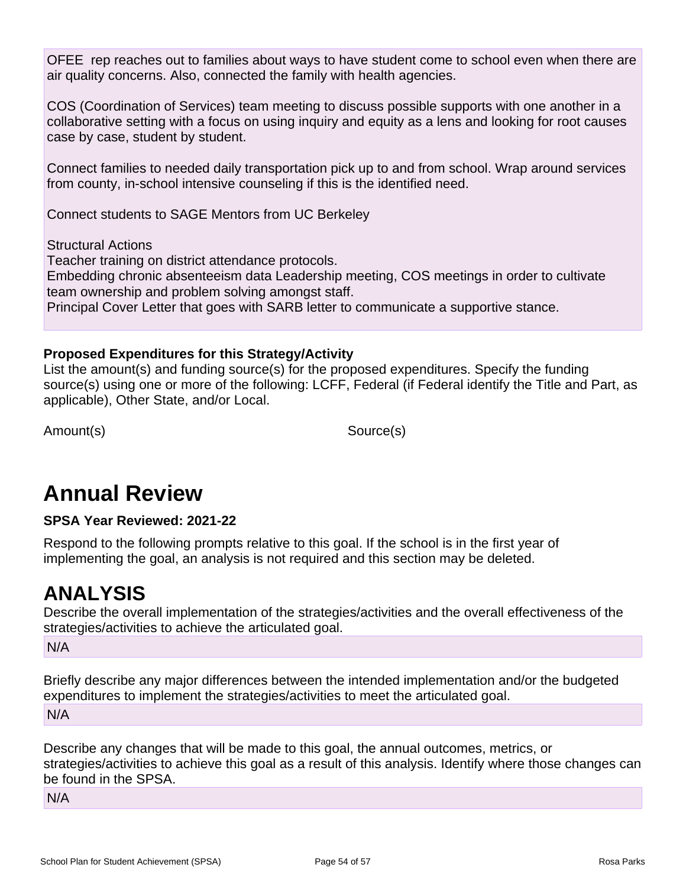OFEE  rep reaches out to families about ways to have student come to school even when there are air quality concerns. Also, connected the family with health agencies.

COS (Coordination of Services) team meeting to discuss possible supports with one another in a collaborative setting with a focus on using inquiry and equity as a lens and looking for root causes case by case, student by student.

Connect families to needed daily transportation pick up to and from school. Wrap around services from county, in-school intensive counseling if this is the identified need.

Connect students to SAGE Mentors from UC Berkeley

Structural Actions
Teacher training on district attendance protocols.
Embedding chronic absenteeism data Leadership meeting, COS meetings in order to cultivate team ownership and problem solving amongst staff.
Principal Cover Letter that goes with SARB letter to communicate a supportive stance.

**Proposed Expenditures for this Strategy/Activity**

List the amount(s) and funding source(s) for the proposed expenditures. Specify the funding source(s) using one or more of the following: LCFF, Federal (if Federal identify the Title and Part, as applicable), Other State, and/or Local.

| Amount(s) | Source(s) |
|---|---|

# Annual Review

**SPSA Year Reviewed: 2021-22**

Respond to the following prompts relative to this goal. If the school is in the first year of implementing the goal, an analysis is not required and this section may be deleted.

# ANALYSIS

Describe the overall implementation of the strategies/activities and the overall effectiveness of the strategies/activities to achieve the articulated goal.

N/A

Briefly describe any major differences between the intended implementation and/or the budgeted expenditures to implement the strategies/activities to meet the articulated goal.

N/A

Describe any changes that will be made to this goal, the annual outcomes, metrics, or strategies/activities to achieve this goal as a result of this analysis. Identify where those changes can be found in the SPSA.

N/A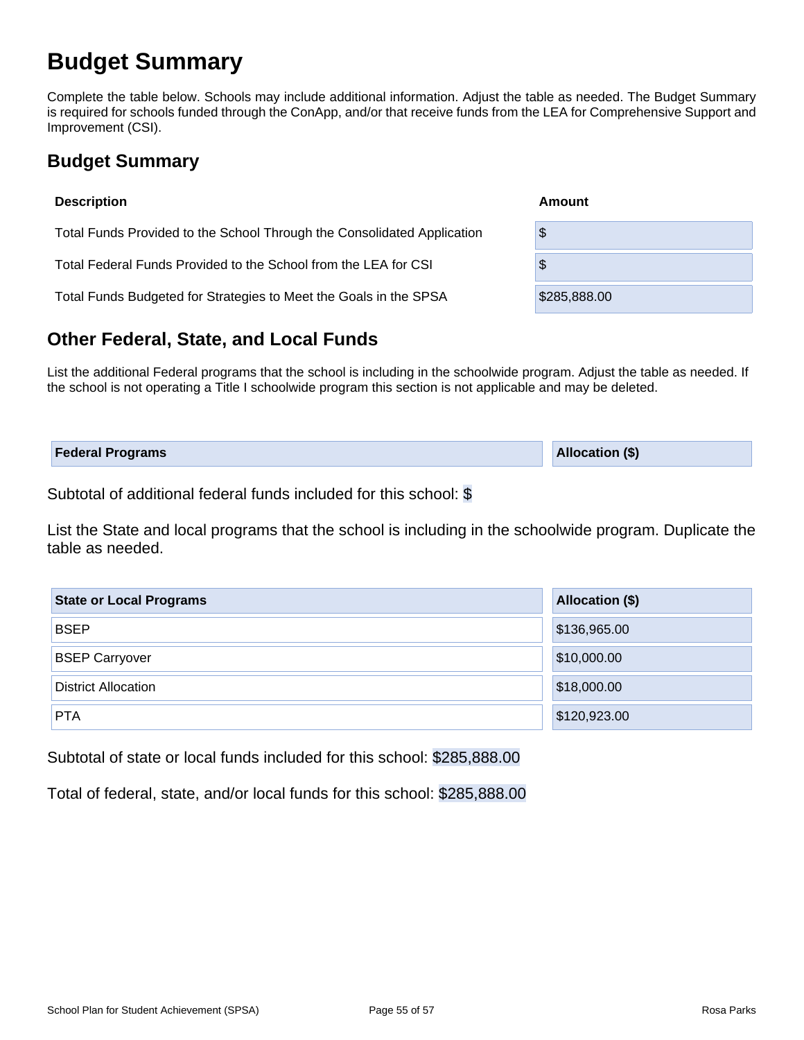# Budget Summary

Complete the table below. Schools may include additional information. Adjust the table as needed. The Budget Summary is required for schools funded through the ConApp, and/or that receive funds from the LEA for Comprehensive Support and Improvement (CSI).

## Budget Summary

| Description | Amount |
| --- | --- |
| Total Funds Provided to the School Through the Consolidated Application | $ |
| Total Federal Funds Provided to the School from the LEA for CSI | $ |
| Total Funds Budgeted for Strategies to Meet the Goals in the SPSA | $285,888.00 |

## Other Federal, State, and Local Funds

List the additional Federal programs that the school is including in the schoolwide program. Adjust the table as needed. If the school is not operating a Title I schoolwide program this section is not applicable and may be deleted.

| Federal Programs | Allocation ($) |
| --- | --- |

Subtotal of additional federal funds included for this school: $

List the State and local programs that the school is including in the schoolwide program. Duplicate the table as needed.

| State or Local Programs | Allocation ($) |
| --- | --- |
| BSEP | $136,965.00 |
| BSEP Carryover | $10,000.00 |
| District Allocation | $18,000.00 |
| PTA | $120,923.00 |

Subtotal of state or local funds included for this school: $285,888.00

Total of federal, state, and/or local funds for this school: $285,888.00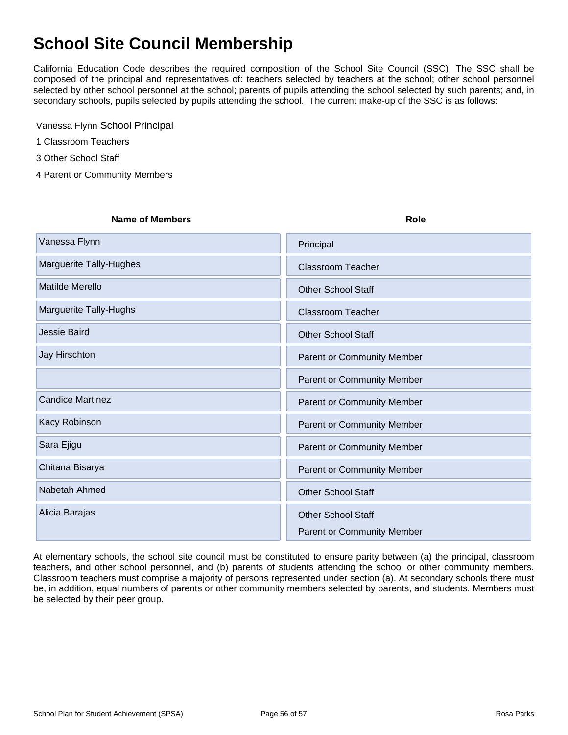# School Site Council Membership

California Education Code describes the required composition of the School Site Council (SSC). The SSC shall be composed of the principal and representatives of: teachers selected by teachers at the school; other school personnel selected by other school personnel at the school; parents of pupils attending the school selected by such parents; and, in secondary schools, pupils selected by pupils attending the school. The current make-up of the SSC is as follows:

Vanessa Flynn School Principal

1 Classroom Teachers

3 Other School Staff

4 Parent or Community Members

| Name of Members | Role |
| --- | --- |
| Vanessa Flynn | Principal |
| Marguerite Tally-Hughes | Classroom Teacher |
| Matilde Merello | Other School Staff |
| Marguerite Tally-Hughs | Classroom Teacher |
| Jessie Baird | Other School Staff |
| Jay Hirschton | Parent or Community Member |
| | Parent or Community Member |
| Candice Martinez | Parent or Community Member |
| Kacy Robinson | Parent or Community Member |
| Sara Ejigu | Parent or Community Member |
| Chitana Bisarya | Parent or Community Member |
| Nabetah Ahmed | Other School Staff |
| Alicia Barajas | Other School Staff<br>Parent or Community Member |

At elementary schools, the school site council must be constituted to ensure parity between (a) the principal, classroom teachers, and other school personnel, and (b) parents of students attending the school or other community members. Classroom teachers must comprise a majority of persons represented under section (a). At secondary schools there must be, in addition, equal numbers of parents or other community members selected by parents, and students. Members must be selected by their peer group.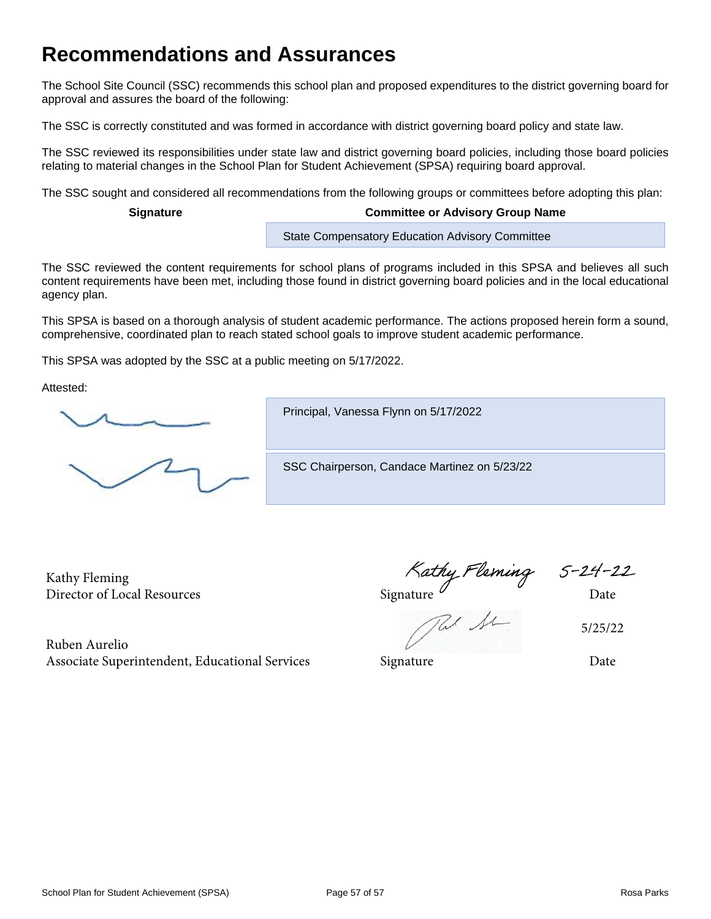# Recommendations and Assurances

The School Site Council (SSC) recommends this school plan and proposed expenditures to the district governing board for approval and assures the board of the following:

The SSC is correctly constituted and was formed in accordance with district governing board policy and state law.

The SSC reviewed its responsibilities under state law and district governing board policies, including those board policies relating to material changes in the School Plan for Student Achievement (SPSA) requiring board approval.

The SSC sought and considered all recommendations from the following groups or committees before adopting this plan:

| Signature | Committee or Advisory Group Name |
|---|---|
| | State Compensatory Education Advisory Committee |

The SSC reviewed the content requirements for school plans of programs included in this SPSA and believes all such content requirements have been met, including those found in district governing board policies and in the local educational agency plan.

This SPSA is based on a thorough analysis of student academic performance. The actions proposed herein form a sound, comprehensive, coordinated plan to reach stated school goals to improve student academic performance.

This SPSA was adopted by the SSC at a public meeting on 5/17/2022.

Attested:

| Signature | |
|---|---|
| [signature] | Principal, Vanessa Flynn on 5/17/2022 |
| [signature] | SSC Chairperson, Candace Martinez on 5/23/22 |

| Name | Signature | Date |
|---|---|---|
| Kathy Fleming<br>Director of Local Resources | Kathy Fleming<br>Signature | 5-24-22<br>Date |
| Ruben Aurelio<br>Associate Superintendent, Educational Services | [signature]<br>Signature | 5/25/22<br>Date |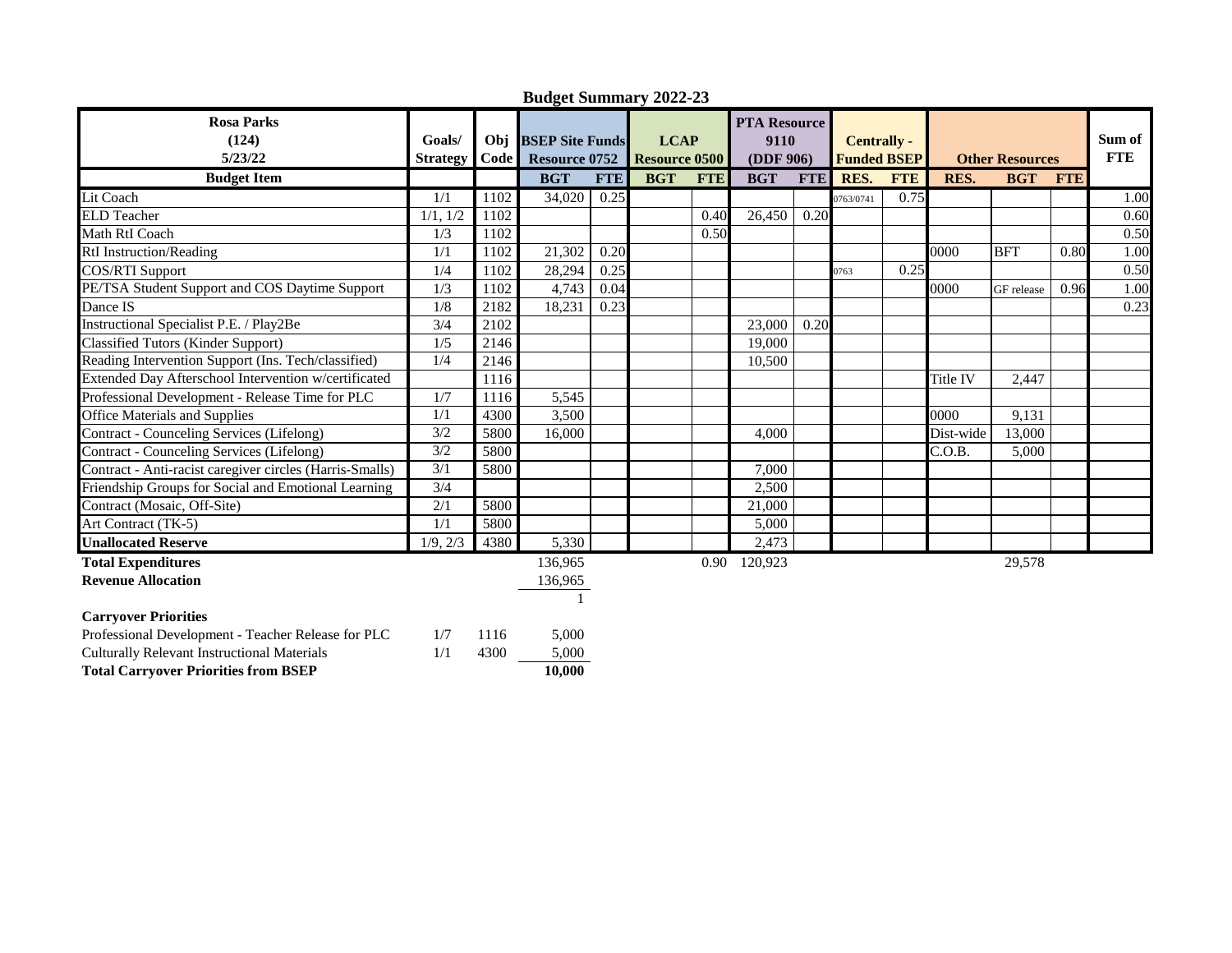# Budget Summary 2022-23

| Rosa Parks (124) 5/23/22 | Goals/ Strategy | Obj Code | BSEP Site Funds Resource 0752 | | LCAP Resource 0500 | | PTA Resource 9110 (DDF 906) | | Centrally - Funded BSEP | | Other Resources | | | Sum of FTE |
|---|---|---|---|---|---|---|---|---|---|---|---|---|---|---|
| **Budget Item** | | | **BGT** | **FTE** | **BGT** | **FTE** | **BGT** | **FTE** | **RES.** | **FTE** | **RES.** | **BGT** | **FTE** | |
| Lit Coach | 1/1 | 1102 | 34,020 | 0.25 | | | | | 0763/0741 | 0.75 | | | | 1.00 |
| ELD Teacher | 1/1, 1/2 | 1102 | | | | 0.40 | 26,450 | 0.20 | | | | | | 0.60 |
| Math RtI Coach | 1/3 | 1102 | | | | 0.50 | | | | | | | | 0.50 |
| RtI Instruction/Reading | 1/1 | 1102 | 21,302 | 0.20 | | | | | | | 0000 | BFT | 0.80 | 1.00 |
| COS/RTI Support | 1/4 | 1102 | 28,294 | 0.25 | | | | | 0763 | 0.25 | | | | 0.50 |
| PE/TSA Student Support and COS Daytime Support | 1/3 | 1102 | 4,743 | 0.04 | | | | | | | 0000 | GF release | 0.96 | 1.00 |
| Dance IS | 1/8 | 2182 | 18,231 | 0.23 | | | | | | | | | | 0.23 |
| Instructional Specialist P.E. / Play2Be | 3/4 | 2102 | | | | | 23,000 | 0.20 | | | | | | |
| Classified Tutors (Kinder Support) | 1/5 | 2146 | | | | | 19,000 | | | | | | | |
| Reading Intervention Support (Ins. Tech/classified) | 1/4 | 2146 | | | | | 10,500 | | | | | | | |
| Extended Day Afterschool Intervention w/certificated | | 1116 | | | | | | | | | Title IV | 2,447 | | |
| Professional Development - Release Time for PLC | 1/7 | 1116 | 5,545 | | | | | | | | | | | |
| Office Materials and Supplies | 1/1 | 4300 | 3,500 | | | | | | | | 0000 | 9,131 | | |
| Contract - Counceling Services (Lifelong) | 3/2 | 5800 | 16,000 | | | | 4,000 | | | | Dist-wide | 13,000 | | |
| Contract - Counceling Services (Lifelong) | 3/2 | 5800 | | | | | | | | | C.O.B. | 5,000 | | |
| Contract - Anti-racist caregiver circles (Harris-Smalls) | 3/1 | 5800 | | | | | 7,000 | | | | | | | |
| Friendship Groups for Social and Emotional Learning | 3/4 | | | | | | 2,500 | | | | | | | |
| Contract (Mosaic, Off-Site) | 2/1 | 5800 | | | | | 21,000 | | | | | | | |
| Art Contract (TK-5) | 1/1 | 5800 | | | | | 5,000 | | | | | | | |
| **Unallocated Reserve** | 1/9, 2/3 | 4380 | 5,330 | | | | 2,473 | | | | | | | |
| **Total Expenditures** | | | 136,965 | | | 0.90 | 120,923 | | | | | 29,578 | | |
| **Revenue Allocation** | | | 136,965 | | | | | | | | | | | |
| | | | 1 | | | | | | | | | | | |

**Carryover Priorities**

| | | | |
|---|---|---|---|
| Professional Development - Teacher Release for PLC | 1/7 | 1116 | 5,000 |
| Culturally Relevant Instructional Materials | 1/1 | 4300 | 5,000 |
| **Total Carryover Priorities from BSEP** | | | **10,000** |